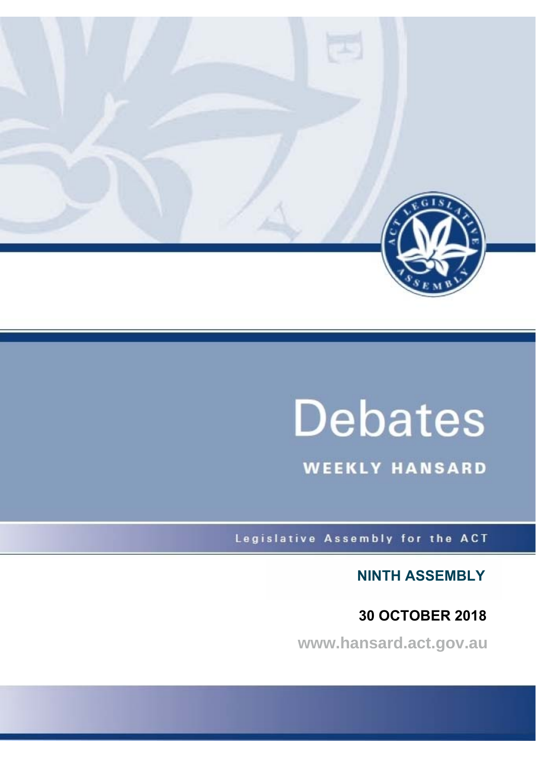# Debates

## WEEKLY HANSARD

Legislative Assembly for the ACT

**NINTH ASSEMBLY**

**30 OCTOBER 2018**

www.hansard.act.gov.au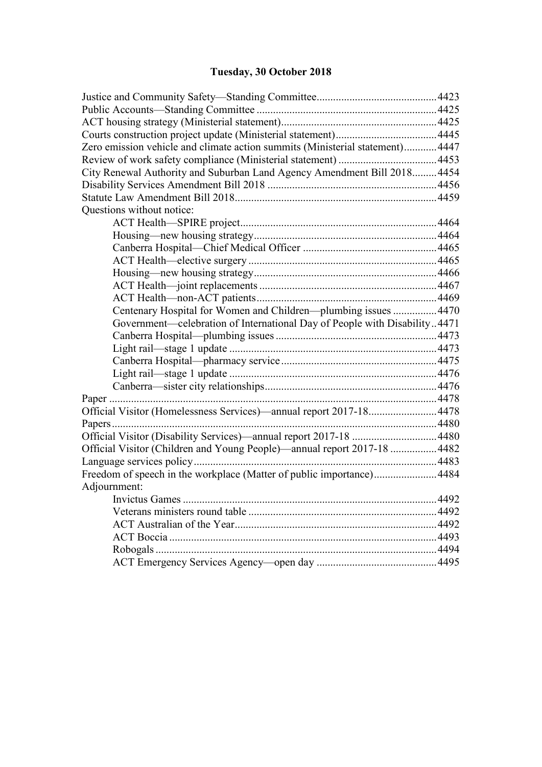# Tuesday, 30 October 2018

Justice and Community Safety—Standing Committee....................................................4423
Public Accounts—Standing Committee ..............................................................4425
ACT housing strategy (Ministerial statement)...........................................................4425
Courts construction project update (Ministerial statement).......................................4445
Zero emission vehicle and climate action summits (Ministerial statement)............4447
Review of work safety compliance (Ministerial statement) .......................................4453
City Renewal Authority and Suburban Land Agency Amendment Bill 2018.........4454
Disability Services Amendment Bill 2018 ..............................................................4456
Statute Law Amendment Bill 2018.........................................................................4459
Questions without notice:

- ACT Health—SPIRE project.......................................................................4464
- Housing—new housing strategy...................................................................4464
- Canberra Hospital—Chief Medical Officer .................................................4465
- ACT Health—elective surgery .....................................................................4465
- Housing—new housing strategy...................................................................4466
- ACT Health—joint replacements .................................................................4467
- ACT Health—non-ACT patients..................................................................4469
- Centenary Hospital for Women and Children—plumbing issues ................4470
- Government—celebration of International Day of People with Disability..4471
- Canberra Hospital—plumbing issues ...........................................................4473
- Light rail—stage 1 update ............................................................................4473
- Canberra Hospital—pharmacy service.........................................................4475
- Light rail—stage 1 update ............................................................................4476
- Canberra—sister city relationships...............................................................4476

Paper .......................................................................................................................4478
Official Visitor (Homelessness Services)—annual report 2017-18.........................4478
Papers......................................................................................................................4480
Official Visitor (Disability Services)—annual report 2017-18 ...............................4480
Official Visitor (Children and Young People)—annual report 2017-18 .................4482
Language services policy.........................................................................................4483
Freedom of speech in the workplace (Matter of public importance).......................4484
Adjournment:

- Invictus Games ............................................................................................4492
- Veterans ministers round table .....................................................................4492
- ACT Australian of the Year..........................................................................4492
- ACT Boccia .................................................................................................4493
- Robogals ......................................................................................................4494
- ACT Emergency Services Agency—open day ............................................4495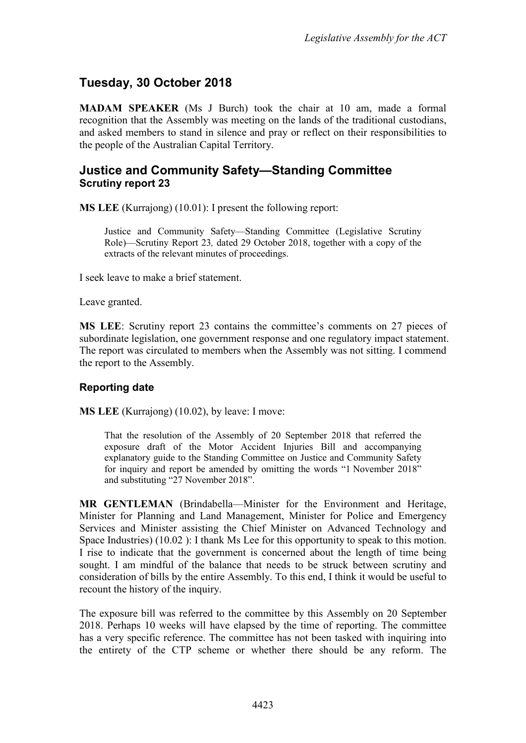## Tuesday, 30 October 2018

**MADAM SPEAKER** (Ms J Burch) took the chair at 10 am, made a formal recognition that the Assembly was meeting on the lands of the traditional custodians, and asked members to stand in silence and pray or reflect on their responsibilities to the people of the Australian Capital Territory.

## Justice and Community Safety—Standing Committee
### Scrutiny report 23

**MS LEE** (Kurrajong) (10.01): I present the following report:

> Justice and Community Safety—Standing Committee (Legislative Scrutiny Role)—Scrutiny Report 23*,* dated 29 October 2018, together with a copy of the extracts of the relevant minutes of proceedings.

I seek leave to make a brief statement.

Leave granted.

**MS LEE**: Scrutiny report 23 contains the committee's comments on 27 pieces of subordinate legislation, one government response and one regulatory impact statement. The report was circulated to members when the Assembly was not sitting. I commend the report to the Assembly.

### Reporting date

**MS LEE** (Kurrajong) (10.02), by leave: I move:

> That the resolution of the Assembly of 20 September 2018 that referred the exposure draft of the Motor Accident Injuries Bill and accompanying explanatory guide to the Standing Committee on Justice and Community Safety for inquiry and report be amended by omitting the words "1 November 2018" and substituting "27 November 2018".

**MR GENTLEMAN** (Brindabella—Minister for the Environment and Heritage, Minister for Planning and Land Management, Minister for Police and Emergency Services and Minister assisting the Chief Minister on Advanced Technology and Space Industries) (10.02 ): I thank Ms Lee for this opportunity to speak to this motion. I rise to indicate that the government is concerned about the length of time being sought. I am mindful of the balance that needs to be struck between scrutiny and consideration of bills by the entire Assembly. To this end, I think it would be useful to recount the history of the inquiry.

The exposure bill was referred to the committee by this Assembly on 20 September 2018. Perhaps 10 weeks will have elapsed by the time of reporting. The committee has a very specific reference. The committee has not been tasked with inquiring into the entirety of the CTP scheme or whether there should be any reform. The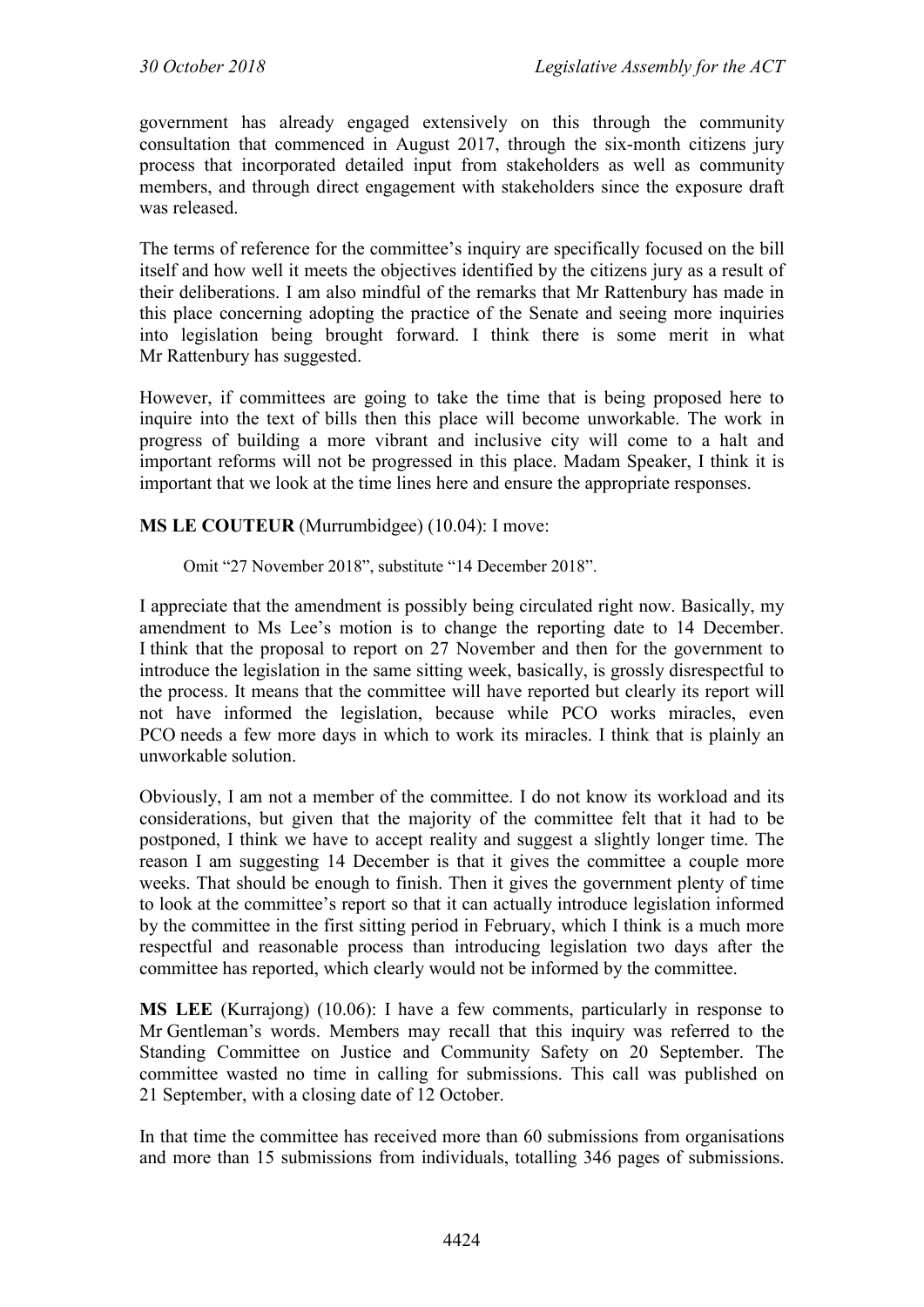government has already engaged extensively on this through the community consultation that commenced in August 2017, through the six-month citizens jury process that incorporated detailed input from stakeholders as well as community members, and through direct engagement with stakeholders since the exposure draft was released.

The terms of reference for the committee's inquiry are specifically focused on the bill itself and how well it meets the objectives identified by the citizens jury as a result of their deliberations. I am also mindful of the remarks that Mr Rattenbury has made in this place concerning adopting the practice of the Senate and seeing more inquiries into legislation being brought forward. I think there is some merit in what Mr Rattenbury has suggested.

However, if committees are going to take the time that is being proposed here to inquire into the text of bills then this place will become unworkable. The work in progress of building a more vibrant and inclusive city will come to a halt and important reforms will not be progressed in this place. Madam Speaker, I think it is important that we look at the time lines here and ensure the appropriate responses.

**MS LE COUTEUR** (Murrumbidgee) (10.04): I move:

> Omit "27 November 2018", substitute "14 December 2018".

I appreciate that the amendment is possibly being circulated right now. Basically, my amendment to Ms Lee's motion is to change the reporting date to 14 December. I think that the proposal to report on 27 November and then for the government to introduce the legislation in the same sitting week, basically, is grossly disrespectful to the process. It means that the committee will have reported but clearly its report will not have informed the legislation, because while PCO works miracles, even PCO needs a few more days in which to work its miracles. I think that is plainly an unworkable solution.

Obviously, I am not a member of the committee. I do not know its workload and its considerations, but given that the majority of the committee felt that it had to be postponed, I think we have to accept reality and suggest a slightly longer time. The reason I am suggesting 14 December is that it gives the committee a couple more weeks. That should be enough to finish. Then it gives the government plenty of time to look at the committee's report so that it can actually introduce legislation informed by the committee in the first sitting period in February, which I think is a much more respectful and reasonable process than introducing legislation two days after the committee has reported, which clearly would not be informed by the committee.

**MS LEE** (Kurrajong) (10.06): I have a few comments, particularly in response to Mr Gentleman's words. Members may recall that this inquiry was referred to the Standing Committee on Justice and Community Safety on 20 September. The committee wasted no time in calling for submissions. This call was published on 21 September, with a closing date of 12 October.

In that time the committee has received more than 60 submissions from organisations and more than 15 submissions from individuals, totalling 346 pages of submissions.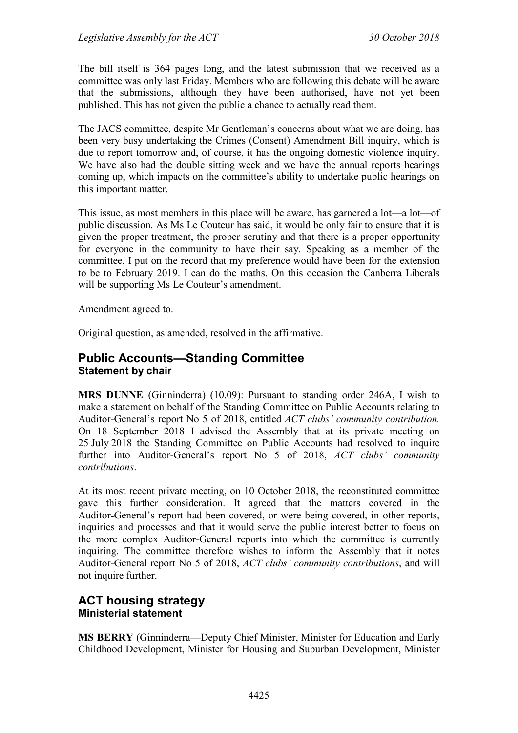The bill itself is 364 pages long, and the latest submission that we received as a committee was only last Friday. Members who are following this debate will be aware that the submissions, although they have been authorised, have not yet been published. This has not given the public a chance to actually read them.

The JACS committee, despite Mr Gentleman's concerns about what we are doing, has been very busy undertaking the Crimes (Consent) Amendment Bill inquiry, which is due to report tomorrow and, of course, it has the ongoing domestic violence inquiry. We have also had the double sitting week and we have the annual reports hearings coming up, which impacts on the committee's ability to undertake public hearings on this important matter.

This issue, as most members in this place will be aware, has garnered a lot—a lot—of public discussion. As Ms Le Couteur has said, it would be only fair to ensure that it is given the proper treatment, the proper scrutiny and that there is a proper opportunity for everyone in the community to have their say. Speaking as a member of the committee, I put on the record that my preference would have been for the extension to be to February 2019. I can do the maths. On this occasion the Canberra Liberals will be supporting Ms Le Couteur's amendment.

Amendment agreed to.

Original question, as amended, resolved in the affirmative.

## Public Accounts—Standing Committee
### Statement by chair

**MRS DUNNE** (Ginninderra) (10.09): Pursuant to standing order 246A, I wish to make a statement on behalf of the Standing Committee on Public Accounts relating to Auditor-General's report No 5 of 2018, entitled *ACT clubs' community contribution.* On 18 September 2018 I advised the Assembly that at its private meeting on 25 July 2018 the Standing Committee on Public Accounts had resolved to inquire further into Auditor-General's report No 5 of 2018, *ACT clubs' community contributions*.

At its most recent private meeting, on 10 October 2018, the reconstituted committee gave this further consideration. It agreed that the matters covered in the Auditor-General's report had been covered, or were being covered, in other reports, inquiries and processes and that it would serve the public interest better to focus on the more complex Auditor-General reports into which the committee is currently inquiring. The committee therefore wishes to inform the Assembly that it notes Auditor-General report No 5 of 2018, *ACT clubs' community contributions*, and will not inquire further.

## ACT housing strategy
### Ministerial statement

**MS BERRY** (Ginninderra—Deputy Chief Minister, Minister for Education and Early Childhood Development, Minister for Housing and Suburban Development, Minister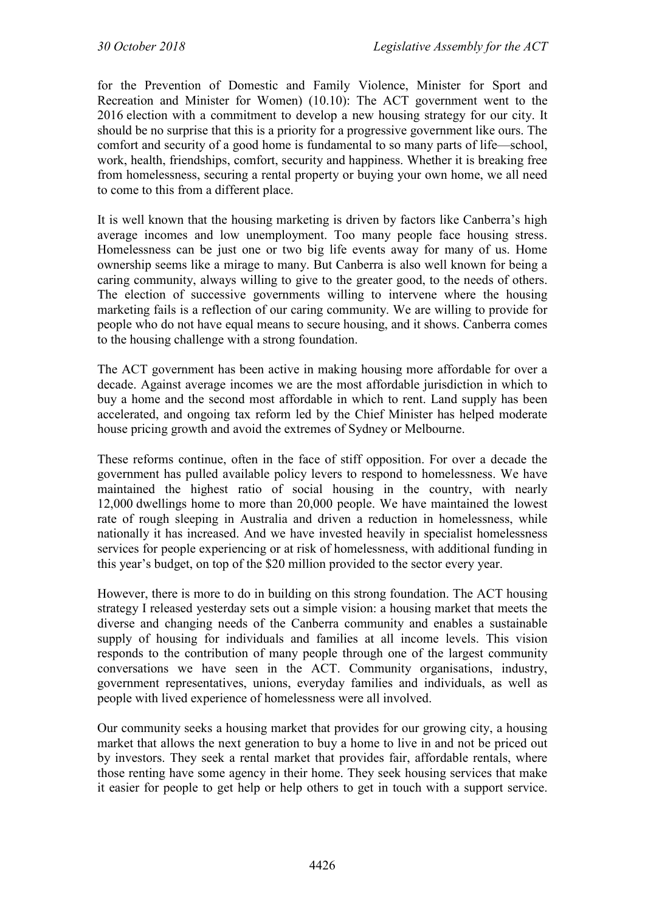for the Prevention of Domestic and Family Violence, Minister for Sport and Recreation and Minister for Women) (10.10): The ACT government went to the 2016 election with a commitment to develop a new housing strategy for our city. It should be no surprise that this is a priority for a progressive government like ours. The comfort and security of a good home is fundamental to so many parts of life—school, work, health, friendships, comfort, security and happiness. Whether it is breaking free from homelessness, securing a rental property or buying your own home, we all need to come to this from a different place.

It is well known that the housing marketing is driven by factors like Canberra's high average incomes and low unemployment. Too many people face housing stress. Homelessness can be just one or two big life events away for many of us. Home ownership seems like a mirage to many. But Canberra is also well known for being a caring community, always willing to give to the greater good, to the needs of others. The election of successive governments willing to intervene where the housing marketing fails is a reflection of our caring community. We are willing to provide for people who do not have equal means to secure housing, and it shows. Canberra comes to the housing challenge with a strong foundation.

The ACT government has been active in making housing more affordable for over a decade. Against average incomes we are the most affordable jurisdiction in which to buy a home and the second most affordable in which to rent. Land supply has been accelerated, and ongoing tax reform led by the Chief Minister has helped moderate house pricing growth and avoid the extremes of Sydney or Melbourne.

These reforms continue, often in the face of stiff opposition. For over a decade the government has pulled available policy levers to respond to homelessness. We have maintained the highest ratio of social housing in the country, with nearly 12,000 dwellings home to more than 20,000 people. We have maintained the lowest rate of rough sleeping in Australia and driven a reduction in homelessness, while nationally it has increased. And we have invested heavily in specialist homelessness services for people experiencing or at risk of homelessness, with additional funding in this year's budget, on top of the $20 million provided to the sector every year.

However, there is more to do in building on this strong foundation. The ACT housing strategy I released yesterday sets out a simple vision: a housing market that meets the diverse and changing needs of the Canberra community and enables a sustainable supply of housing for individuals and families at all income levels. This vision responds to the contribution of many people through one of the largest community conversations we have seen in the ACT. Community organisations, industry, government representatives, unions, everyday families and individuals, as well as people with lived experience of homelessness were all involved.

Our community seeks a housing market that provides for our growing city, a housing market that allows the next generation to buy a home to live in and not be priced out by investors. They seek a rental market that provides fair, affordable rentals, where those renting have some agency in their home. They seek housing services that make it easier for people to get help or help others to get in touch with a support service.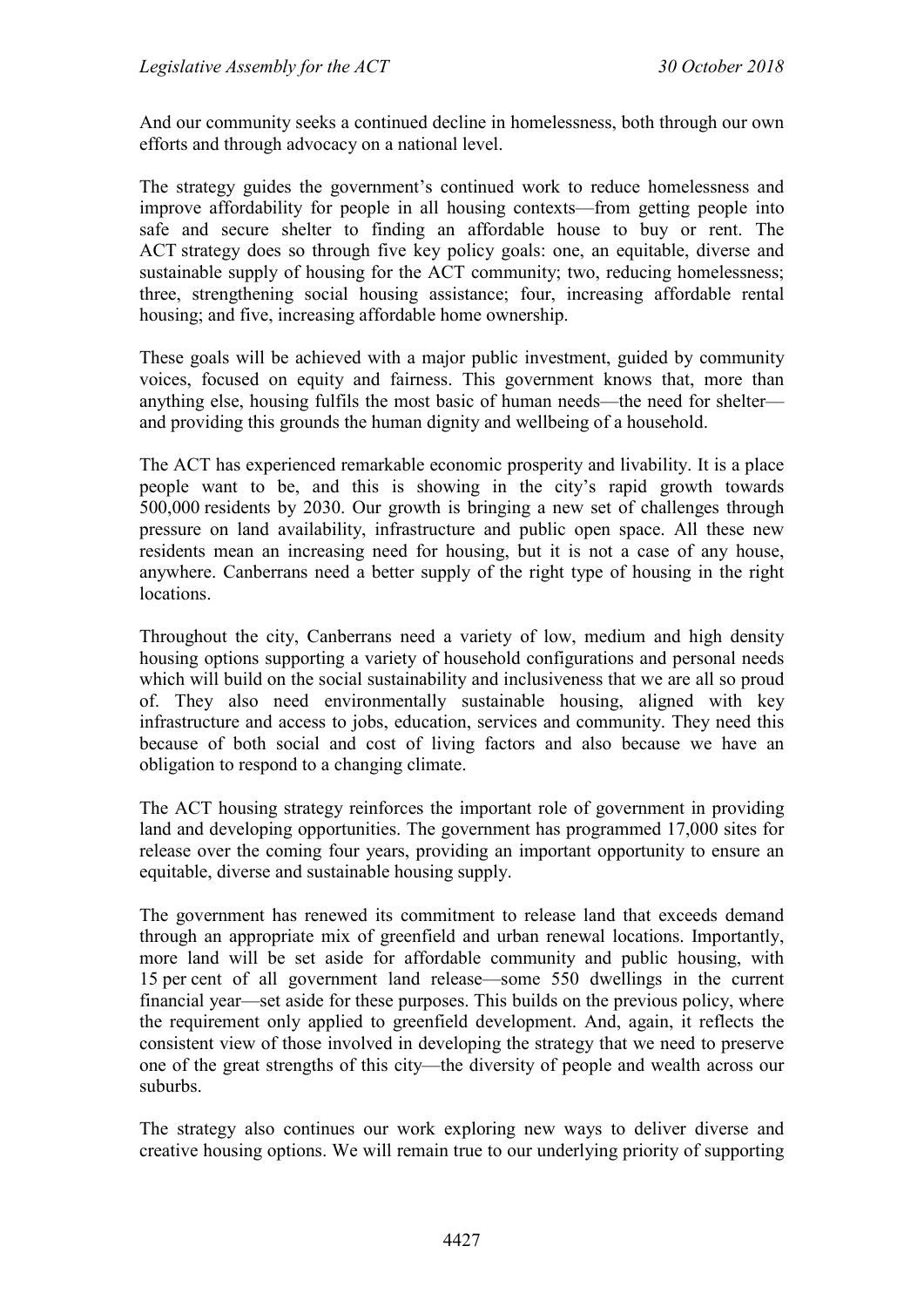And our community seeks a continued decline in homelessness, both through our own efforts and through advocacy on a national level.

The strategy guides the government's continued work to reduce homelessness and improve affordability for people in all housing contexts—from getting people into safe and secure shelter to finding an affordable house to buy or rent. The ACT strategy does so through five key policy goals: one, an equitable, diverse and sustainable supply of housing for the ACT community; two, reducing homelessness; three, strengthening social housing assistance; four, increasing affordable rental housing; and five, increasing affordable home ownership.

These goals will be achieved with a major public investment, guided by community voices, focused on equity and fairness. This government knows that, more than anything else, housing fulfils the most basic of human needs—the need for shelter—and providing this grounds the human dignity and wellbeing of a household.

The ACT has experienced remarkable economic prosperity and livability. It is a place people want to be, and this is showing in the city's rapid growth towards 500,000 residents by 2030. Our growth is bringing a new set of challenges through pressure on land availability, infrastructure and public open space. All these new residents mean an increasing need for housing, but it is not a case of any house, anywhere. Canberrans need a better supply of the right type of housing in the right locations.

Throughout the city, Canberrans need a variety of low, medium and high density housing options supporting a variety of household configurations and personal needs which will build on the social sustainability and inclusiveness that we are all so proud of. They also need environmentally sustainable housing, aligned with key infrastructure and access to jobs, education, services and community. They need this because of both social and cost of living factors and also because we have an obligation to respond to a changing climate.

The ACT housing strategy reinforces the important role of government in providing land and developing opportunities. The government has programmed 17,000 sites for release over the coming four years, providing an important opportunity to ensure an equitable, diverse and sustainable housing supply.

The government has renewed its commitment to release land that exceeds demand through an appropriate mix of greenfield and urban renewal locations. Importantly, more land will be set aside for affordable community and public housing, with 15 per cent of all government land release—some 550 dwellings in the current financial year—set aside for these purposes. This builds on the previous policy, where the requirement only applied to greenfield development. And, again, it reflects the consistent view of those involved in developing the strategy that we need to preserve one of the great strengths of this city—the diversity of people and wealth across our suburbs.

The strategy also continues our work exploring new ways to deliver diverse and creative housing options. We will remain true to our underlying priority of supporting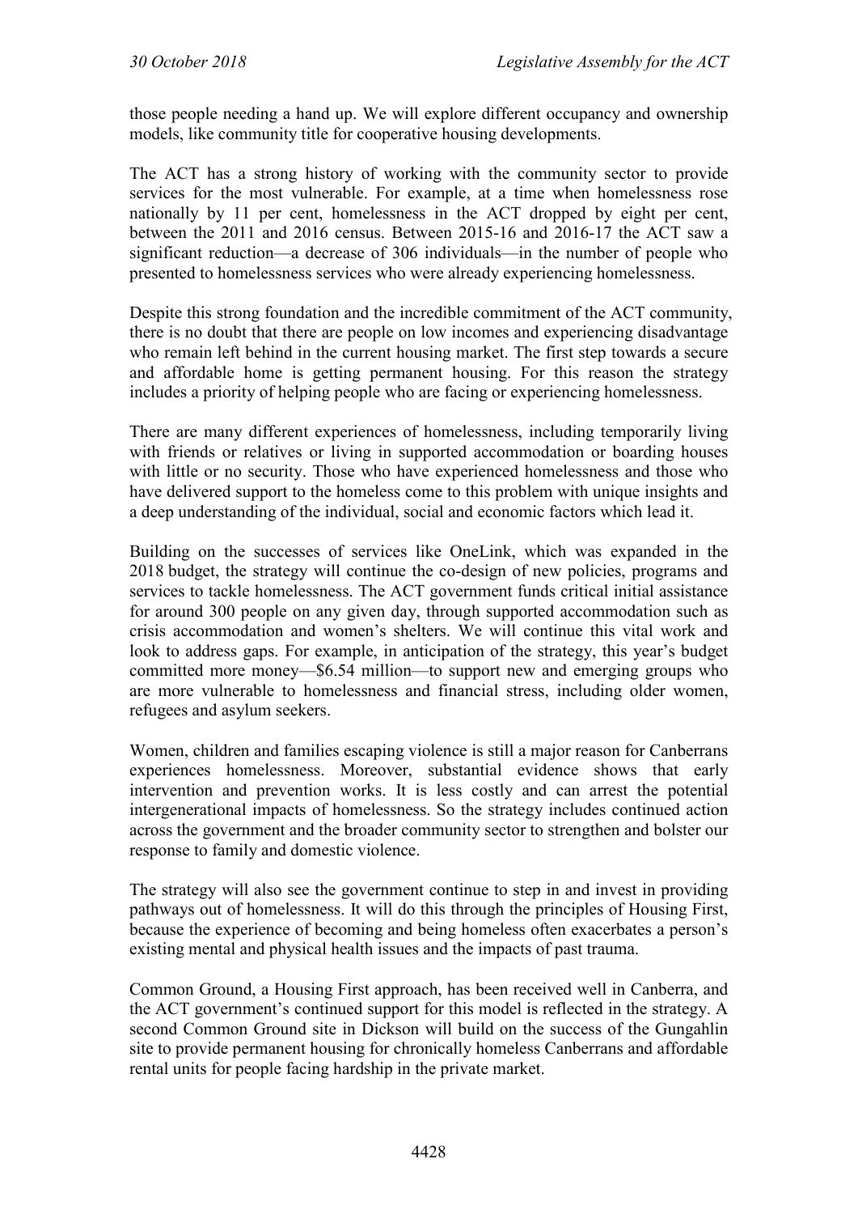those people needing a hand up. We will explore different occupancy and ownership models, like community title for cooperative housing developments.

The ACT has a strong history of working with the community sector to provide services for the most vulnerable. For example, at a time when homelessness rose nationally by 11 per cent, homelessness in the ACT dropped by eight per cent, between the 2011 and 2016 census. Between 2015-16 and 2016-17 the ACT saw a significant reduction—a decrease of 306 individuals—in the number of people who presented to homelessness services who were already experiencing homelessness.

Despite this strong foundation and the incredible commitment of the ACT community, there is no doubt that there are people on low incomes and experiencing disadvantage who remain left behind in the current housing market. The first step towards a secure and affordable home is getting permanent housing. For this reason the strategy includes a priority of helping people who are facing or experiencing homelessness.

There are many different experiences of homelessness, including temporarily living with friends or relatives or living in supported accommodation or boarding houses with little or no security. Those who have experienced homelessness and those who have delivered support to the homeless come to this problem with unique insights and a deep understanding of the individual, social and economic factors which lead it.

Building on the successes of services like OneLink, which was expanded in the 2018 budget, the strategy will continue the co-design of new policies, programs and services to tackle homelessness. The ACT government funds critical initial assistance for around 300 people on any given day, through supported accommodation such as crisis accommodation and women's shelters. We will continue this vital work and look to address gaps. For example, in anticipation of the strategy, this year's budget committed more money—$6.54 million—to support new and emerging groups who are more vulnerable to homelessness and financial stress, including older women, refugees and asylum seekers.

Women, children and families escaping violence is still a major reason for Canberrans experiences homelessness. Moreover, substantial evidence shows that early intervention and prevention works. It is less costly and can arrest the potential intergenerational impacts of homelessness. So the strategy includes continued action across the government and the broader community sector to strengthen and bolster our response to family and domestic violence.

The strategy will also see the government continue to step in and invest in providing pathways out of homelessness. It will do this through the principles of Housing First, because the experience of becoming and being homeless often exacerbates a person's existing mental and physical health issues and the impacts of past trauma.

Common Ground, a Housing First approach, has been received well in Canberra, and the ACT government's continued support for this model is reflected in the strategy. A second Common Ground site in Dickson will build on the success of the Gungahlin site to provide permanent housing for chronically homeless Canberrans and affordable rental units for people facing hardship in the private market.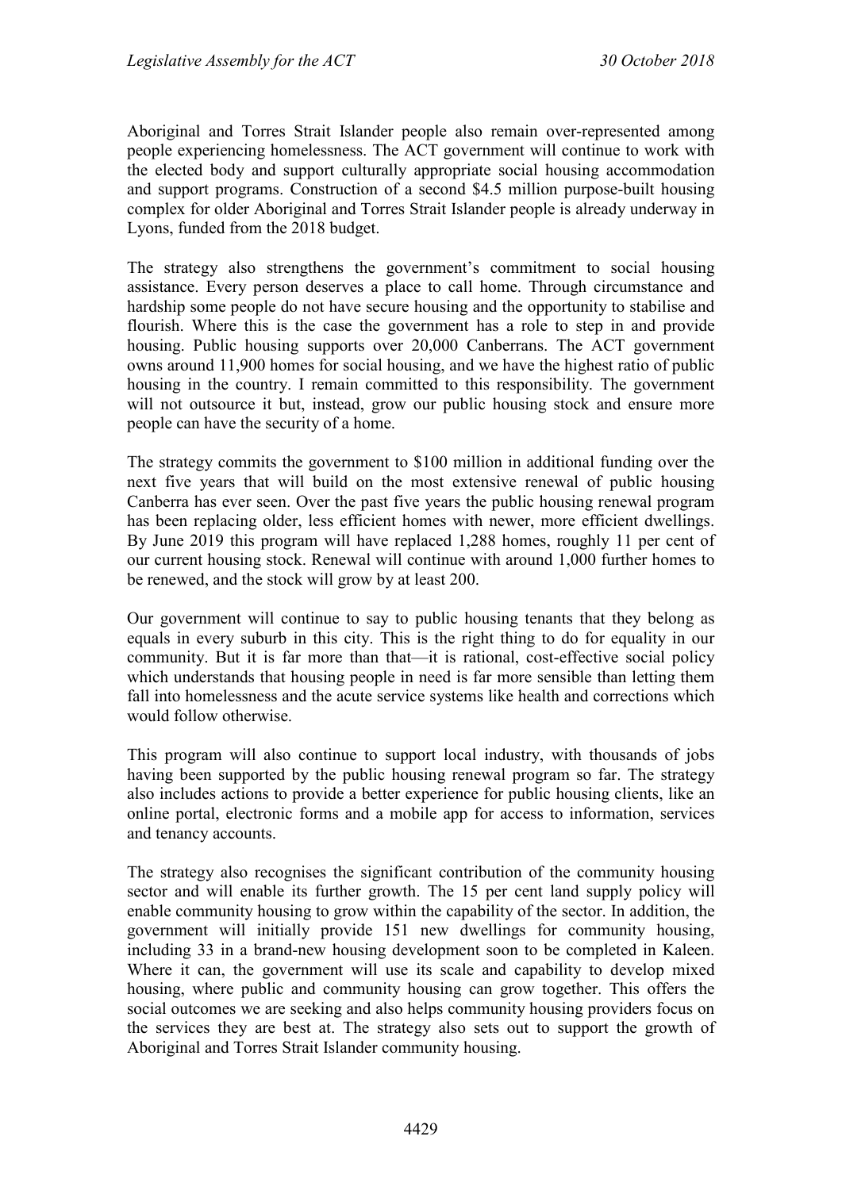Aboriginal and Torres Strait Islander people also remain over-represented among people experiencing homelessness. The ACT government will continue to work with the elected body and support culturally appropriate social housing accommodation and support programs. Construction of a second $4.5 million purpose-built housing complex for older Aboriginal and Torres Strait Islander people is already underway in Lyons, funded from the 2018 budget.

The strategy also strengthens the government's commitment to social housing assistance. Every person deserves a place to call home. Through circumstance and hardship some people do not have secure housing and the opportunity to stabilise and flourish. Where this is the case the government has a role to step in and provide housing. Public housing supports over 20,000 Canberrans. The ACT government owns around 11,900 homes for social housing, and we have the highest ratio of public housing in the country. I remain committed to this responsibility. The government will not outsource it but, instead, grow our public housing stock and ensure more people can have the security of a home.

The strategy commits the government to $100 million in additional funding over the next five years that will build on the most extensive renewal of public housing Canberra has ever seen. Over the past five years the public housing renewal program has been replacing older, less efficient homes with newer, more efficient dwellings. By June 2019 this program will have replaced 1,288 homes, roughly 11 per cent of our current housing stock. Renewal will continue with around 1,000 further homes to be renewed, and the stock will grow by at least 200.

Our government will continue to say to public housing tenants that they belong as equals in every suburb in this city. This is the right thing to do for equality in our community. But it is far more than that—it is rational, cost-effective social policy which understands that housing people in need is far more sensible than letting them fall into homelessness and the acute service systems like health and corrections which would follow otherwise.

This program will also continue to support local industry, with thousands of jobs having been supported by the public housing renewal program so far. The strategy also includes actions to provide a better experience for public housing clients, like an online portal, electronic forms and a mobile app for access to information, services and tenancy accounts.

The strategy also recognises the significant contribution of the community housing sector and will enable its further growth. The 15 per cent land supply policy will enable community housing to grow within the capability of the sector. In addition, the government will initially provide 151 new dwellings for community housing, including 33 in a brand-new housing development soon to be completed in Kaleen. Where it can, the government will use its scale and capability to develop mixed housing, where public and community housing can grow together. This offers the social outcomes we are seeking and also helps community housing providers focus on the services they are best at. The strategy also sets out to support the growth of Aboriginal and Torres Strait Islander community housing.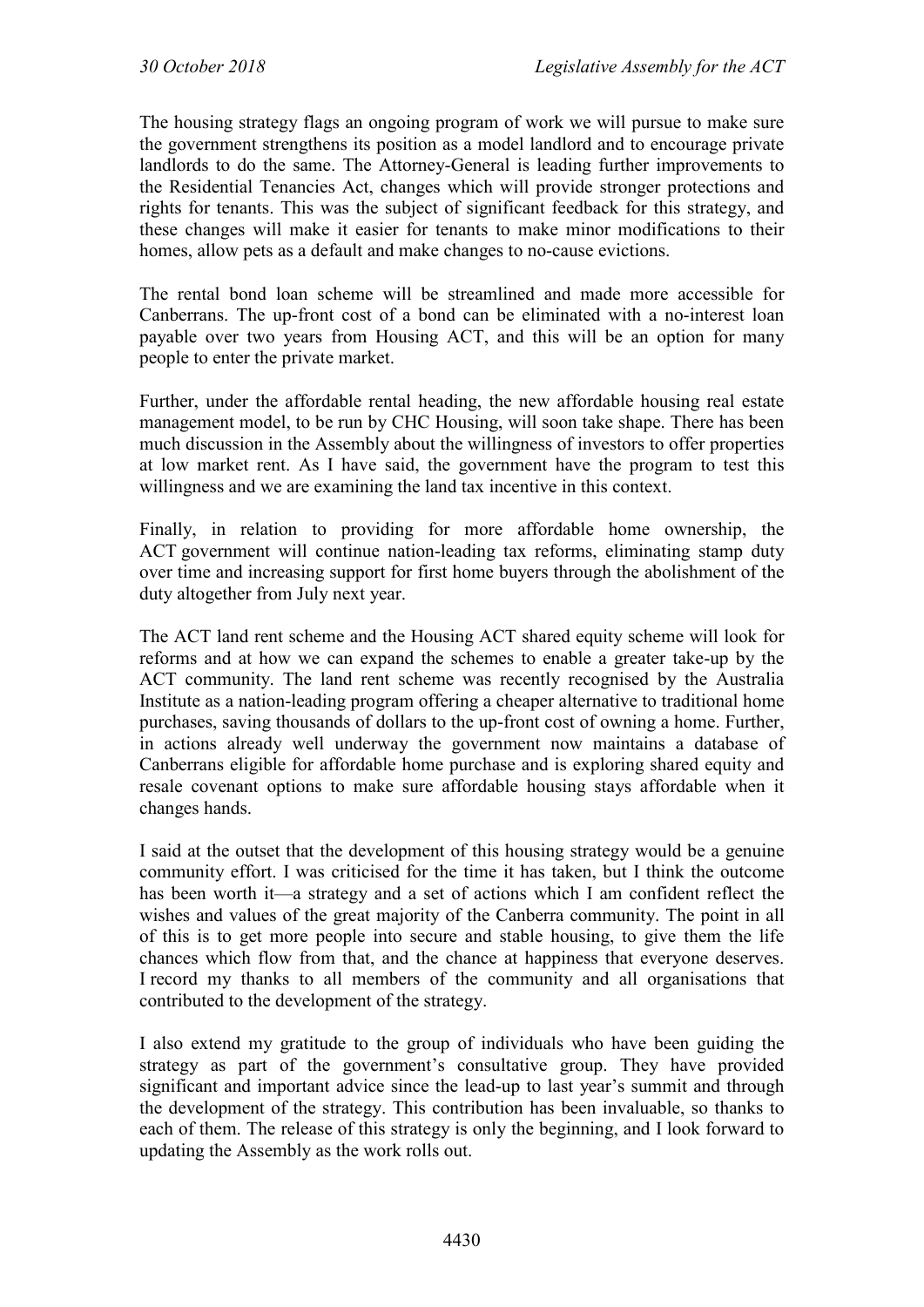The housing strategy flags an ongoing program of work we will pursue to make sure the government strengthens its position as a model landlord and to encourage private landlords to do the same. The Attorney-General is leading further improvements to the Residential Tenancies Act, changes which will provide stronger protections and rights for tenants. This was the subject of significant feedback for this strategy, and these changes will make it easier for tenants to make minor modifications to their homes, allow pets as a default and make changes to no-cause evictions.

The rental bond loan scheme will be streamlined and made more accessible for Canberrans. The up-front cost of a bond can be eliminated with a no-interest loan payable over two years from Housing ACT, and this will be an option for many people to enter the private market.

Further, under the affordable rental heading, the new affordable housing real estate management model, to be run by CHC Housing, will soon take shape. There has been much discussion in the Assembly about the willingness of investors to offer properties at low market rent. As I have said, the government have the program to test this willingness and we are examining the land tax incentive in this context.

Finally, in relation to providing for more affordable home ownership, the ACT government will continue nation-leading tax reforms, eliminating stamp duty over time and increasing support for first home buyers through the abolishment of the duty altogether from July next year.

The ACT land rent scheme and the Housing ACT shared equity scheme will look for reforms and at how we can expand the schemes to enable a greater take-up by the ACT community. The land rent scheme was recently recognised by the Australia Institute as a nation-leading program offering a cheaper alternative to traditional home purchases, saving thousands of dollars to the up-front cost of owning a home. Further, in actions already well underway the government now maintains a database of Canberrans eligible for affordable home purchase and is exploring shared equity and resale covenant options to make sure affordable housing stays affordable when it changes hands.

I said at the outset that the development of this housing strategy would be a genuine community effort. I was criticised for the time it has taken, but I think the outcome has been worth it—a strategy and a set of actions which I am confident reflect the wishes and values of the great majority of the Canberra community. The point in all of this is to get more people into secure and stable housing, to give them the life chances which flow from that, and the chance at happiness that everyone deserves. I record my thanks to all members of the community and all organisations that contributed to the development of the strategy.

I also extend my gratitude to the group of individuals who have been guiding the strategy as part of the government's consultative group. They have provided significant and important advice since the lead-up to last year's summit and through the development of the strategy. This contribution has been invaluable, so thanks to each of them. The release of this strategy is only the beginning, and I look forward to updating the Assembly as the work rolls out.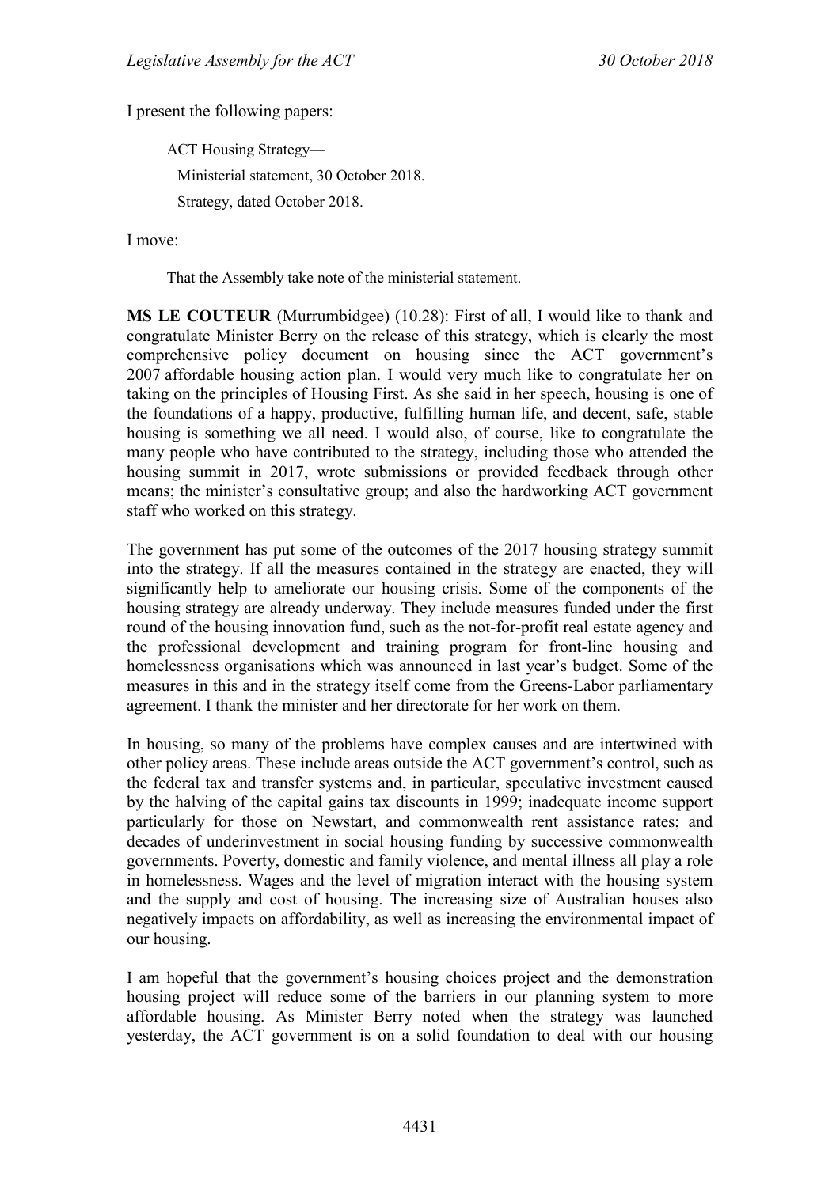I present the following papers:

> ACT Housing Strategy—
>
> Ministerial statement, 30 October 2018.
>
> Strategy, dated October 2018.

I move:

> That the Assembly take note of the ministerial statement.

**MS LE COUTEUR** (Murrumbidgee) (10.28): First of all, I would like to thank and congratulate Minister Berry on the release of this strategy, which is clearly the most comprehensive policy document on housing since the ACT government's 2007 affordable housing action plan. I would very much like to congratulate her on taking on the principles of Housing First. As she said in her speech, housing is one of the foundations of a happy, productive, fulfilling human life, and decent, safe, stable housing is something we all need. I would also, of course, like to congratulate the many people who have contributed to the strategy, including those who attended the housing summit in 2017, wrote submissions or provided feedback through other means; the minister's consultative group; and also the hardworking ACT government staff who worked on this strategy.

The government has put some of the outcomes of the 2017 housing strategy summit into the strategy. If all the measures contained in the strategy are enacted, they will significantly help to ameliorate our housing crisis. Some of the components of the housing strategy are already underway. They include measures funded under the first round of the housing innovation fund, such as the not-for-profit real estate agency and the professional development and training program for front-line housing and homelessness organisations which was announced in last year's budget. Some of the measures in this and in the strategy itself come from the Greens-Labor parliamentary agreement. I thank the minister and her directorate for her work on them.

In housing, so many of the problems have complex causes and are intertwined with other policy areas. These include areas outside the ACT government's control, such as the federal tax and transfer systems and, in particular, speculative investment caused by the halving of the capital gains tax discounts in 1999; inadequate income support particularly for those on Newstart, and commonwealth rent assistance rates; and decades of underinvestment in social housing funding by successive commonwealth governments. Poverty, domestic and family violence, and mental illness all play a role in homelessness. Wages and the level of migration interact with the housing system and the supply and cost of housing. The increasing size of Australian houses also negatively impacts on affordability, as well as increasing the environmental impact of our housing.

I am hopeful that the government's housing choices project and the demonstration housing project will reduce some of the barriers in our planning system to more affordable housing. As Minister Berry noted when the strategy was launched yesterday, the ACT government is on a solid foundation to deal with our housing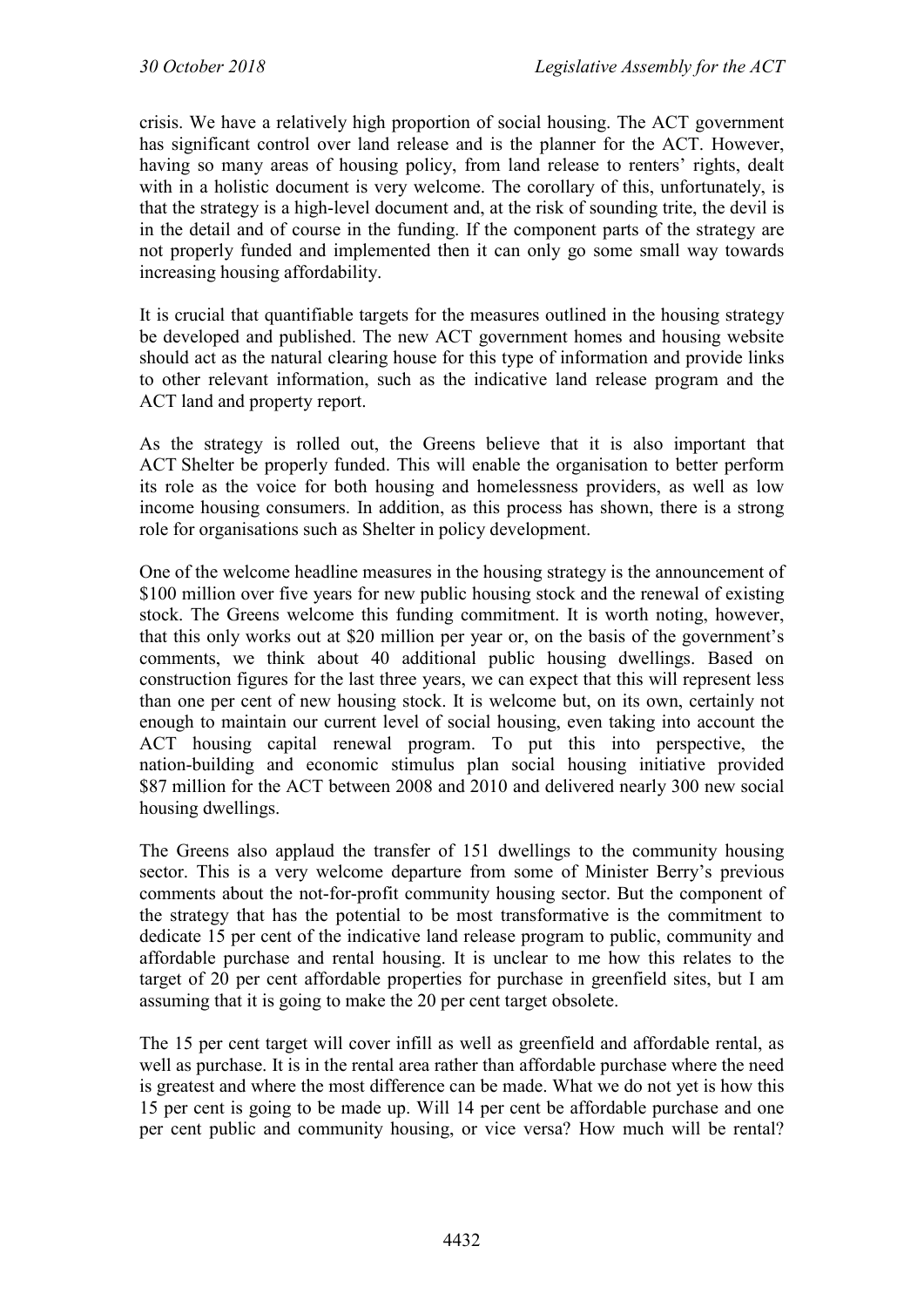crisis. We have a relatively high proportion of social housing. The ACT government has significant control over land release and is the planner for the ACT. However, having so many areas of housing policy, from land release to renters' rights, dealt with in a holistic document is very welcome. The corollary of this, unfortunately, is that the strategy is a high-level document and, at the risk of sounding trite, the devil is in the detail and of course in the funding. If the component parts of the strategy are not properly funded and implemented then it can only go some small way towards increasing housing affordability.

It is crucial that quantifiable targets for the measures outlined in the housing strategy be developed and published. The new ACT government homes and housing website should act as the natural clearing house for this type of information and provide links to other relevant information, such as the indicative land release program and the ACT land and property report.

As the strategy is rolled out, the Greens believe that it is also important that ACT Shelter be properly funded. This will enable the organisation to better perform its role as the voice for both housing and homelessness providers, as well as low income housing consumers. In addition, as this process has shown, there is a strong role for organisations such as Shelter in policy development.

One of the welcome headline measures in the housing strategy is the announcement of $100 million over five years for new public housing stock and the renewal of existing stock. The Greens welcome this funding commitment. It is worth noting, however, that this only works out at $20 million per year or, on the basis of the government's comments, we think about 40 additional public housing dwellings. Based on construction figures for the last three years, we can expect that this will represent less than one per cent of new housing stock. It is welcome but, on its own, certainly not enough to maintain our current level of social housing, even taking into account the ACT housing capital renewal program. To put this into perspective, the nation-building and economic stimulus plan social housing initiative provided $87 million for the ACT between 2008 and 2010 and delivered nearly 300 new social housing dwellings.

The Greens also applaud the transfer of 151 dwellings to the community housing sector. This is a very welcome departure from some of Minister Berry's previous comments about the not-for-profit community housing sector. But the component of the strategy that has the potential to be most transformative is the commitment to dedicate 15 per cent of the indicative land release program to public, community and affordable purchase and rental housing. It is unclear to me how this relates to the target of 20 per cent affordable properties for purchase in greenfield sites, but I am assuming that it is going to make the 20 per cent target obsolete.

The 15 per cent target will cover infill as well as greenfield and affordable rental, as well as purchase. It is in the rental area rather than affordable purchase where the need is greatest and where the most difference can be made. What we do not yet is how this 15 per cent is going to be made up. Will 14 per cent be affordable purchase and one per cent public and community housing, or vice versa? How much will be rental?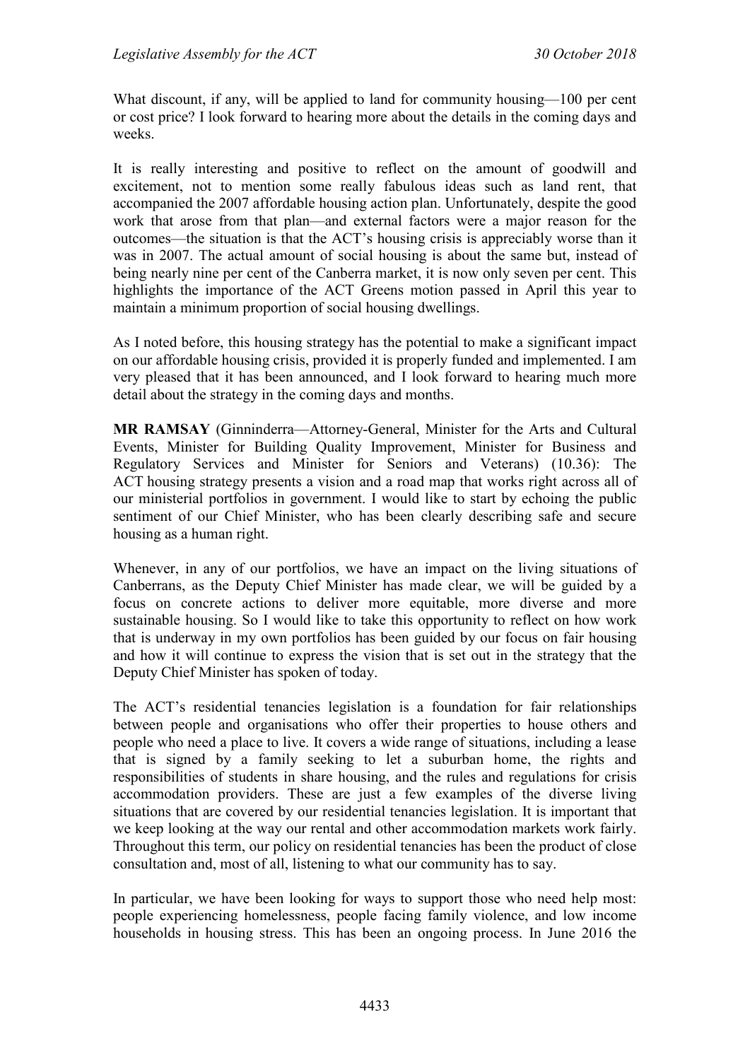What discount, if any, will be applied to land for community housing—100 per cent or cost price? I look forward to hearing more about the details in the coming days and weeks.

It is really interesting and positive to reflect on the amount of goodwill and excitement, not to mention some really fabulous ideas such as land rent, that accompanied the 2007 affordable housing action plan. Unfortunately, despite the good work that arose from that plan—and external factors were a major reason for the outcomes—the situation is that the ACT's housing crisis is appreciably worse than it was in 2007. The actual amount of social housing is about the same but, instead of being nearly nine per cent of the Canberra market, it is now only seven per cent. This highlights the importance of the ACT Greens motion passed in April this year to maintain a minimum proportion of social housing dwellings.

As I noted before, this housing strategy has the potential to make a significant impact on our affordable housing crisis, provided it is properly funded and implemented. I am very pleased that it has been announced, and I look forward to hearing much more detail about the strategy in the coming days and months.

**MR RAMSAY** (Ginninderra—Attorney-General, Minister for the Arts and Cultural Events, Minister for Building Quality Improvement, Minister for Business and Regulatory Services and Minister for Seniors and Veterans) (10.36): The ACT housing strategy presents a vision and a road map that works right across all of our ministerial portfolios in government. I would like to start by echoing the public sentiment of our Chief Minister, who has been clearly describing safe and secure housing as a human right.

Whenever, in any of our portfolios, we have an impact on the living situations of Canberrans, as the Deputy Chief Minister has made clear, we will be guided by a focus on concrete actions to deliver more equitable, more diverse and more sustainable housing. So I would like to take this opportunity to reflect on how work that is underway in my own portfolios has been guided by our focus on fair housing and how it will continue to express the vision that is set out in the strategy that the Deputy Chief Minister has spoken of today.

The ACT's residential tenancies legislation is a foundation for fair relationships between people and organisations who offer their properties to house others and people who need a place to live. It covers a wide range of situations, including a lease that is signed by a family seeking to let a suburban home, the rights and responsibilities of students in share housing, and the rules and regulations for crisis accommodation providers. These are just a few examples of the diverse living situations that are covered by our residential tenancies legislation. It is important that we keep looking at the way our rental and other accommodation markets work fairly. Throughout this term, our policy on residential tenancies has been the product of close consultation and, most of all, listening to what our community has to say.

In particular, we have been looking for ways to support those who need help most: people experiencing homelessness, people facing family violence, and low income households in housing stress. This has been an ongoing process. In June 2016 the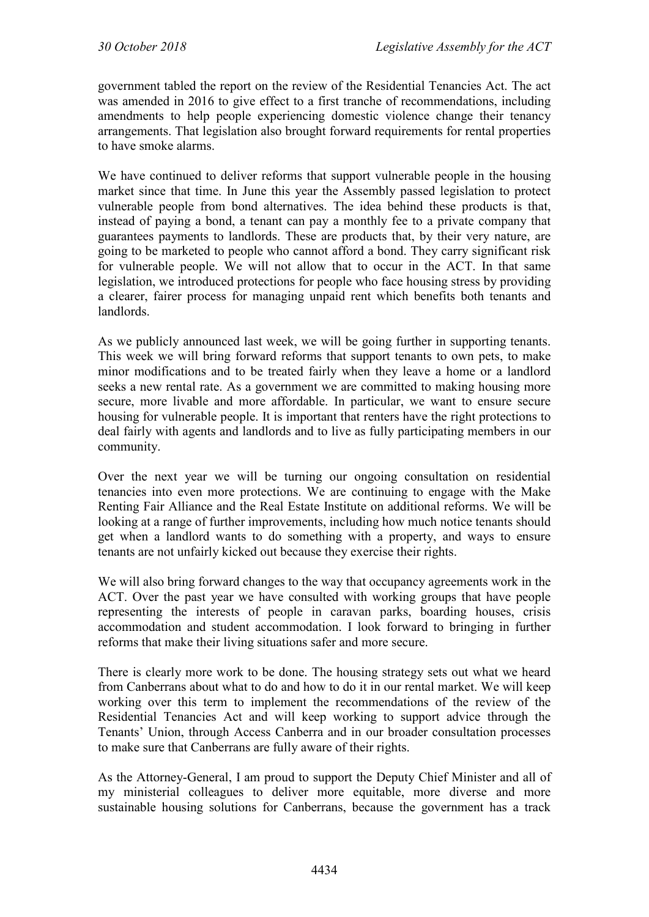government tabled the report on the review of the Residential Tenancies Act. The act was amended in 2016 to give effect to a first tranche of recommendations, including amendments to help people experiencing domestic violence change their tenancy arrangements. That legislation also brought forward requirements for rental properties to have smoke alarms.

We have continued to deliver reforms that support vulnerable people in the housing market since that time. In June this year the Assembly passed legislation to protect vulnerable people from bond alternatives. The idea behind these products is that, instead of paying a bond, a tenant can pay a monthly fee to a private company that guarantees payments to landlords. These are products that, by their very nature, are going to be marketed to people who cannot afford a bond. They carry significant risk for vulnerable people. We will not allow that to occur in the ACT. In that same legislation, we introduced protections for people who face housing stress by providing a clearer, fairer process for managing unpaid rent which benefits both tenants and landlords.

As we publicly announced last week, we will be going further in supporting tenants. This week we will bring forward reforms that support tenants to own pets, to make minor modifications and to be treated fairly when they leave a home or a landlord seeks a new rental rate. As a government we are committed to making housing more secure, more livable and more affordable. In particular, we want to ensure secure housing for vulnerable people. It is important that renters have the right protections to deal fairly with agents and landlords and to live as fully participating members in our community.

Over the next year we will be turning our ongoing consultation on residential tenancies into even more protections. We are continuing to engage with the Make Renting Fair Alliance and the Real Estate Institute on additional reforms. We will be looking at a range of further improvements, including how much notice tenants should get when a landlord wants to do something with a property, and ways to ensure tenants are not unfairly kicked out because they exercise their rights.

We will also bring forward changes to the way that occupancy agreements work in the ACT. Over the past year we have consulted with working groups that have people representing the interests of people in caravan parks, boarding houses, crisis accommodation and student accommodation. I look forward to bringing in further reforms that make their living situations safer and more secure.

There is clearly more work to be done. The housing strategy sets out what we heard from Canberrans about what to do and how to do it in our rental market. We will keep working over this term to implement the recommendations of the review of the Residential Tenancies Act and will keep working to support advice through the Tenants' Union, through Access Canberra and in our broader consultation processes to make sure that Canberrans are fully aware of their rights.

As the Attorney-General, I am proud to support the Deputy Chief Minister and all of my ministerial colleagues to deliver more equitable, more diverse and more sustainable housing solutions for Canberrans, because the government has a track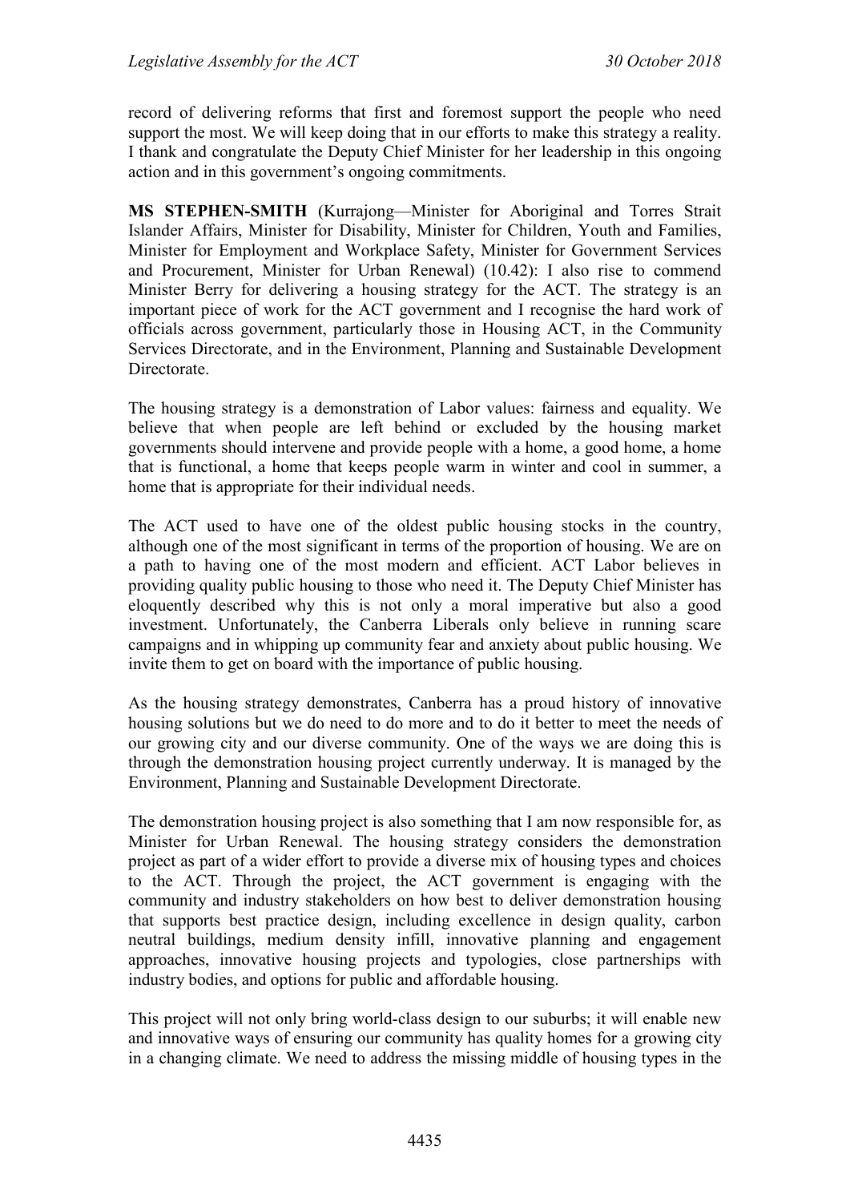record of delivering reforms that first and foremost support the people who need support the most. We will keep doing that in our efforts to make this strategy a reality. I thank and congratulate the Deputy Chief Minister for her leadership in this ongoing action and in this government's ongoing commitments.

**MS STEPHEN-SMITH** (Kurrajong—Minister for Aboriginal and Torres Strait Islander Affairs, Minister for Disability, Minister for Children, Youth and Families, Minister for Employment and Workplace Safety, Minister for Government Services and Procurement, Minister for Urban Renewal) (10.42): I also rise to commend Minister Berry for delivering a housing strategy for the ACT. The strategy is an important piece of work for the ACT government and I recognise the hard work of officials across government, particularly those in Housing ACT, in the Community Services Directorate, and in the Environment, Planning and Sustainable Development Directorate.

The housing strategy is a demonstration of Labor values: fairness and equality. We believe that when people are left behind or excluded by the housing market governments should intervene and provide people with a home, a good home, a home that is functional, a home that keeps people warm in winter and cool in summer, a home that is appropriate for their individual needs.

The ACT used to have one of the oldest public housing stocks in the country, although one of the most significant in terms of the proportion of housing. We are on a path to having one of the most modern and efficient. ACT Labor believes in providing quality public housing to those who need it. The Deputy Chief Minister has eloquently described why this is not only a moral imperative but also a good investment. Unfortunately, the Canberra Liberals only believe in running scare campaigns and in whipping up community fear and anxiety about public housing. We invite them to get on board with the importance of public housing.

As the housing strategy demonstrates, Canberra has a proud history of innovative housing solutions but we do need to do more and to do it better to meet the needs of our growing city and our diverse community. One of the ways we are doing this is through the demonstration housing project currently underway. It is managed by the Environment, Planning and Sustainable Development Directorate.

The demonstration housing project is also something that I am now responsible for, as Minister for Urban Renewal. The housing strategy considers the demonstration project as part of a wider effort to provide a diverse mix of housing types and choices to the ACT. Through the project, the ACT government is engaging with the community and industry stakeholders on how best to deliver demonstration housing that supports best practice design, including excellence in design quality, carbon neutral buildings, medium density infill, innovative planning and engagement approaches, innovative housing projects and typologies, close partnerships with industry bodies, and options for public and affordable housing.

This project will not only bring world-class design to our suburbs; it will enable new and innovative ways of ensuring our community has quality homes for a growing city in a changing climate. We need to address the missing middle of housing types in the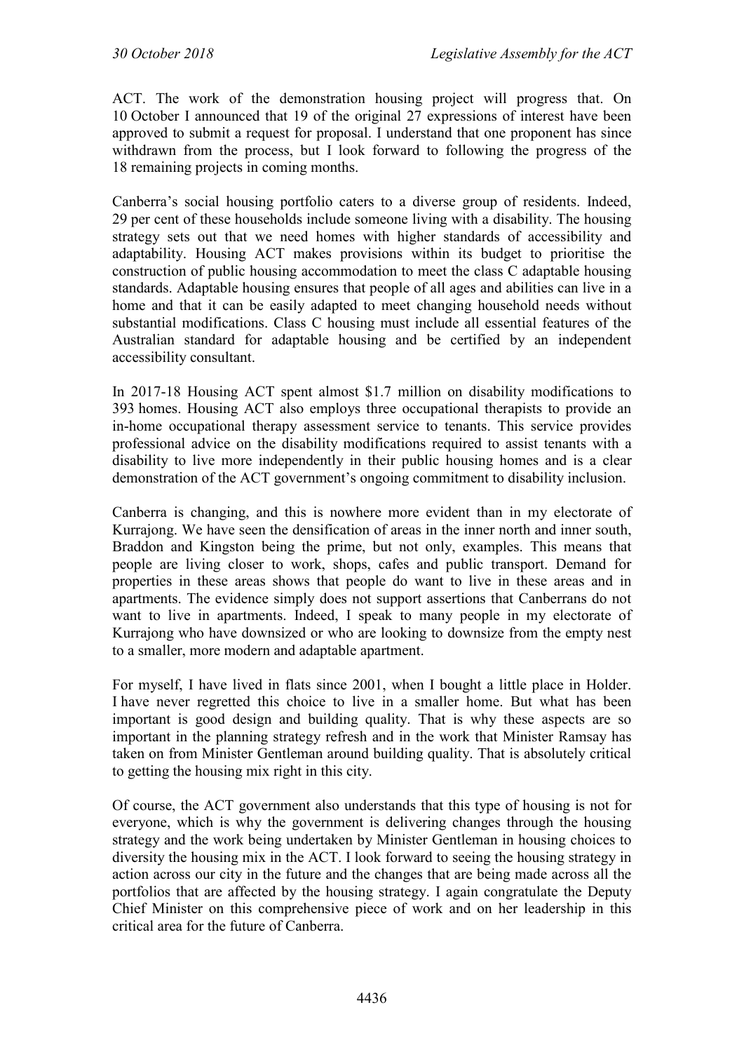ACT. The work of the demonstration housing project will progress that. On 10 October I announced that 19 of the original 27 expressions of interest have been approved to submit a request for proposal. I understand that one proponent has since withdrawn from the process, but I look forward to following the progress of the 18 remaining projects in coming months.

Canberra's social housing portfolio caters to a diverse group of residents. Indeed, 29 per cent of these households include someone living with a disability. The housing strategy sets out that we need homes with higher standards of accessibility and adaptability. Housing ACT makes provisions within its budget to prioritise the construction of public housing accommodation to meet the class C adaptable housing standards. Adaptable housing ensures that people of all ages and abilities can live in a home and that it can be easily adapted to meet changing household needs without substantial modifications. Class C housing must include all essential features of the Australian standard for adaptable housing and be certified by an independent accessibility consultant.

In 2017-18 Housing ACT spent almost $1.7 million on disability modifications to 393 homes. Housing ACT also employs three occupational therapists to provide an in-home occupational therapy assessment service to tenants. This service provides professional advice on the disability modifications required to assist tenants with a disability to live more independently in their public housing homes and is a clear demonstration of the ACT government's ongoing commitment to disability inclusion.

Canberra is changing, and this is nowhere more evident than in my electorate of Kurrajong. We have seen the densification of areas in the inner north and inner south, Braddon and Kingston being the prime, but not only, examples. This means that people are living closer to work, shops, cafes and public transport. Demand for properties in these areas shows that people do want to live in these areas and in apartments. The evidence simply does not support assertions that Canberrans do not want to live in apartments. Indeed, I speak to many people in my electorate of Kurrajong who have downsized or who are looking to downsize from the empty nest to a smaller, more modern and adaptable apartment.

For myself, I have lived in flats since 2001, when I bought a little place in Holder. I have never regretted this choice to live in a smaller home. But what has been important is good design and building quality. That is why these aspects are so important in the planning strategy refresh and in the work that Minister Ramsay has taken on from Minister Gentleman around building quality. That is absolutely critical to getting the housing mix right in this city.

Of course, the ACT government also understands that this type of housing is not for everyone, which is why the government is delivering changes through the housing strategy and the work being undertaken by Minister Gentleman in housing choices to diversity the housing mix in the ACT. I look forward to seeing the housing strategy in action across our city in the future and the changes that are being made across all the portfolios that are affected by the housing strategy. I again congratulate the Deputy Chief Minister on this comprehensive piece of work and on her leadership in this critical area for the future of Canberra.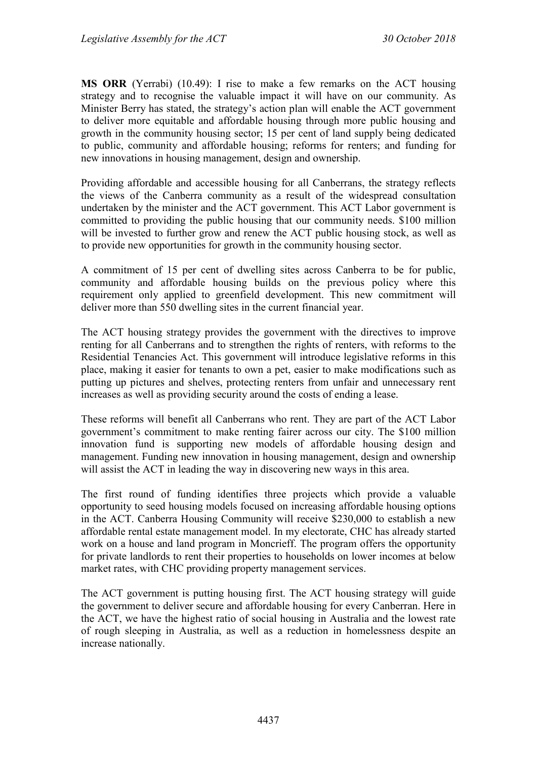**MS ORR** (Yerrabi) (10.49): I rise to make a few remarks on the ACT housing strategy and to recognise the valuable impact it will have on our community. As Minister Berry has stated, the strategy's action plan will enable the ACT government to deliver more equitable and affordable housing through more public housing and growth in the community housing sector; 15 per cent of land supply being dedicated to public, community and affordable housing; reforms for renters; and funding for new innovations in housing management, design and ownership.

Providing affordable and accessible housing for all Canberrans, the strategy reflects the views of the Canberra community as a result of the widespread consultation undertaken by the minister and the ACT government. This ACT Labor government is committed to providing the public housing that our community needs. $100 million will be invested to further grow and renew the ACT public housing stock, as well as to provide new opportunities for growth in the community housing sector.

A commitment of 15 per cent of dwelling sites across Canberra to be for public, community and affordable housing builds on the previous policy where this requirement only applied to greenfield development. This new commitment will deliver more than 550 dwelling sites in the current financial year.

The ACT housing strategy provides the government with the directives to improve renting for all Canberrans and to strengthen the rights of renters, with reforms to the Residential Tenancies Act. This government will introduce legislative reforms in this place, making it easier for tenants to own a pet, easier to make modifications such as putting up pictures and shelves, protecting renters from unfair and unnecessary rent increases as well as providing security around the costs of ending a lease.

These reforms will benefit all Canberrans who rent. They are part of the ACT Labor government's commitment to make renting fairer across our city. The $100 million innovation fund is supporting new models of affordable housing design and management. Funding new innovation in housing management, design and ownership will assist the ACT in leading the way in discovering new ways in this area.

The first round of funding identifies three projects which provide a valuable opportunity to seed housing models focused on increasing affordable housing options in the ACT. Canberra Housing Community will receive $230,000 to establish a new affordable rental estate management model. In my electorate, CHC has already started work on a house and land program in Moncrieff. The program offers the opportunity for private landlords to rent their properties to households on lower incomes at below market rates, with CHC providing property management services.

The ACT government is putting housing first. The ACT housing strategy will guide the government to deliver secure and affordable housing for every Canberran. Here in the ACT, we have the highest ratio of social housing in Australia and the lowest rate of rough sleeping in Australia, as well as a reduction in homelessness despite an increase nationally.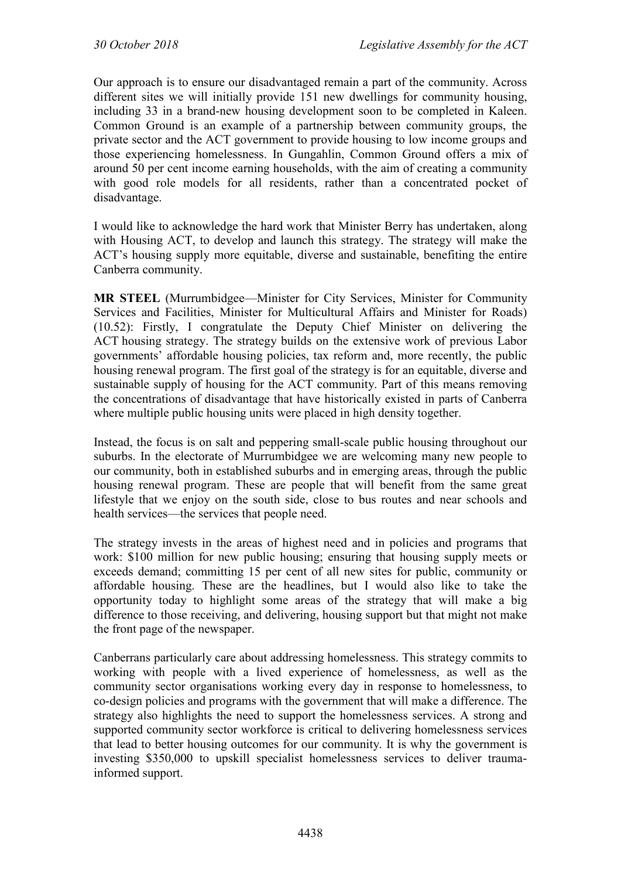Our approach is to ensure our disadvantaged remain a part of the community. Across different sites we will initially provide 151 new dwellings for community housing, including 33 in a brand-new housing development soon to be completed in Kaleen. Common Ground is an example of a partnership between community groups, the private sector and the ACT government to provide housing to low income groups and those experiencing homelessness. In Gungahlin, Common Ground offers a mix of around 50 per cent income earning households, with the aim of creating a community with good role models for all residents, rather than a concentrated pocket of disadvantage.

I would like to acknowledge the hard work that Minister Berry has undertaken, along with Housing ACT, to develop and launch this strategy. The strategy will make the ACT's housing supply more equitable, diverse and sustainable, benefiting the entire Canberra community.

**MR STEEL** (Murrumbidgee—Minister for City Services, Minister for Community Services and Facilities, Minister for Multicultural Affairs and Minister for Roads) (10.52): Firstly, I congratulate the Deputy Chief Minister on delivering the ACT housing strategy. The strategy builds on the extensive work of previous Labor governments' affordable housing policies, tax reform and, more recently, the public housing renewal program. The first goal of the strategy is for an equitable, diverse and sustainable supply of housing for the ACT community. Part of this means removing the concentrations of disadvantage that have historically existed in parts of Canberra where multiple public housing units were placed in high density together.

Instead, the focus is on salt and peppering small-scale public housing throughout our suburbs. In the electorate of Murrumbidgee we are welcoming many new people to our community, both in established suburbs and in emerging areas, through the public housing renewal program. These are people that will benefit from the same great lifestyle that we enjoy on the south side, close to bus routes and near schools and health services—the services that people need.

The strategy invests in the areas of highest need and in policies and programs that work: $100 million for new public housing; ensuring that housing supply meets or exceeds demand; committing 15 per cent of all new sites for public, community or affordable housing. These are the headlines, but I would also like to take the opportunity today to highlight some areas of the strategy that will make a big difference to those receiving, and delivering, housing support but that might not make the front page of the newspaper.

Canberrans particularly care about addressing homelessness. This strategy commits to working with people with a lived experience of homelessness, as well as the community sector organisations working every day in response to homelessness, to co-design policies and programs with the government that will make a difference. The strategy also highlights the need to support the homelessness services. A strong and supported community sector workforce is critical to delivering homelessness services that lead to better housing outcomes for our community. It is why the government is investing $350,000 to upskill specialist homelessness services to deliver trauma-informed support.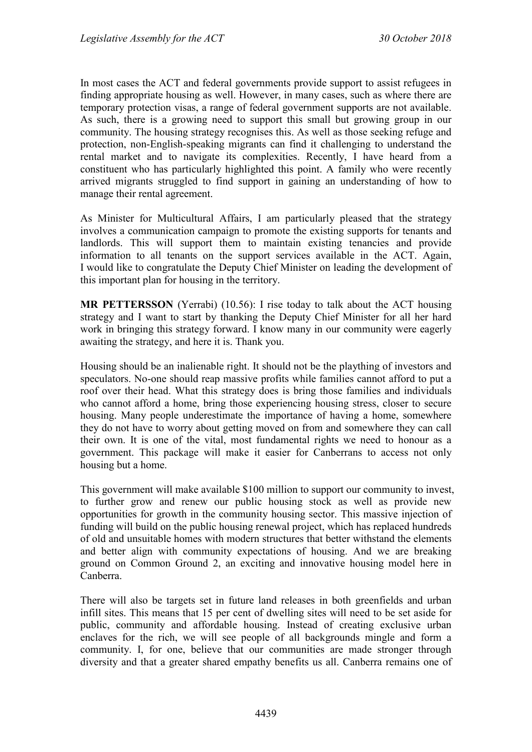In most cases the ACT and federal governments provide support to assist refugees in finding appropriate housing as well. However, in many cases, such as where there are temporary protection visas, a range of federal government supports are not available. As such, there is a growing need to support this small but growing group in our community. The housing strategy recognises this. As well as those seeking refuge and protection, non-English-speaking migrants can find it challenging to understand the rental market and to navigate its complexities. Recently, I have heard from a constituent who has particularly highlighted this point. A family who were recently arrived migrants struggled to find support in gaining an understanding of how to manage their rental agreement.

As Minister for Multicultural Affairs, I am particularly pleased that the strategy involves a communication campaign to promote the existing supports for tenants and landlords. This will support them to maintain existing tenancies and provide information to all tenants on the support services available in the ACT. Again, I would like to congratulate the Deputy Chief Minister on leading the development of this important plan for housing in the territory.

**MR PETTERSSON** (Yerrabi) (10.56): I rise today to talk about the ACT housing strategy and I want to start by thanking the Deputy Chief Minister for all her hard work in bringing this strategy forward. I know many in our community were eagerly awaiting the strategy, and here it is. Thank you.

Housing should be an inalienable right. It should not be the plaything of investors and speculators. No-one should reap massive profits while families cannot afford to put a roof over their head. What this strategy does is bring those families and individuals who cannot afford a home, bring those experiencing housing stress, closer to secure housing. Many people underestimate the importance of having a home, somewhere they do not have to worry about getting moved on from and somewhere they can call their own. It is one of the vital, most fundamental rights we need to honour as a government. This package will make it easier for Canberrans to access not only housing but a home.

This government will make available $100 million to support our community to invest, to further grow and renew our public housing stock as well as provide new opportunities for growth in the community housing sector. This massive injection of funding will build on the public housing renewal project, which has replaced hundreds of old and unsuitable homes with modern structures that better withstand the elements and better align with community expectations of housing. And we are breaking ground on Common Ground 2, an exciting and innovative housing model here in Canberra.

There will also be targets set in future land releases in both greenfields and urban infill sites. This means that 15 per cent of dwelling sites will need to be set aside for public, community and affordable housing. Instead of creating exclusive urban enclaves for the rich, we will see people of all backgrounds mingle and form a community. I, for one, believe that our communities are made stronger through diversity and that a greater shared empathy benefits us all. Canberra remains one of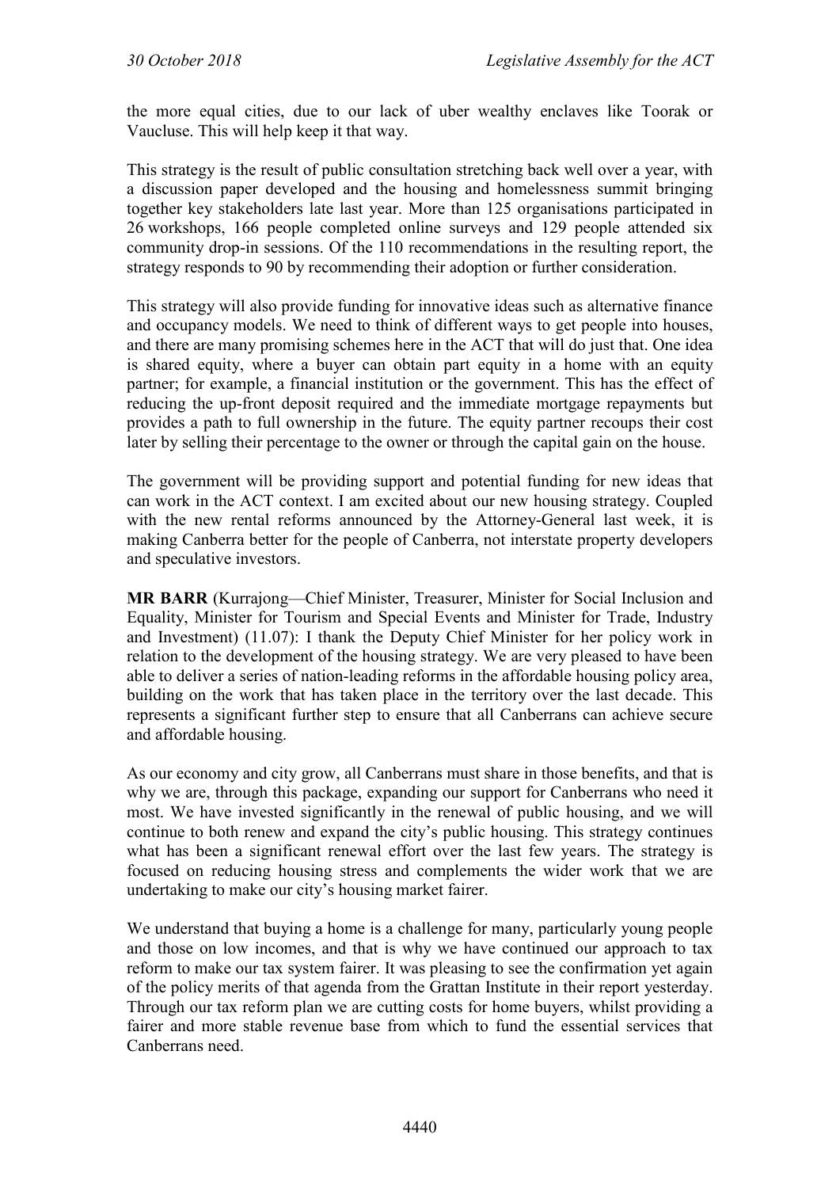the more equal cities, due to our lack of uber wealthy enclaves like Toorak or Vaucluse. This will help keep it that way.

This strategy is the result of public consultation stretching back well over a year, with a discussion paper developed and the housing and homelessness summit bringing together key stakeholders late last year. More than 125 organisations participated in 26 workshops, 166 people completed online surveys and 129 people attended six community drop-in sessions. Of the 110 recommendations in the resulting report, the strategy responds to 90 by recommending their adoption or further consideration.

This strategy will also provide funding for innovative ideas such as alternative finance and occupancy models. We need to think of different ways to get people into houses, and there are many promising schemes here in the ACT that will do just that. One idea is shared equity, where a buyer can obtain part equity in a home with an equity partner; for example, a financial institution or the government. This has the effect of reducing the up-front deposit required and the immediate mortgage repayments but provides a path to full ownership in the future. The equity partner recoups their cost later by selling their percentage to the owner or through the capital gain on the house.

The government will be providing support and potential funding for new ideas that can work in the ACT context. I am excited about our new housing strategy. Coupled with the new rental reforms announced by the Attorney-General last week, it is making Canberra better for the people of Canberra, not interstate property developers and speculative investors.

**MR BARR** (Kurrajong—Chief Minister, Treasurer, Minister for Social Inclusion and Equality, Minister for Tourism and Special Events and Minister for Trade, Industry and Investment) (11.07): I thank the Deputy Chief Minister for her policy work in relation to the development of the housing strategy. We are very pleased to have been able to deliver a series of nation-leading reforms in the affordable housing policy area, building on the work that has taken place in the territory over the last decade. This represents a significant further step to ensure that all Canberrans can achieve secure and affordable housing.

As our economy and city grow, all Canberrans must share in those benefits, and that is why we are, through this package, expanding our support for Canberrans who need it most. We have invested significantly in the renewal of public housing, and we will continue to both renew and expand the city's public housing. This strategy continues what has been a significant renewal effort over the last few years. The strategy is focused on reducing housing stress and complements the wider work that we are undertaking to make our city's housing market fairer.

We understand that buying a home is a challenge for many, particularly young people and those on low incomes, and that is why we have continued our approach to tax reform to make our tax system fairer. It was pleasing to see the confirmation yet again of the policy merits of that agenda from the Grattan Institute in their report yesterday. Through our tax reform plan we are cutting costs for home buyers, whilst providing a fairer and more stable revenue base from which to fund the essential services that Canberrans need.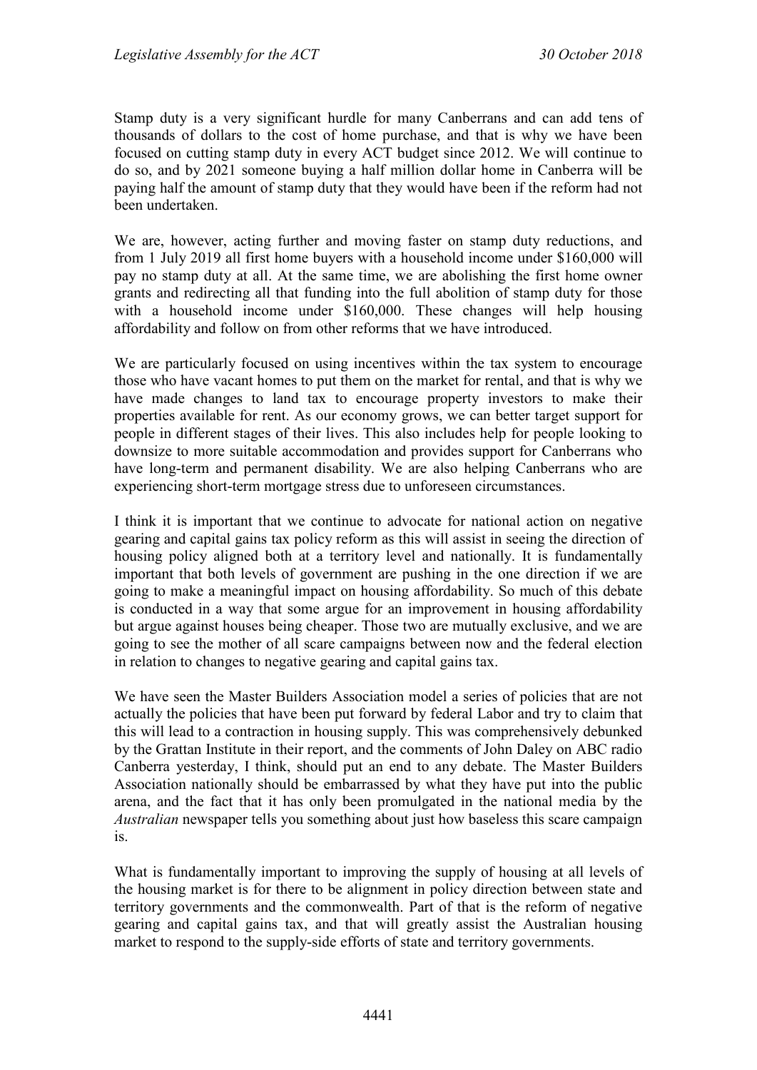Stamp duty is a very significant hurdle for many Canberrans and can add tens of thousands of dollars to the cost of home purchase, and that is why we have been focused on cutting stamp duty in every ACT budget since 2012. We will continue to do so, and by 2021 someone buying a half million dollar home in Canberra will be paying half the amount of stamp duty that they would have been if the reform had not been undertaken.

We are, however, acting further and moving faster on stamp duty reductions, and from 1 July 2019 all first home buyers with a household income under $160,000 will pay no stamp duty at all. At the same time, we are abolishing the first home owner grants and redirecting all that funding into the full abolition of stamp duty for those with a household income under $160,000. These changes will help housing affordability and follow on from other reforms that we have introduced.

We are particularly focused on using incentives within the tax system to encourage those who have vacant homes to put them on the market for rental, and that is why we have made changes to land tax to encourage property investors to make their properties available for rent. As our economy grows, we can better target support for people in different stages of their lives. This also includes help for people looking to downsize to more suitable accommodation and provides support for Canberrans who have long-term and permanent disability. We are also helping Canberrans who are experiencing short-term mortgage stress due to unforeseen circumstances.

I think it is important that we continue to advocate for national action on negative gearing and capital gains tax policy reform as this will assist in seeing the direction of housing policy aligned both at a territory level and nationally. It is fundamentally important that both levels of government are pushing in the one direction if we are going to make a meaningful impact on housing affordability. So much of this debate is conducted in a way that some argue for an improvement in housing affordability but argue against houses being cheaper. Those two are mutually exclusive, and we are going to see the mother of all scare campaigns between now and the federal election in relation to changes to negative gearing and capital gains tax.

We have seen the Master Builders Association model a series of policies that are not actually the policies that have been put forward by federal Labor and try to claim that this will lead to a contraction in housing supply. This was comprehensively debunked by the Grattan Institute in their report, and the comments of John Daley on ABC radio Canberra yesterday, I think, should put an end to any debate. The Master Builders Association nationally should be embarrassed by what they have put into the public arena, and the fact that it has only been promulgated in the national media by the *Australian* newspaper tells you something about just how baseless this scare campaign is.

What is fundamentally important to improving the supply of housing at all levels of the housing market is for there to be alignment in policy direction between state and territory governments and the commonwealth. Part of that is the reform of negative gearing and capital gains tax, and that will greatly assist the Australian housing market to respond to the supply-side efforts of state and territory governments.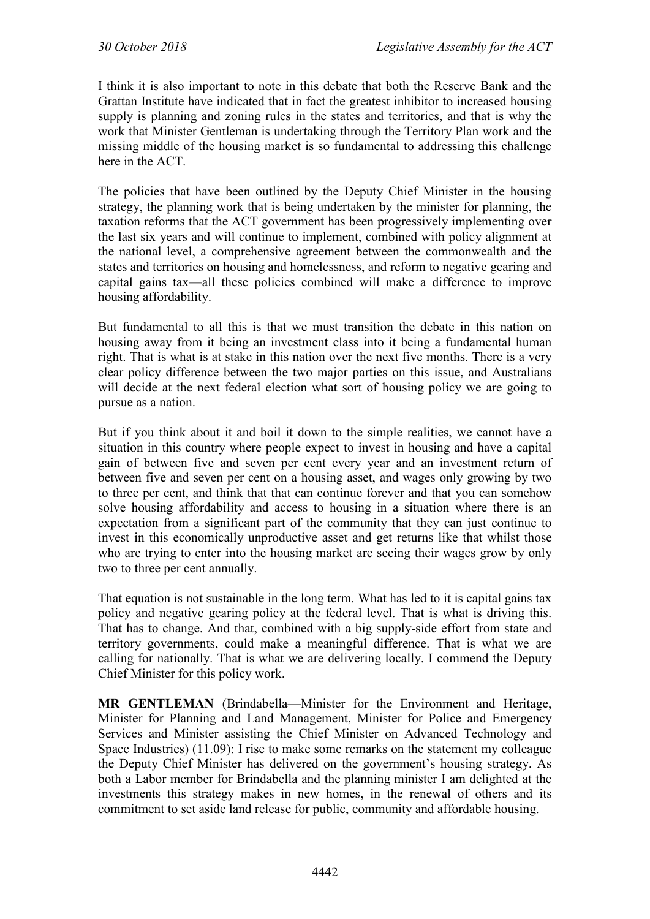I think it is also important to note in this debate that both the Reserve Bank and the Grattan Institute have indicated that in fact the greatest inhibitor to increased housing supply is planning and zoning rules in the states and territories, and that is why the work that Minister Gentleman is undertaking through the Territory Plan work and the missing middle of the housing market is so fundamental to addressing this challenge here in the ACT.

The policies that have been outlined by the Deputy Chief Minister in the housing strategy, the planning work that is being undertaken by the minister for planning, the taxation reforms that the ACT government has been progressively implementing over the last six years and will continue to implement, combined with policy alignment at the national level, a comprehensive agreement between the commonwealth and the states and territories on housing and homelessness, and reform to negative gearing and capital gains tax—all these policies combined will make a difference to improve housing affordability.

But fundamental to all this is that we must transition the debate in this nation on housing away from it being an investment class into it being a fundamental human right. That is what is at stake in this nation over the next five months. There is a very clear policy difference between the two major parties on this issue, and Australians will decide at the next federal election what sort of housing policy we are going to pursue as a nation.

But if you think about it and boil it down to the simple realities, we cannot have a situation in this country where people expect to invest in housing and have a capital gain of between five and seven per cent every year and an investment return of between five and seven per cent on a housing asset, and wages only growing by two to three per cent, and think that that can continue forever and that you can somehow solve housing affordability and access to housing in a situation where there is an expectation from a significant part of the community that they can just continue to invest in this economically unproductive asset and get returns like that whilst those who are trying to enter into the housing market are seeing their wages grow by only two to three per cent annually.

That equation is not sustainable in the long term. What has led to it is capital gains tax policy and negative gearing policy at the federal level. That is what is driving this. That has to change. And that, combined with a big supply-side effort from state and territory governments, could make a meaningful difference. That is what we are calling for nationally. That is what we are delivering locally. I commend the Deputy Chief Minister for this policy work.

**MR GENTLEMAN** (Brindabella—Minister for the Environment and Heritage, Minister for Planning and Land Management, Minister for Police and Emergency Services and Minister assisting the Chief Minister on Advanced Technology and Space Industries) (11.09): I rise to make some remarks on the statement my colleague the Deputy Chief Minister has delivered on the government's housing strategy. As both a Labor member for Brindabella and the planning minister I am delighted at the investments this strategy makes in new homes, in the renewal of others and its commitment to set aside land release for public, community and affordable housing.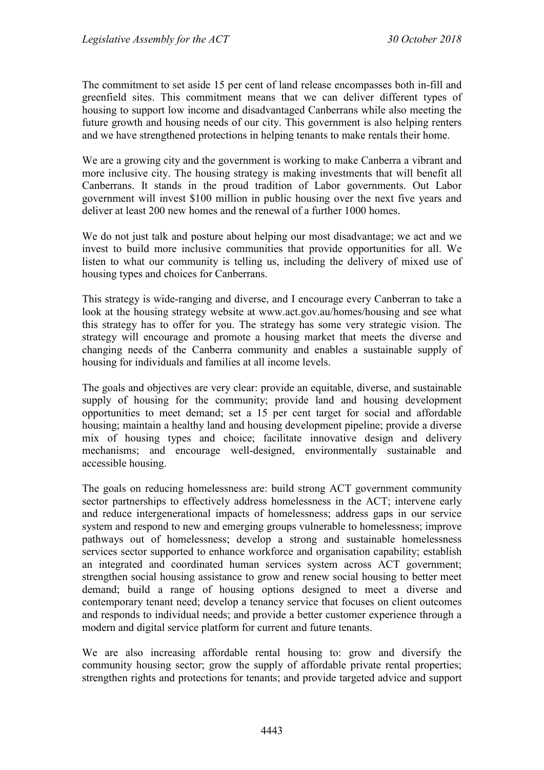The commitment to set aside 15 per cent of land release encompasses both in-fill and greenfield sites. This commitment means that we can deliver different types of housing to support low income and disadvantaged Canberrans while also meeting the future growth and housing needs of our city. This government is also helping renters and we have strengthened protections in helping tenants to make rentals their home.

We are a growing city and the government is working to make Canberra a vibrant and more inclusive city. The housing strategy is making investments that will benefit all Canberrans. It stands in the proud tradition of Labor governments. Out Labor government will invest $100 million in public housing over the next five years and deliver at least 200 new homes and the renewal of a further 1000 homes.

We do not just talk and posture about helping our most disadvantage; we act and we invest to build more inclusive communities that provide opportunities for all. We listen to what our community is telling us, including the delivery of mixed use of housing types and choices for Canberrans.

This strategy is wide-ranging and diverse, and I encourage every Canberran to take a look at the housing strategy website at www.act.gov.au/homes/housing and see what this strategy has to offer for you. The strategy has some very strategic vision. The strategy will encourage and promote a housing market that meets the diverse and changing needs of the Canberra community and enables a sustainable supply of housing for individuals and families at all income levels.

The goals and objectives are very clear: provide an equitable, diverse, and sustainable supply of housing for the community; provide land and housing development opportunities to meet demand; set a 15 per cent target for social and affordable housing; maintain a healthy land and housing development pipeline; provide a diverse mix of housing types and choice; facilitate innovative design and delivery mechanisms; and encourage well-designed, environmentally sustainable and accessible housing.

The goals on reducing homelessness are: build strong ACT government community sector partnerships to effectively address homelessness in the ACT; intervene early and reduce intergenerational impacts of homelessness; address gaps in our service system and respond to new and emerging groups vulnerable to homelessness; improve pathways out of homelessness; develop a strong and sustainable homelessness services sector supported to enhance workforce and organisation capability; establish an integrated and coordinated human services system across ACT government; strengthen social housing assistance to grow and renew social housing to better meet demand; build a range of housing options designed to meet a diverse and contemporary tenant need; develop a tenancy service that focuses on client outcomes and responds to individual needs; and provide a better customer experience through a modern and digital service platform for current and future tenants.

We are also increasing affordable rental housing to: grow and diversify the community housing sector; grow the supply of affordable private rental properties; strengthen rights and protections for tenants; and provide targeted advice and support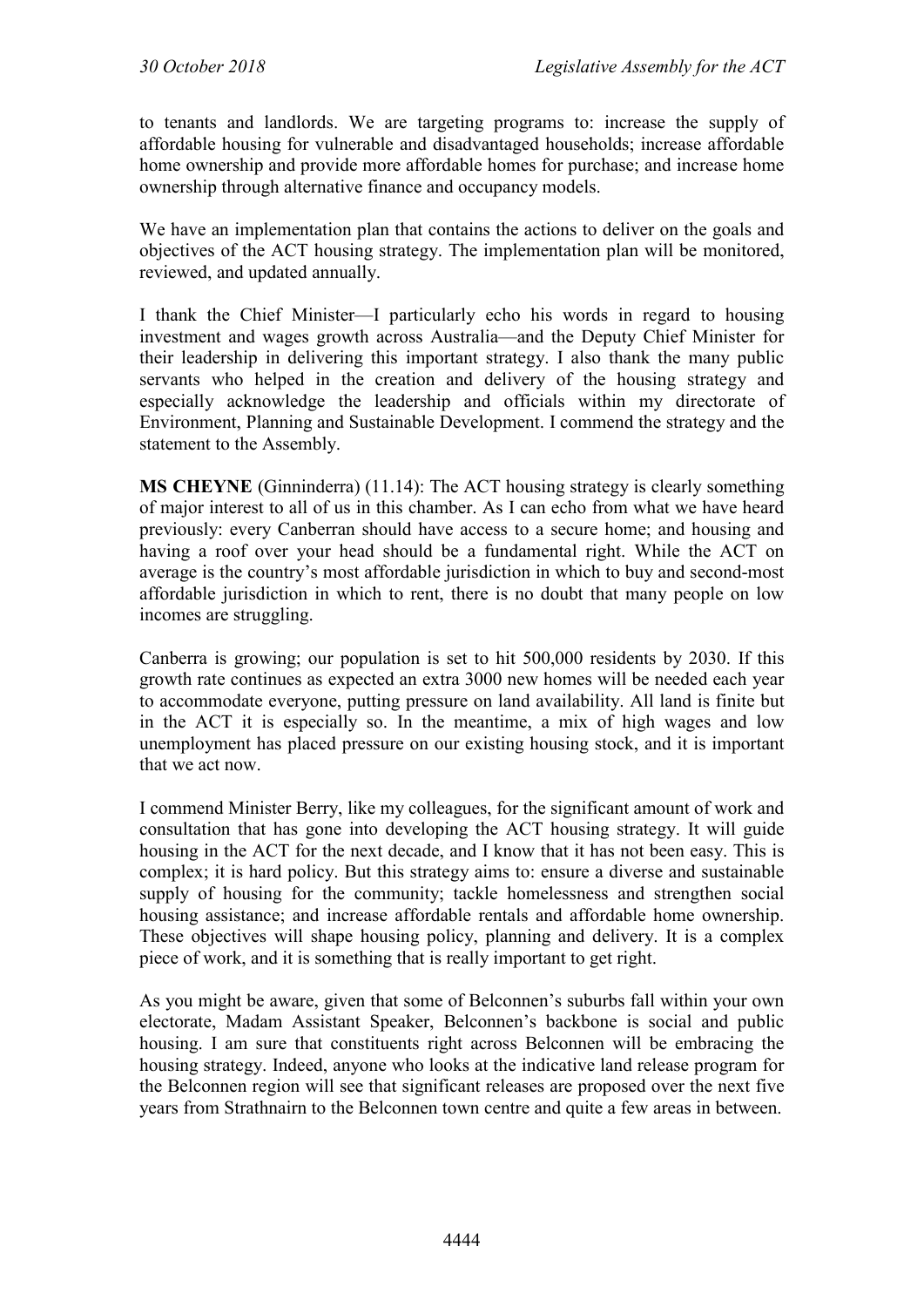to tenants and landlords. We are targeting programs to: increase the supply of affordable housing for vulnerable and disadvantaged households; increase affordable home ownership and provide more affordable homes for purchase; and increase home ownership through alternative finance and occupancy models.

We have an implementation plan that contains the actions to deliver on the goals and objectives of the ACT housing strategy. The implementation plan will be monitored, reviewed, and updated annually.

I thank the Chief Minister—I particularly echo his words in regard to housing investment and wages growth across Australia—and the Deputy Chief Minister for their leadership in delivering this important strategy. I also thank the many public servants who helped in the creation and delivery of the housing strategy and especially acknowledge the leadership and officials within my directorate of Environment, Planning and Sustainable Development. I commend the strategy and the statement to the Assembly.

**MS CHEYNE** (Ginninderra) (11.14): The ACT housing strategy is clearly something of major interest to all of us in this chamber. As I can echo from what we have heard previously: every Canberran should have access to a secure home; and housing and having a roof over your head should be a fundamental right. While the ACT on average is the country's most affordable jurisdiction in which to buy and second-most affordable jurisdiction in which to rent, there is no doubt that many people on low incomes are struggling.

Canberra is growing; our population is set to hit 500,000 residents by 2030. If this growth rate continues as expected an extra 3000 new homes will be needed each year to accommodate everyone, putting pressure on land availability. All land is finite but in the ACT it is especially so. In the meantime, a mix of high wages and low unemployment has placed pressure on our existing housing stock, and it is important that we act now.

I commend Minister Berry, like my colleagues, for the significant amount of work and consultation that has gone into developing the ACT housing strategy. It will guide housing in the ACT for the next decade, and I know that it has not been easy. This is complex; it is hard policy. But this strategy aims to: ensure a diverse and sustainable supply of housing for the community; tackle homelessness and strengthen social housing assistance; and increase affordable rentals and affordable home ownership. These objectives will shape housing policy, planning and delivery. It is a complex piece of work, and it is something that is really important to get right.

As you might be aware, given that some of Belconnen's suburbs fall within your own electorate, Madam Assistant Speaker, Belconnen's backbone is social and public housing. I am sure that constituents right across Belconnen will be embracing the housing strategy. Indeed, anyone who looks at the indicative land release program for the Belconnen region will see that significant releases are proposed over the next five years from Strathnairn to the Belconnen town centre and quite a few areas in between.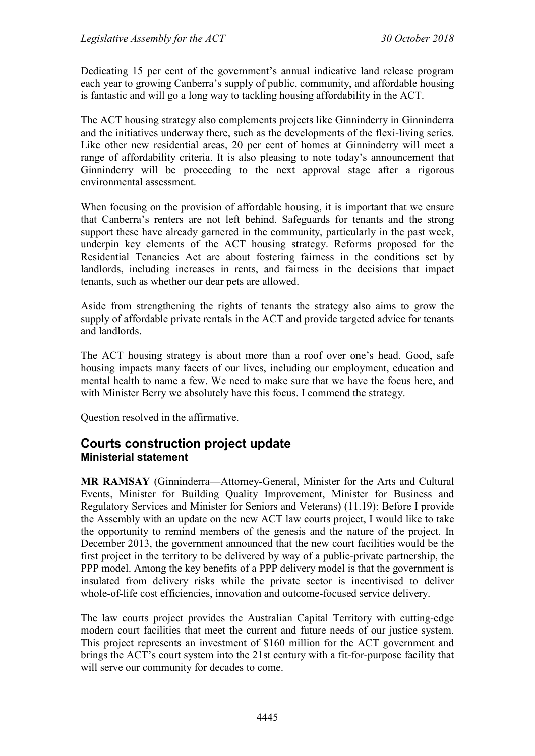Dedicating 15 per cent of the government's annual indicative land release program each year to growing Canberra's supply of public, community, and affordable housing is fantastic and will go a long way to tackling housing affordability in the ACT.

The ACT housing strategy also complements projects like Ginninderry in Ginninderra and the initiatives underway there, such as the developments of the flexi-living series. Like other new residential areas, 20 per cent of homes at Ginninderry will meet a range of affordability criteria. It is also pleasing to note today's announcement that Ginninderry will be proceeding to the next approval stage after a rigorous environmental assessment.

When focusing on the provision of affordable housing, it is important that we ensure that Canberra's renters are not left behind. Safeguards for tenants and the strong support these have already garnered in the community, particularly in the past week, underpin key elements of the ACT housing strategy. Reforms proposed for the Residential Tenancies Act are about fostering fairness in the conditions set by landlords, including increases in rents, and fairness in the decisions that impact tenants, such as whether our dear pets are allowed.

Aside from strengthening the rights of tenants the strategy also aims to grow the supply of affordable private rentals in the ACT and provide targeted advice for tenants and landlords.

The ACT housing strategy is about more than a roof over one's head. Good, safe housing impacts many facets of our lives, including our employment, education and mental health to name a few. We need to make sure that we have the focus here, and with Minister Berry we absolutely have this focus. I commend the strategy.

Question resolved in the affirmative.

## Courts construction project update
### Ministerial statement

**MR RAMSAY** (Ginninderra—Attorney-General, Minister for the Arts and Cultural Events, Minister for Building Quality Improvement, Minister for Business and Regulatory Services and Minister for Seniors and Veterans) (11.19): Before I provide the Assembly with an update on the new ACT law courts project, I would like to take the opportunity to remind members of the genesis and the nature of the project. In December 2013, the government announced that the new court facilities would be the first project in the territory to be delivered by way of a public-private partnership, the PPP model. Among the key benefits of a PPP delivery model is that the government is insulated from delivery risks while the private sector is incentivised to deliver whole-of-life cost efficiencies, innovation and outcome-focused service delivery.

The law courts project provides the Australian Capital Territory with cutting-edge modern court facilities that meet the current and future needs of our justice system. This project represents an investment of $160 million for the ACT government and brings the ACT's court system into the 21st century with a fit-for-purpose facility that will serve our community for decades to come.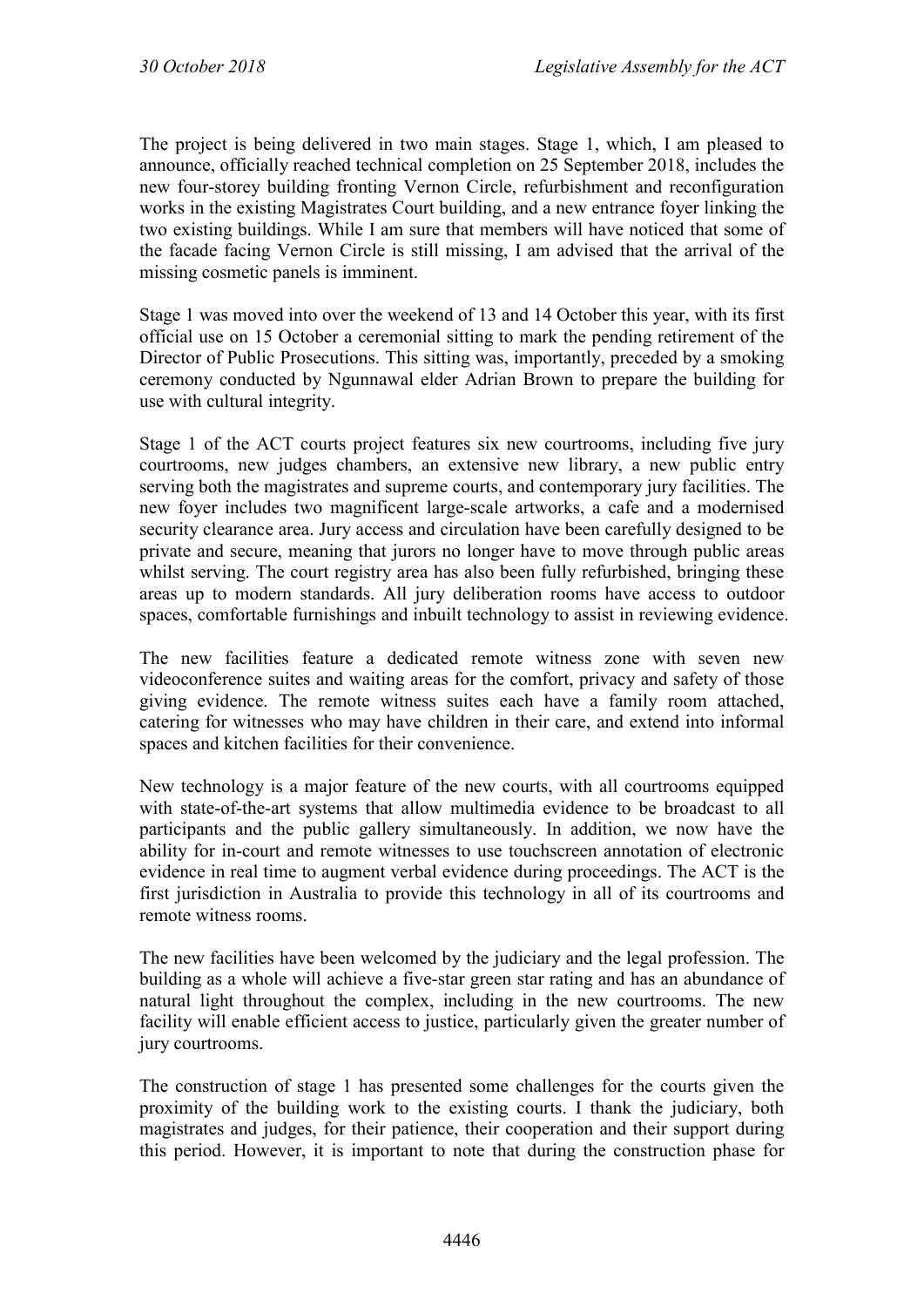The project is being delivered in two main stages. Stage 1, which, I am pleased to announce, officially reached technical completion on 25 September 2018, includes the new four-storey building fronting Vernon Circle, refurbishment and reconfiguration works in the existing Magistrates Court building, and a new entrance foyer linking the two existing buildings. While I am sure that members will have noticed that some of the facade facing Vernon Circle is still missing, I am advised that the arrival of the missing cosmetic panels is imminent.

Stage 1 was moved into over the weekend of 13 and 14 October this year, with its first official use on 15 October a ceremonial sitting to mark the pending retirement of the Director of Public Prosecutions. This sitting was, importantly, preceded by a smoking ceremony conducted by Ngunnawal elder Adrian Brown to prepare the building for use with cultural integrity.

Stage 1 of the ACT courts project features six new courtrooms, including five jury courtrooms, new judges chambers, an extensive new library, a new public entry serving both the magistrates and supreme courts, and contemporary jury facilities. The new foyer includes two magnificent large-scale artworks, a cafe and a modernised security clearance area. Jury access and circulation have been carefully designed to be private and secure, meaning that jurors no longer have to move through public areas whilst serving. The court registry area has also been fully refurbished, bringing these areas up to modern standards. All jury deliberation rooms have access to outdoor spaces, comfortable furnishings and inbuilt technology to assist in reviewing evidence.

The new facilities feature a dedicated remote witness zone with seven new videoconference suites and waiting areas for the comfort, privacy and safety of those giving evidence. The remote witness suites each have a family room attached, catering for witnesses who may have children in their care, and extend into informal spaces and kitchen facilities for their convenience.

New technology is a major feature of the new courts, with all courtrooms equipped with state-of-the-art systems that allow multimedia evidence to be broadcast to all participants and the public gallery simultaneously. In addition, we now have the ability for in-court and remote witnesses to use touchscreen annotation of electronic evidence in real time to augment verbal evidence during proceedings. The ACT is the first jurisdiction in Australia to provide this technology in all of its courtrooms and remote witness rooms.

The new facilities have been welcomed by the judiciary and the legal profession. The building as a whole will achieve a five-star green star rating and has an abundance of natural light throughout the complex, including in the new courtrooms. The new facility will enable efficient access to justice, particularly given the greater number of jury courtrooms.

The construction of stage 1 has presented some challenges for the courts given the proximity of the building work to the existing courts. I thank the judiciary, both magistrates and judges, for their patience, their cooperation and their support during this period. However, it is important to note that during the construction phase for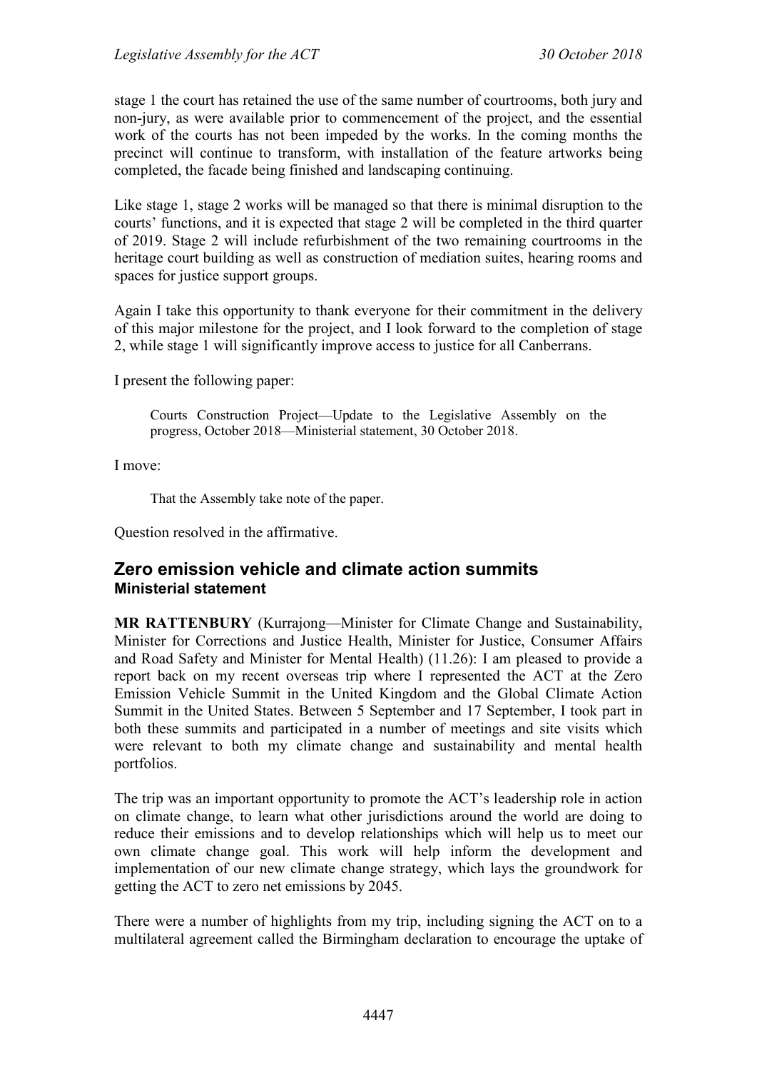stage 1 the court has retained the use of the same number of courtrooms, both jury and non-jury, as were available prior to commencement of the project, and the essential work of the courts has not been impeded by the works. In the coming months the precinct will continue to transform, with installation of the feature artworks being completed, the facade being finished and landscaping continuing.

Like stage 1, stage 2 works will be managed so that there is minimal disruption to the courts' functions, and it is expected that stage 2 will be completed in the third quarter of 2019. Stage 2 will include refurbishment of the two remaining courtrooms in the heritage court building as well as construction of mediation suites, hearing rooms and spaces for justice support groups.

Again I take this opportunity to thank everyone for their commitment in the delivery of this major milestone for the project, and I look forward to the completion of stage 2, while stage 1 will significantly improve access to justice for all Canberrans.

I present the following paper:

> Courts Construction Project—Update to the Legislative Assembly on the progress, October 2018—Ministerial statement, 30 October 2018.

I move:

> That the Assembly take note of the paper.

Question resolved in the affirmative.

## Zero emission vehicle and climate action summits

### Ministerial statement

**MR RATTENBURY** (Kurrajong—Minister for Climate Change and Sustainability, Minister for Corrections and Justice Health, Minister for Justice, Consumer Affairs and Road Safety and Minister for Mental Health) (11.26): I am pleased to provide a report back on my recent overseas trip where I represented the ACT at the Zero Emission Vehicle Summit in the United Kingdom and the Global Climate Action Summit in the United States. Between 5 September and 17 September, I took part in both these summits and participated in a number of meetings and site visits which were relevant to both my climate change and sustainability and mental health portfolios.

The trip was an important opportunity to promote the ACT's leadership role in action on climate change, to learn what other jurisdictions around the world are doing to reduce their emissions and to develop relationships which will help us to meet our own climate change goal. This work will help inform the development and implementation of our new climate change strategy, which lays the groundwork for getting the ACT to zero net emissions by 2045.

There were a number of highlights from my trip, including signing the ACT on to a multilateral agreement called the Birmingham declaration to encourage the uptake of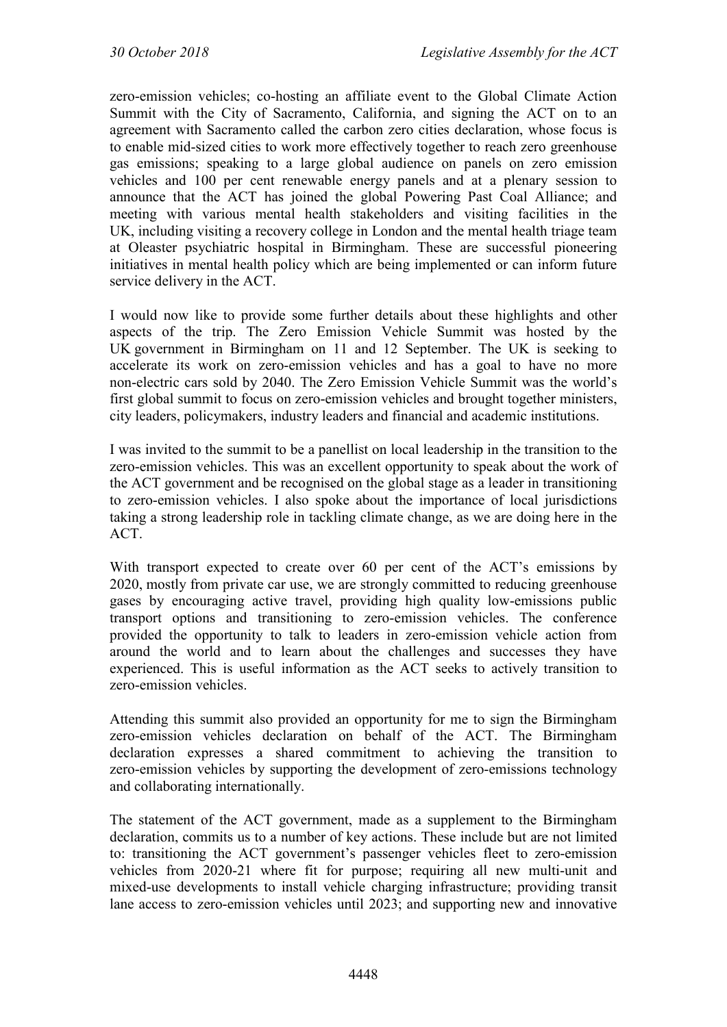zero-emission vehicles; co-hosting an affiliate event to the Global Climate Action Summit with the City of Sacramento, California, and signing the ACT on to an agreement with Sacramento called the carbon zero cities declaration, whose focus is to enable mid-sized cities to work more effectively together to reach zero greenhouse gas emissions; speaking to a large global audience on panels on zero emission vehicles and 100 per cent renewable energy panels and at a plenary session to announce that the ACT has joined the global Powering Past Coal Alliance; and meeting with various mental health stakeholders and visiting facilities in the UK, including visiting a recovery college in London and the mental health triage team at Oleaster psychiatric hospital in Birmingham. These are successful pioneering initiatives in mental health policy which are being implemented or can inform future service delivery in the ACT.

I would now like to provide some further details about these highlights and other aspects of the trip. The Zero Emission Vehicle Summit was hosted by the UK government in Birmingham on 11 and 12 September. The UK is seeking to accelerate its work on zero-emission vehicles and has a goal to have no more non-electric cars sold by 2040. The Zero Emission Vehicle Summit was the world's first global summit to focus on zero-emission vehicles and brought together ministers, city leaders, policymakers, industry leaders and financial and academic institutions.

I was invited to the summit to be a panellist on local leadership in the transition to the zero-emission vehicles. This was an excellent opportunity to speak about the work of the ACT government and be recognised on the global stage as a leader in transitioning to zero-emission vehicles. I also spoke about the importance of local jurisdictions taking a strong leadership role in tackling climate change, as we are doing here in the ACT.

With transport expected to create over 60 per cent of the ACT's emissions by 2020, mostly from private car use, we are strongly committed to reducing greenhouse gases by encouraging active travel, providing high quality low-emissions public transport options and transitioning to zero-emission vehicles. The conference provided the opportunity to talk to leaders in zero-emission vehicle action from around the world and to learn about the challenges and successes they have experienced. This is useful information as the ACT seeks to actively transition to zero-emission vehicles.

Attending this summit also provided an opportunity for me to sign the Birmingham zero-emission vehicles declaration on behalf of the ACT. The Birmingham declaration expresses a shared commitment to achieving the transition to zero-emission vehicles by supporting the development of zero-emissions technology and collaborating internationally.

The statement of the ACT government, made as a supplement to the Birmingham declaration, commits us to a number of key actions. These include but are not limited to: transitioning the ACT government's passenger vehicles fleet to zero-emission vehicles from 2020-21 where fit for purpose; requiring all new multi-unit and mixed-use developments to install vehicle charging infrastructure; providing transit lane access to zero-emission vehicles until 2023; and supporting new and innovative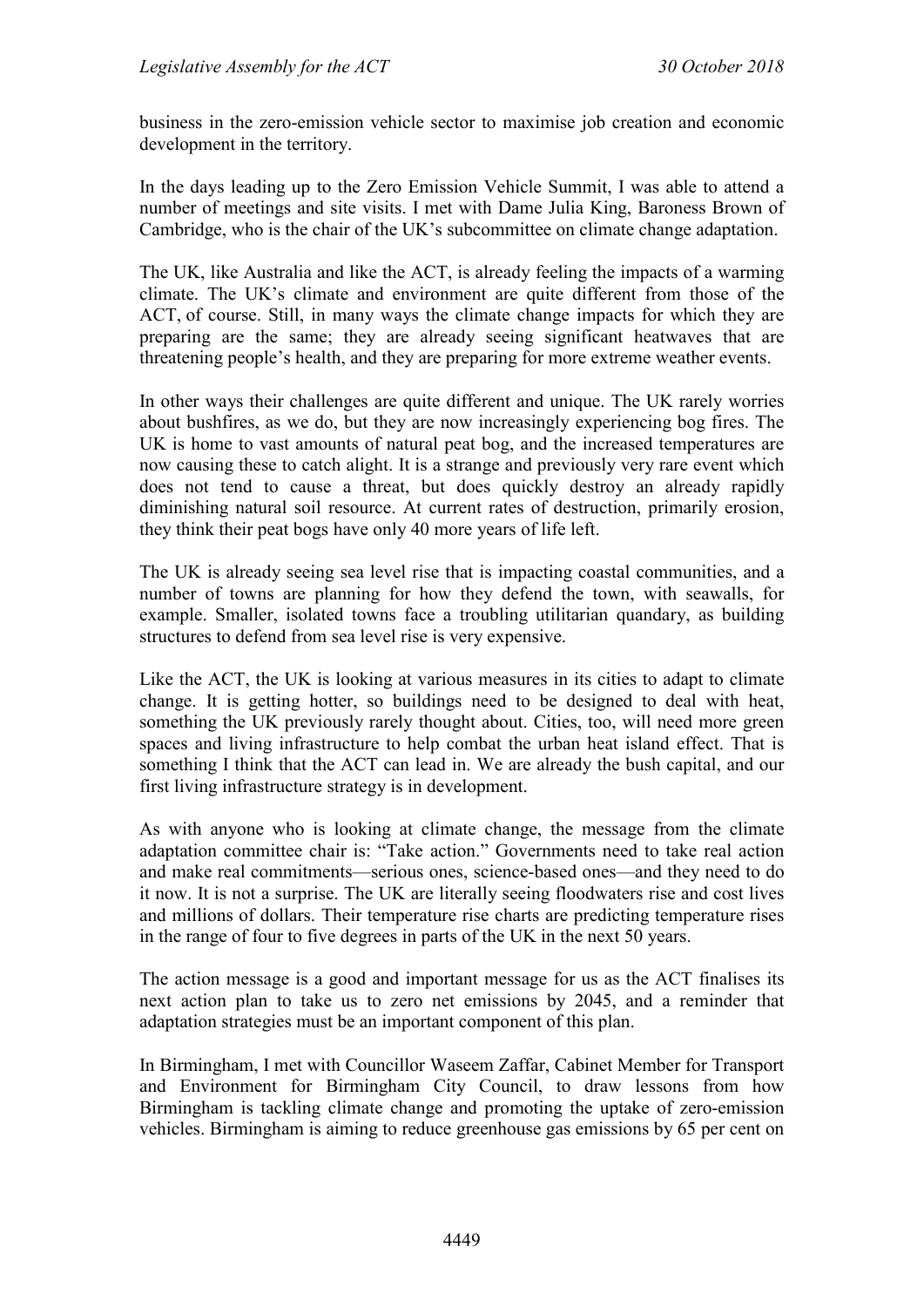business in the zero-emission vehicle sector to maximise job creation and economic development in the territory.

In the days leading up to the Zero Emission Vehicle Summit, I was able to attend a number of meetings and site visits. I met with Dame Julia King, Baroness Brown of Cambridge, who is the chair of the UK's subcommittee on climate change adaptation.

The UK, like Australia and like the ACT, is already feeling the impacts of a warming climate. The UK's climate and environment are quite different from those of the ACT, of course. Still, in many ways the climate change impacts for which they are preparing are the same; they are already seeing significant heatwaves that are threatening people's health, and they are preparing for more extreme weather events.

In other ways their challenges are quite different and unique. The UK rarely worries about bushfires, as we do, but they are now increasingly experiencing bog fires. The UK is home to vast amounts of natural peat bog, and the increased temperatures are now causing these to catch alight. It is a strange and previously very rare event which does not tend to cause a threat, but does quickly destroy an already rapidly diminishing natural soil resource. At current rates of destruction, primarily erosion, they think their peat bogs have only 40 more years of life left.

The UK is already seeing sea level rise that is impacting coastal communities, and a number of towns are planning for how they defend the town, with seawalls, for example. Smaller, isolated towns face a troubling utilitarian quandary, as building structures to defend from sea level rise is very expensive.

Like the ACT, the UK is looking at various measures in its cities to adapt to climate change. It is getting hotter, so buildings need to be designed to deal with heat, something the UK previously rarely thought about. Cities, too, will need more green spaces and living infrastructure to help combat the urban heat island effect. That is something I think that the ACT can lead in. We are already the bush capital, and our first living infrastructure strategy is in development.

As with anyone who is looking at climate change, the message from the climate adaptation committee chair is: "Take action." Governments need to take real action and make real commitments—serious ones, science-based ones—and they need to do it now. It is not a surprise. The UK are literally seeing floodwaters rise and cost lives and millions of dollars. Their temperature rise charts are predicting temperature rises in the range of four to five degrees in parts of the UK in the next 50 years.

The action message is a good and important message for us as the ACT finalises its next action plan to take us to zero net emissions by 2045, and a reminder that adaptation strategies must be an important component of this plan.

In Birmingham, I met with Councillor Waseem Zaffar, Cabinet Member for Transport and Environment for Birmingham City Council, to draw lessons from how Birmingham is tackling climate change and promoting the uptake of zero-emission vehicles. Birmingham is aiming to reduce greenhouse gas emissions by 65 per cent on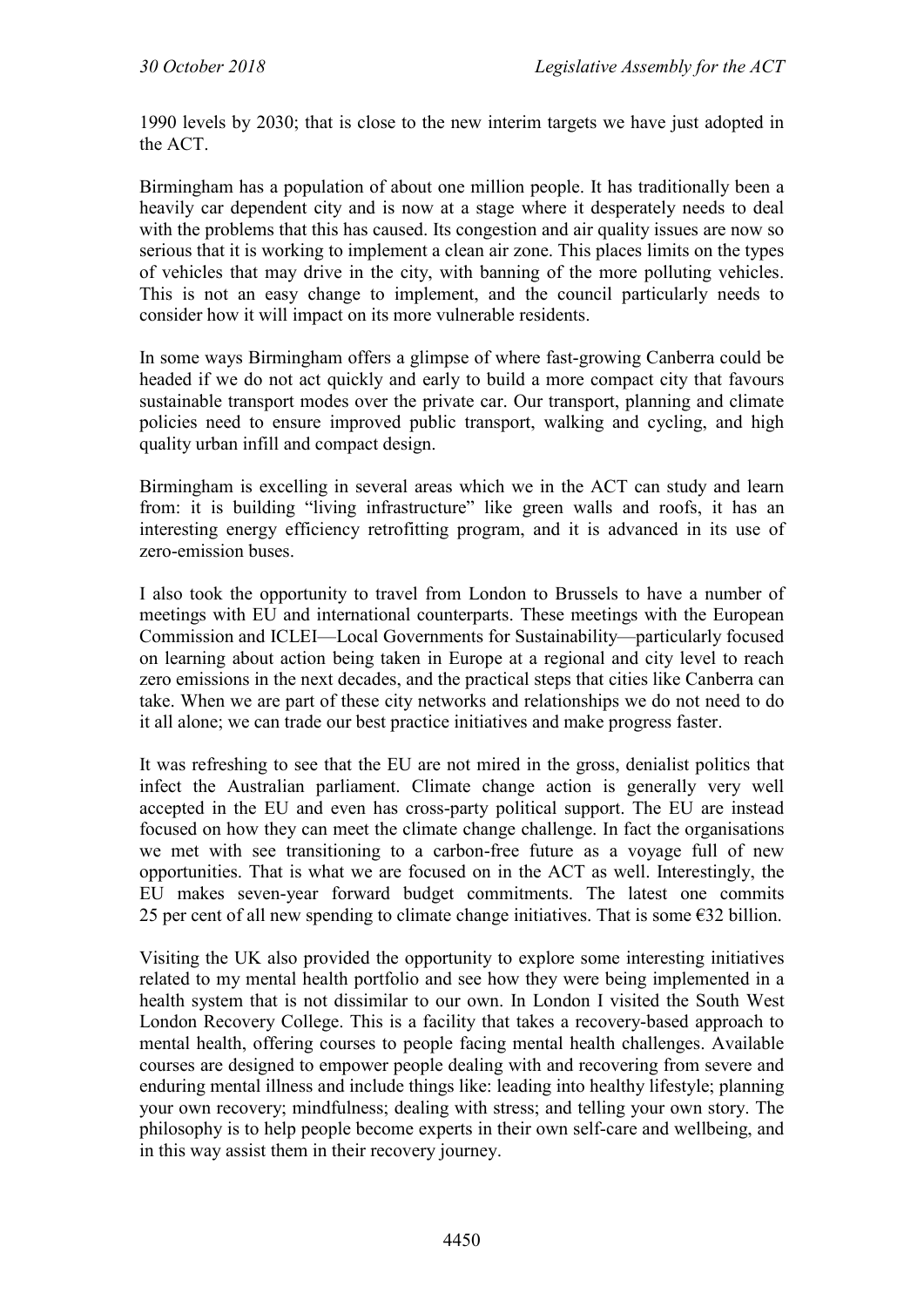1990 levels by 2030; that is close to the new interim targets we have just adopted in the ACT.

Birmingham has a population of about one million people. It has traditionally been a heavily car dependent city and is now at a stage where it desperately needs to deal with the problems that this has caused. Its congestion and air quality issues are now so serious that it is working to implement a clean air zone. This places limits on the types of vehicles that may drive in the city, with banning of the more polluting vehicles. This is not an easy change to implement, and the council particularly needs to consider how it will impact on its more vulnerable residents.

In some ways Birmingham offers a glimpse of where fast-growing Canberra could be headed if we do not act quickly and early to build a more compact city that favours sustainable transport modes over the private car. Our transport, planning and climate policies need to ensure improved public transport, walking and cycling, and high quality urban infill and compact design.

Birmingham is excelling in several areas which we in the ACT can study and learn from: it is building "living infrastructure" like green walls and roofs, it has an interesting energy efficiency retrofitting program, and it is advanced in its use of zero-emission buses.

I also took the opportunity to travel from London to Brussels to have a number of meetings with EU and international counterparts. These meetings with the European Commission and ICLEI—Local Governments for Sustainability—particularly focused on learning about action being taken in Europe at a regional and city level to reach zero emissions in the next decades, and the practical steps that cities like Canberra can take. When we are part of these city networks and relationships we do not need to do it all alone; we can trade our best practice initiatives and make progress faster.

It was refreshing to see that the EU are not mired in the gross, denialist politics that infect the Australian parliament. Climate change action is generally very well accepted in the EU and even has cross-party political support. The EU are instead focused on how they can meet the climate change challenge. In fact the organisations we met with see transitioning to a carbon-free future as a voyage full of new opportunities. That is what we are focused on in the ACT as well. Interestingly, the EU makes seven-year forward budget commitments. The latest one commits 25 per cent of all new spending to climate change initiatives. That is some €32 billion.

Visiting the UK also provided the opportunity to explore some interesting initiatives related to my mental health portfolio and see how they were being implemented in a health system that is not dissimilar to our own. In London I visited the South West London Recovery College. This is a facility that takes a recovery-based approach to mental health, offering courses to people facing mental health challenges. Available courses are designed to empower people dealing with and recovering from severe and enduring mental illness and include things like: leading into healthy lifestyle; planning your own recovery; mindfulness; dealing with stress; and telling your own story. The philosophy is to help people become experts in their own self-care and wellbeing, and in this way assist them in their recovery journey.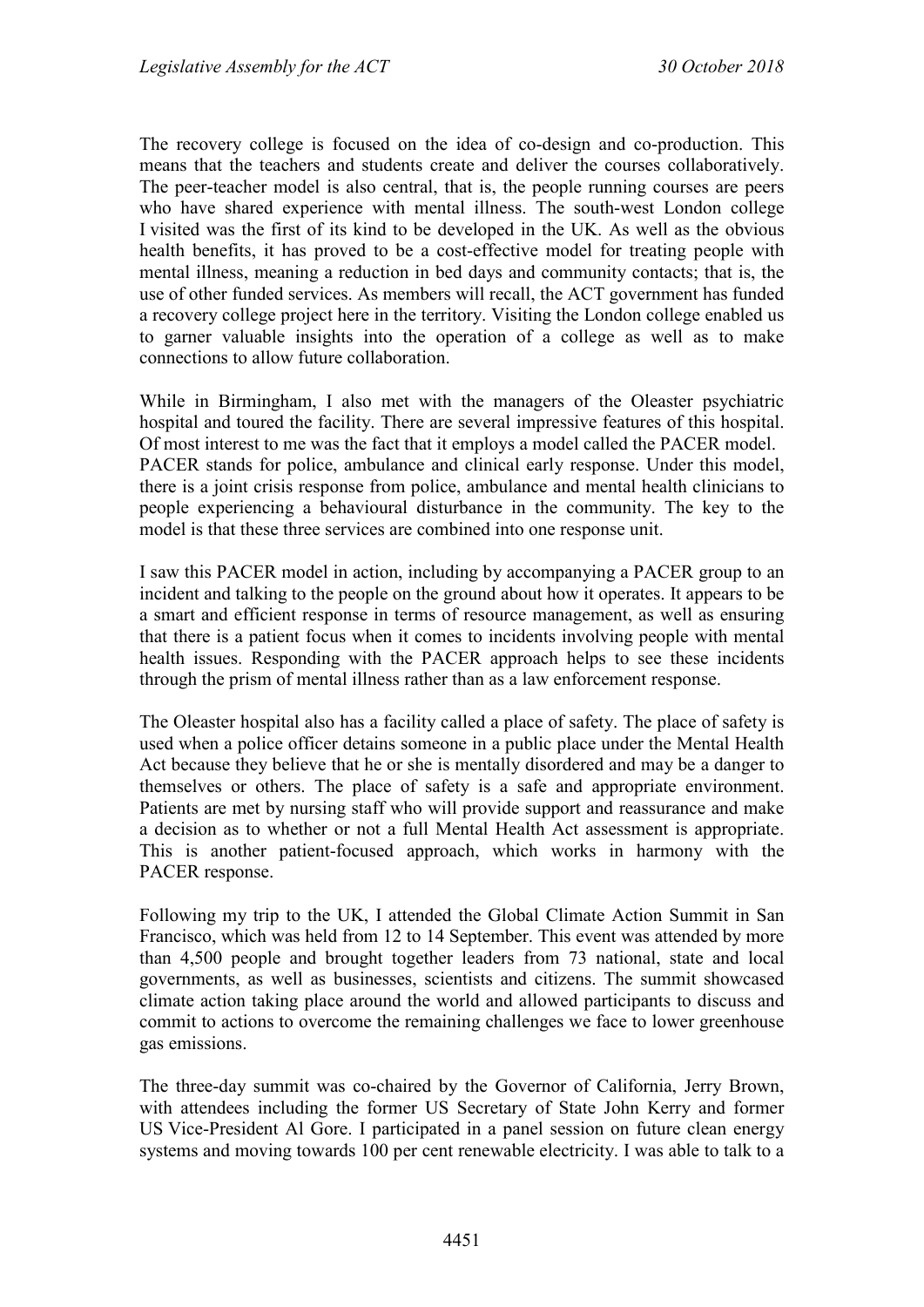The recovery college is focused on the idea of co-design and co-production. This means that the teachers and students create and deliver the courses collaboratively. The peer-teacher model is also central, that is, the people running courses are peers who have shared experience with mental illness. The south-west London college I visited was the first of its kind to be developed in the UK. As well as the obvious health benefits, it has proved to be a cost-effective model for treating people with mental illness, meaning a reduction in bed days and community contacts; that is, the use of other funded services. As members will recall, the ACT government has funded a recovery college project here in the territory. Visiting the London college enabled us to garner valuable insights into the operation of a college as well as to make connections to allow future collaboration.

While in Birmingham, I also met with the managers of the Oleaster psychiatric hospital and toured the facility. There are several impressive features of this hospital. Of most interest to me was the fact that it employs a model called the PACER model. PACER stands for police, ambulance and clinical early response. Under this model, there is a joint crisis response from police, ambulance and mental health clinicians to people experiencing a behavioural disturbance in the community. The key to the model is that these three services are combined into one response unit.

I saw this PACER model in action, including by accompanying a PACER group to an incident and talking to the people on the ground about how it operates. It appears to be a smart and efficient response in terms of resource management, as well as ensuring that there is a patient focus when it comes to incidents involving people with mental health issues. Responding with the PACER approach helps to see these incidents through the prism of mental illness rather than as a law enforcement response.

The Oleaster hospital also has a facility called a place of safety. The place of safety is used when a police officer detains someone in a public place under the Mental Health Act because they believe that he or she is mentally disordered and may be a danger to themselves or others. The place of safety is a safe and appropriate environment. Patients are met by nursing staff who will provide support and reassurance and make a decision as to whether or not a full Mental Health Act assessment is appropriate. This is another patient-focused approach, which works in harmony with the PACER response.

Following my trip to the UK, I attended the Global Climate Action Summit in San Francisco, which was held from 12 to 14 September. This event was attended by more than 4,500 people and brought together leaders from 73 national, state and local governments, as well as businesses, scientists and citizens. The summit showcased climate action taking place around the world and allowed participants to discuss and commit to actions to overcome the remaining challenges we face to lower greenhouse gas emissions.

The three-day summit was co-chaired by the Governor of California, Jerry Brown, with attendees including the former US Secretary of State John Kerry and former US Vice-President Al Gore. I participated in a panel session on future clean energy systems and moving towards 100 per cent renewable electricity. I was able to talk to a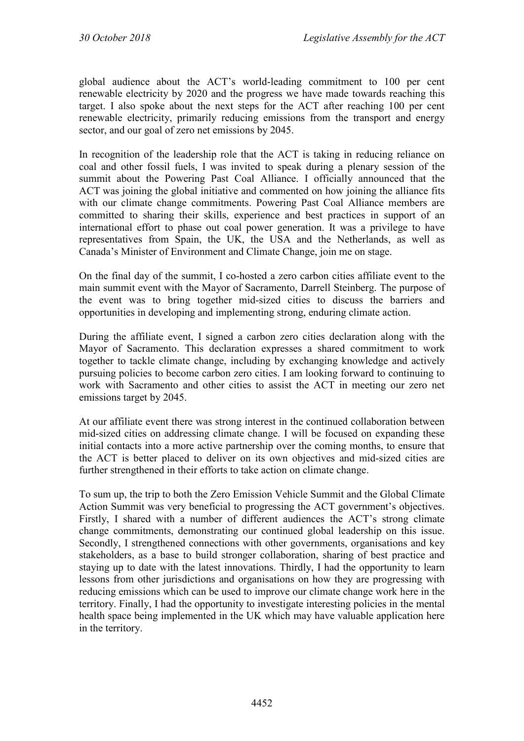global audience about the ACT's world-leading commitment to 100 per cent renewable electricity by 2020 and the progress we have made towards reaching this target. I also spoke about the next steps for the ACT after reaching 100 per cent renewable electricity, primarily reducing emissions from the transport and energy sector, and our goal of zero net emissions by 2045.

In recognition of the leadership role that the ACT is taking in reducing reliance on coal and other fossil fuels, I was invited to speak during a plenary session of the summit about the Powering Past Coal Alliance. I officially announced that the ACT was joining the global initiative and commented on how joining the alliance fits with our climate change commitments. Powering Past Coal Alliance members are committed to sharing their skills, experience and best practices in support of an international effort to phase out coal power generation. It was a privilege to have representatives from Spain, the UK, the USA and the Netherlands, as well as Canada's Minister of Environment and Climate Change, join me on stage.

On the final day of the summit, I co-hosted a zero carbon cities affiliate event to the main summit event with the Mayor of Sacramento, Darrell Steinberg. The purpose of the event was to bring together mid-sized cities to discuss the barriers and opportunities in developing and implementing strong, enduring climate action.

During the affiliate event, I signed a carbon zero cities declaration along with the Mayor of Sacramento. This declaration expresses a shared commitment to work together to tackle climate change, including by exchanging knowledge and actively pursuing policies to become carbon zero cities. I am looking forward to continuing to work with Sacramento and other cities to assist the ACT in meeting our zero net emissions target by 2045.

At our affiliate event there was strong interest in the continued collaboration between mid-sized cities on addressing climate change. I will be focused on expanding these initial contacts into a more active partnership over the coming months, to ensure that the ACT is better placed to deliver on its own objectives and mid-sized cities are further strengthened in their efforts to take action on climate change.

To sum up, the trip to both the Zero Emission Vehicle Summit and the Global Climate Action Summit was very beneficial to progressing the ACT government's objectives. Firstly, I shared with a number of different audiences the ACT's strong climate change commitments, demonstrating our continued global leadership on this issue. Secondly, I strengthened connections with other governments, organisations and key stakeholders, as a base to build stronger collaboration, sharing of best practice and staying up to date with the latest innovations. Thirdly, I had the opportunity to learn lessons from other jurisdictions and organisations on how they are progressing with reducing emissions which can be used to improve our climate change work here in the territory. Finally, I had the opportunity to investigate interesting policies in the mental health space being implemented in the UK which may have valuable application here in the territory.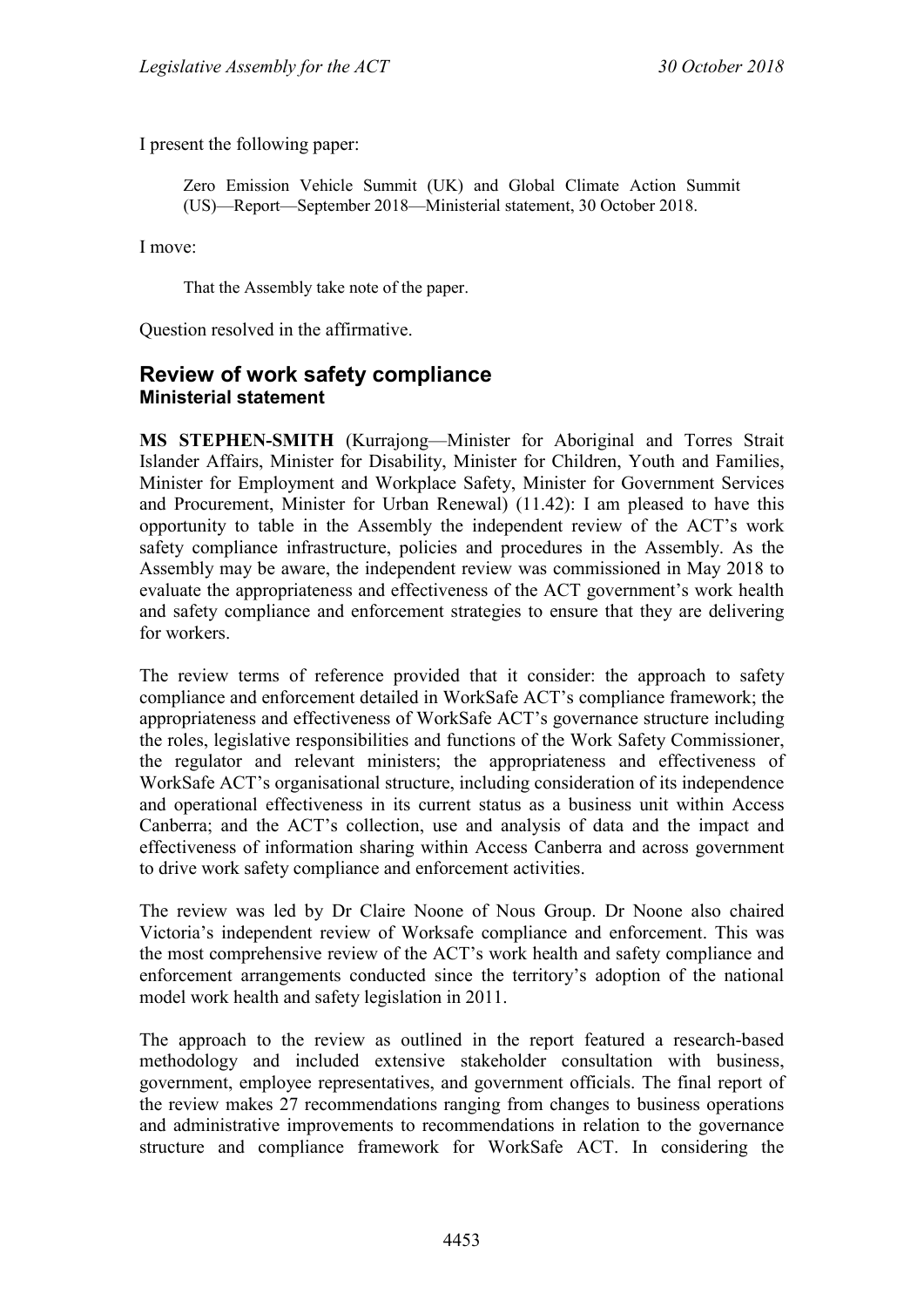I present the following paper:

> Zero Emission Vehicle Summit (UK) and Global Climate Action Summit (US)—Report—September 2018—Ministerial statement, 30 October 2018.

I move:

> That the Assembly take note of the paper.

Question resolved in the affirmative.

## Review of work safety compliance
### Ministerial statement

**MS STEPHEN-SMITH** (Kurrajong—Minister for Aboriginal and Torres Strait Islander Affairs, Minister for Disability, Minister for Children, Youth and Families, Minister for Employment and Workplace Safety, Minister for Government Services and Procurement, Minister for Urban Renewal) (11.42): I am pleased to have this opportunity to table in the Assembly the independent review of the ACT's work safety compliance infrastructure, policies and procedures in the Assembly. As the Assembly may be aware, the independent review was commissioned in May 2018 to evaluate the appropriateness and effectiveness of the ACT government's work health and safety compliance and enforcement strategies to ensure that they are delivering for workers.

The review terms of reference provided that it consider: the approach to safety compliance and enforcement detailed in WorkSafe ACT's compliance framework; the appropriateness and effectiveness of WorkSafe ACT's governance structure including the roles, legislative responsibilities and functions of the Work Safety Commissioner, the regulator and relevant ministers; the appropriateness and effectiveness of WorkSafe ACT's organisational structure, including consideration of its independence and operational effectiveness in its current status as a business unit within Access Canberra; and the ACT's collection, use and analysis of data and the impact and effectiveness of information sharing within Access Canberra and across government to drive work safety compliance and enforcement activities.

The review was led by Dr Claire Noone of Nous Group. Dr Noone also chaired Victoria's independent review of Worksafe compliance and enforcement. This was the most comprehensive review of the ACT's work health and safety compliance and enforcement arrangements conducted since the territory's adoption of the national model work health and safety legislation in 2011.

The approach to the review as outlined in the report featured a research-based methodology and included extensive stakeholder consultation with business, government, employee representatives, and government officials. The final report of the review makes 27 recommendations ranging from changes to business operations and administrative improvements to recommendations in relation to the governance structure and compliance framework for WorkSafe ACT. In considering the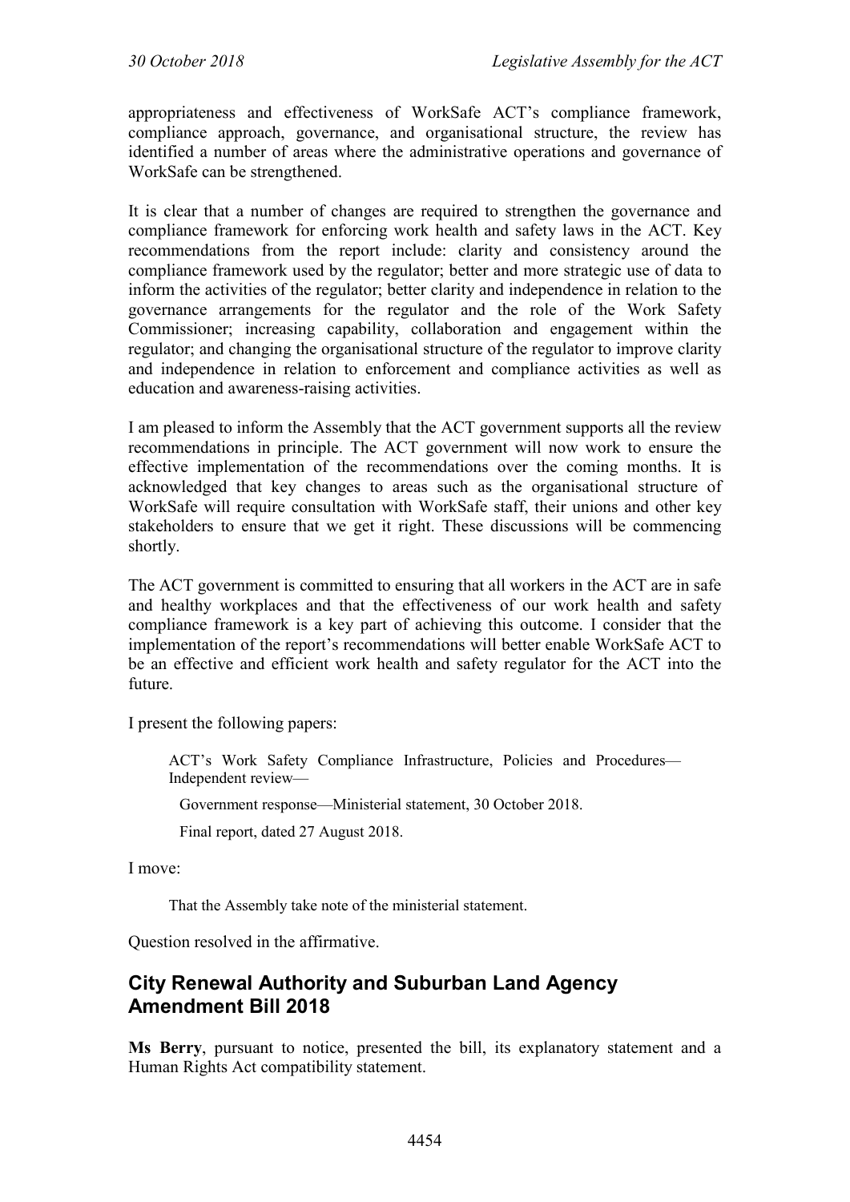appropriateness and effectiveness of WorkSafe ACT's compliance framework, compliance approach, governance, and organisational structure, the review has identified a number of areas where the administrative operations and governance of WorkSafe can be strengthened.

It is clear that a number of changes are required to strengthen the governance and compliance framework for enforcing work health and safety laws in the ACT. Key recommendations from the report include: clarity and consistency around the compliance framework used by the regulator; better and more strategic use of data to inform the activities of the regulator; better clarity and independence in relation to the governance arrangements for the regulator and the role of the Work Safety Commissioner; increasing capability, collaboration and engagement within the regulator; and changing the organisational structure of the regulator to improve clarity and independence in relation to enforcement and compliance activities as well as education and awareness-raising activities.

I am pleased to inform the Assembly that the ACT government supports all the review recommendations in principle. The ACT government will now work to ensure the effective implementation of the recommendations over the coming months. It is acknowledged that key changes to areas such as the organisational structure of WorkSafe will require consultation with WorkSafe staff, their unions and other key stakeholders to ensure that we get it right. These discussions will be commencing shortly.

The ACT government is committed to ensuring that all workers in the ACT are in safe and healthy workplaces and that the effectiveness of our work health and safety compliance framework is a key part of achieving this outcome. I consider that the implementation of the report's recommendations will better enable WorkSafe ACT to be an effective and efficient work health and safety regulator for the ACT into the future.

I present the following papers:

> ACT's Work Safety Compliance Infrastructure, Policies and Procedures—Independent review—
>
> Government response—Ministerial statement, 30 October 2018.
>
> Final report, dated 27 August 2018.

I move:

> That the Assembly take note of the ministerial statement.

Question resolved in the affirmative.

## City Renewal Authority and Suburban Land Agency Amendment Bill 2018

**Ms Berry**, pursuant to notice, presented the bill, its explanatory statement and a Human Rights Act compatibility statement.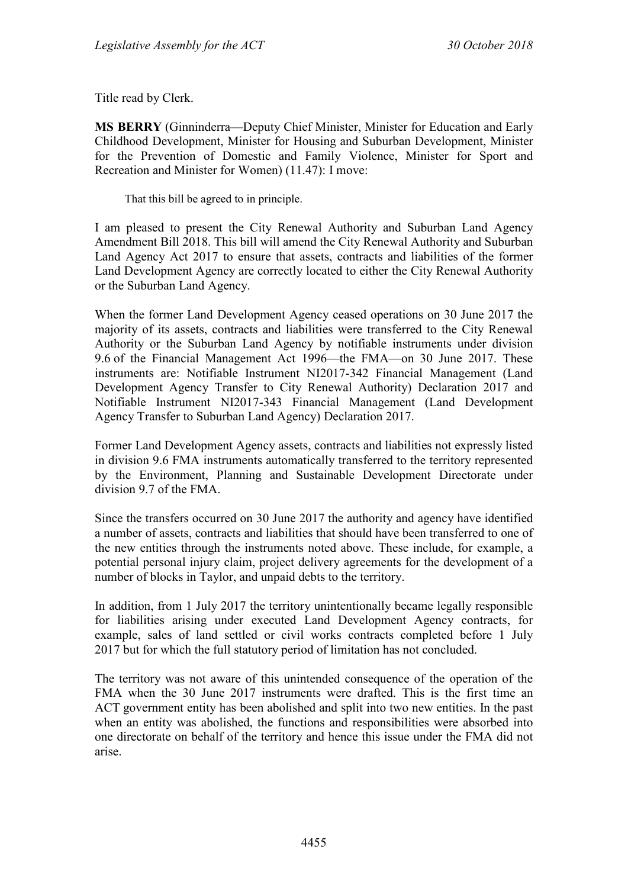Title read by Clerk.

**MS BERRY** (Ginninderra—Deputy Chief Minister, Minister for Education and Early Childhood Development, Minister for Housing and Suburban Development, Minister for the Prevention of Domestic and Family Violence, Minister for Sport and Recreation and Minister for Women) (11.47): I move:

> That this bill be agreed to in principle.

I am pleased to present the City Renewal Authority and Suburban Land Agency Amendment Bill 2018. This bill will amend the City Renewal Authority and Suburban Land Agency Act 2017 to ensure that assets, contracts and liabilities of the former Land Development Agency are correctly located to either the City Renewal Authority or the Suburban Land Agency.

When the former Land Development Agency ceased operations on 30 June 2017 the majority of its assets, contracts and liabilities were transferred to the City Renewal Authority or the Suburban Land Agency by notifiable instruments under division 9.6 of the Financial Management Act 1996—the FMA—on 30 June 2017. These instruments are: Notifiable Instrument NI2017-342 Financial Management (Land Development Agency Transfer to City Renewal Authority) Declaration 2017 and Notifiable Instrument NI2017-343 Financial Management (Land Development Agency Transfer to Suburban Land Agency) Declaration 2017.

Former Land Development Agency assets, contracts and liabilities not expressly listed in division 9.6 FMA instruments automatically transferred to the territory represented by the Environment, Planning and Sustainable Development Directorate under division 9.7 of the FMA.

Since the transfers occurred on 30 June 2017 the authority and agency have identified a number of assets, contracts and liabilities that should have been transferred to one of the new entities through the instruments noted above. These include, for example, a potential personal injury claim, project delivery agreements for the development of a number of blocks in Taylor, and unpaid debts to the territory.

In addition, from 1 July 2017 the territory unintentionally became legally responsible for liabilities arising under executed Land Development Agency contracts, for example, sales of land settled or civil works contracts completed before 1 July 2017 but for which the full statutory period of limitation has not concluded.

The territory was not aware of this unintended consequence of the operation of the FMA when the 30 June 2017 instruments were drafted. This is the first time an ACT government entity has been abolished and split into two new entities. In the past when an entity was abolished, the functions and responsibilities were absorbed into one directorate on behalf of the territory and hence this issue under the FMA did not arise.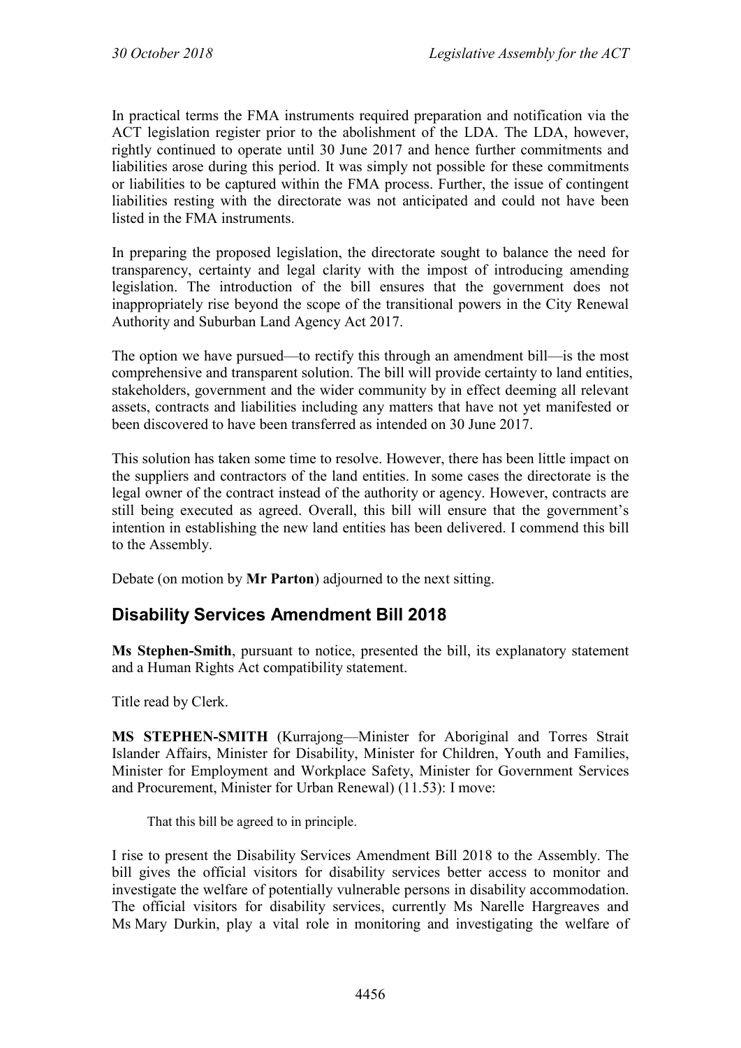In practical terms the FMA instruments required preparation and notification via the ACT legislation register prior to the abolishment of the LDA. The LDA, however, rightly continued to operate until 30 June 2017 and hence further commitments and liabilities arose during this period. It was simply not possible for these commitments or liabilities to be captured within the FMA process. Further, the issue of contingent liabilities resting with the directorate was not anticipated and could not have been listed in the FMA instruments.

In preparing the proposed legislation, the directorate sought to balance the need for transparency, certainty and legal clarity with the impost of introducing amending legislation. The introduction of the bill ensures that the government does not inappropriately rise beyond the scope of the transitional powers in the City Renewal Authority and Suburban Land Agency Act 2017.

The option we have pursued—to rectify this through an amendment bill—is the most comprehensive and transparent solution. The bill will provide certainty to land entities, stakeholders, government and the wider community by in effect deeming all relevant assets, contracts and liabilities including any matters that have not yet manifested or been discovered to have been transferred as intended on 30 June 2017.

This solution has taken some time to resolve. However, there has been little impact on the suppliers and contractors of the land entities. In some cases the directorate is the legal owner of the contract instead of the authority or agency. However, contracts are still being executed as agreed. Overall, this bill will ensure that the government's intention in establishing the new land entities has been delivered. I commend this bill to the Assembly.

Debate (on motion by **Mr Parton**) adjourned to the next sitting.

## Disability Services Amendment Bill 2018

**Ms Stephen-Smith**, pursuant to notice, presented the bill, its explanatory statement and a Human Rights Act compatibility statement.

Title read by Clerk.

**MS STEPHEN-SMITH** (Kurrajong—Minister for Aboriginal and Torres Strait Islander Affairs, Minister for Disability, Minister for Children, Youth and Families, Minister for Employment and Workplace Safety, Minister for Government Services and Procurement, Minister for Urban Renewal) (11.53): I move:

> That this bill be agreed to in principle.

I rise to present the Disability Services Amendment Bill 2018 to the Assembly. The bill gives the official visitors for disability services better access to monitor and investigate the welfare of potentially vulnerable persons in disability accommodation. The official visitors for disability services, currently Ms Narelle Hargreaves and Ms Mary Durkin, play a vital role in monitoring and investigating the welfare of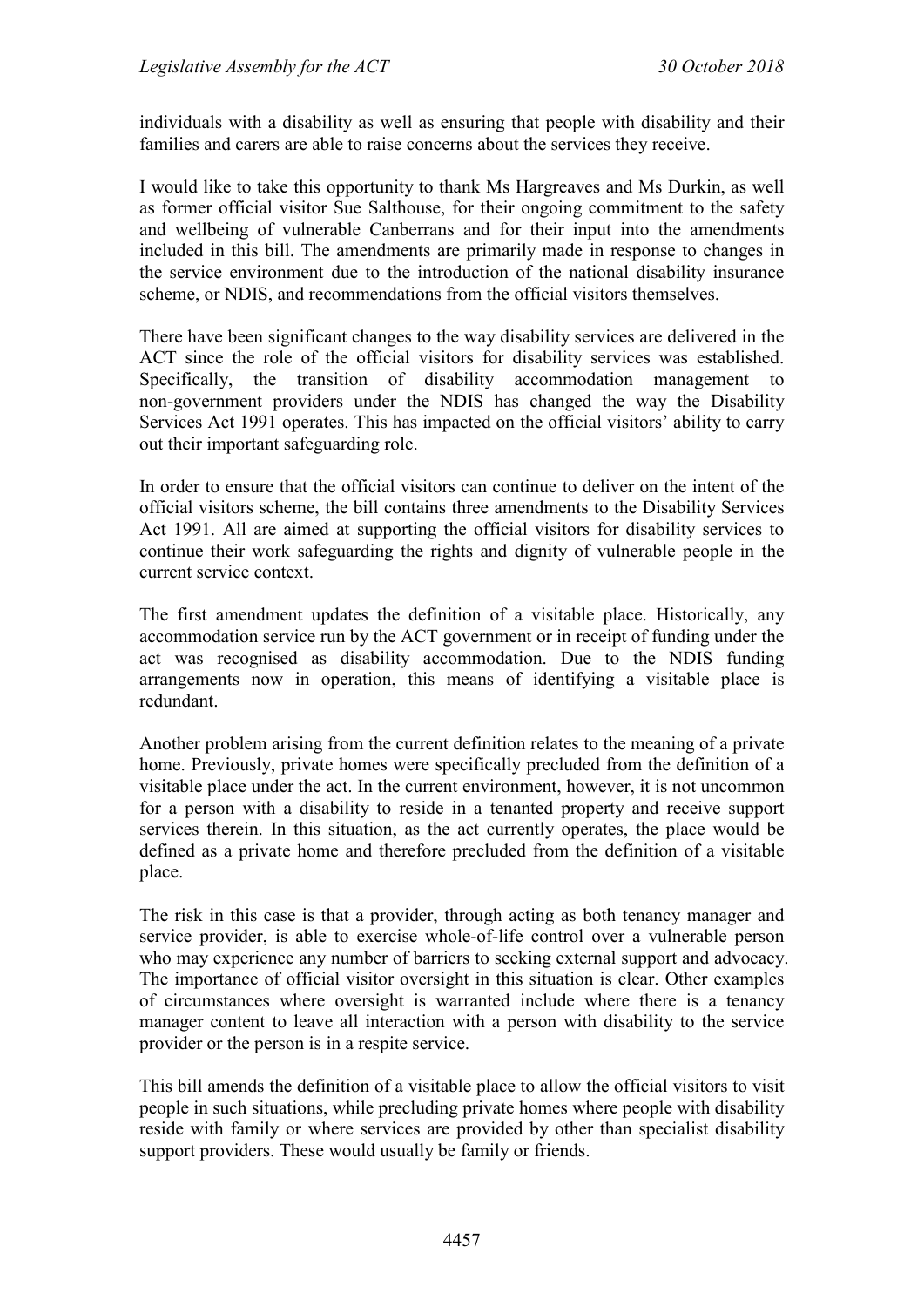individuals with a disability as well as ensuring that people with disability and their families and carers are able to raise concerns about the services they receive.

I would like to take this opportunity to thank Ms Hargreaves and Ms Durkin, as well as former official visitor Sue Salthouse, for their ongoing commitment to the safety and wellbeing of vulnerable Canberrans and for their input into the amendments included in this bill. The amendments are primarily made in response to changes in the service environment due to the introduction of the national disability insurance scheme, or NDIS, and recommendations from the official visitors themselves.

There have been significant changes to the way disability services are delivered in the ACT since the role of the official visitors for disability services was established. Specifically, the transition of disability accommodation management to non-government providers under the NDIS has changed the way the Disability Services Act 1991 operates. This has impacted on the official visitors' ability to carry out their important safeguarding role.

In order to ensure that the official visitors can continue to deliver on the intent of the official visitors scheme, the bill contains three amendments to the Disability Services Act 1991. All are aimed at supporting the official visitors for disability services to continue their work safeguarding the rights and dignity of vulnerable people in the current service context.

The first amendment updates the definition of a visitable place. Historically, any accommodation service run by the ACT government or in receipt of funding under the act was recognised as disability accommodation. Due to the NDIS funding arrangements now in operation, this means of identifying a visitable place is redundant.

Another problem arising from the current definition relates to the meaning of a private home. Previously, private homes were specifically precluded from the definition of a visitable place under the act. In the current environment, however, it is not uncommon for a person with a disability to reside in a tenanted property and receive support services therein. In this situation, as the act currently operates, the place would be defined as a private home and therefore precluded from the definition of a visitable place.

The risk in this case is that a provider, through acting as both tenancy manager and service provider, is able to exercise whole-of-life control over a vulnerable person who may experience any number of barriers to seeking external support and advocacy. The importance of official visitor oversight in this situation is clear. Other examples of circumstances where oversight is warranted include where there is a tenancy manager content to leave all interaction with a person with disability to the service provider or the person is in a respite service.

This bill amends the definition of a visitable place to allow the official visitors to visit people in such situations, while precluding private homes where people with disability reside with family or where services are provided by other than specialist disability support providers. These would usually be family or friends.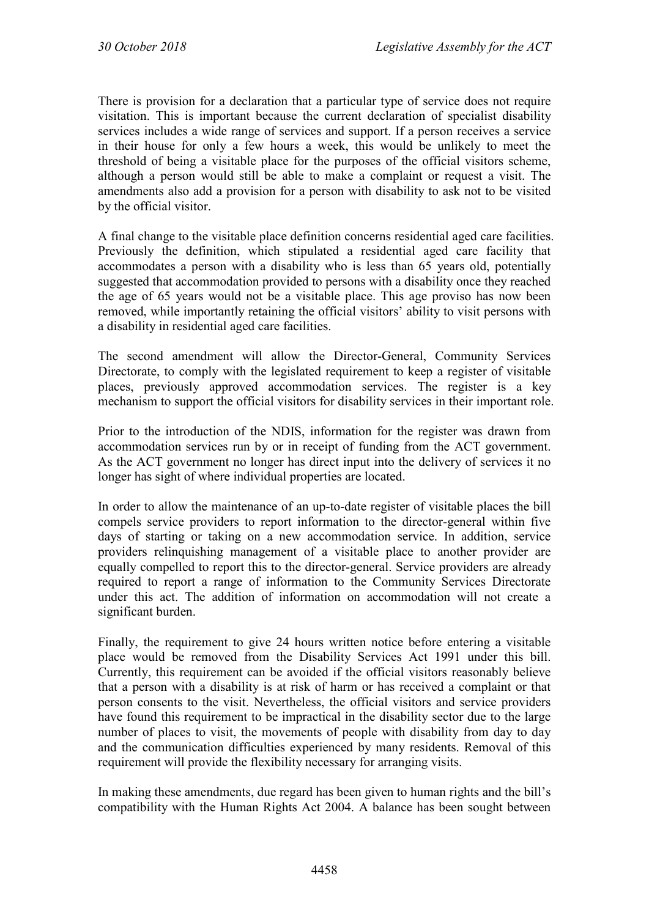There is provision for a declaration that a particular type of service does not require visitation. This is important because the current declaration of specialist disability services includes a wide range of services and support. If a person receives a service in their house for only a few hours a week, this would be unlikely to meet the threshold of being a visitable place for the purposes of the official visitors scheme, although a person would still be able to make a complaint or request a visit. The amendments also add a provision for a person with disability to ask not to be visited by the official visitor.

A final change to the visitable place definition concerns residential aged care facilities. Previously the definition, which stipulated a residential aged care facility that accommodates a person with a disability who is less than 65 years old, potentially suggested that accommodation provided to persons with a disability once they reached the age of 65 years would not be a visitable place. This age proviso has now been removed, while importantly retaining the official visitors' ability to visit persons with a disability in residential aged care facilities.

The second amendment will allow the Director-General, Community Services Directorate, to comply with the legislated requirement to keep a register of visitable places, previously approved accommodation services. The register is a key mechanism to support the official visitors for disability services in their important role.

Prior to the introduction of the NDIS, information for the register was drawn from accommodation services run by or in receipt of funding from the ACT government. As the ACT government no longer has direct input into the delivery of services it no longer has sight of where individual properties are located.

In order to allow the maintenance of an up-to-date register of visitable places the bill compels service providers to report information to the director-general within five days of starting or taking on a new accommodation service. In addition, service providers relinquishing management of a visitable place to another provider are equally compelled to report this to the director-general. Service providers are already required to report a range of information to the Community Services Directorate under this act. The addition of information on accommodation will not create a significant burden.

Finally, the requirement to give 24 hours written notice before entering a visitable place would be removed from the Disability Services Act 1991 under this bill. Currently, this requirement can be avoided if the official visitors reasonably believe that a person with a disability is at risk of harm or has received a complaint or that person consents to the visit. Nevertheless, the official visitors and service providers have found this requirement to be impractical in the disability sector due to the large number of places to visit, the movements of people with disability from day to day and the communication difficulties experienced by many residents. Removal of this requirement will provide the flexibility necessary for arranging visits.

In making these amendments, due regard has been given to human rights and the bill's compatibility with the Human Rights Act 2004. A balance has been sought between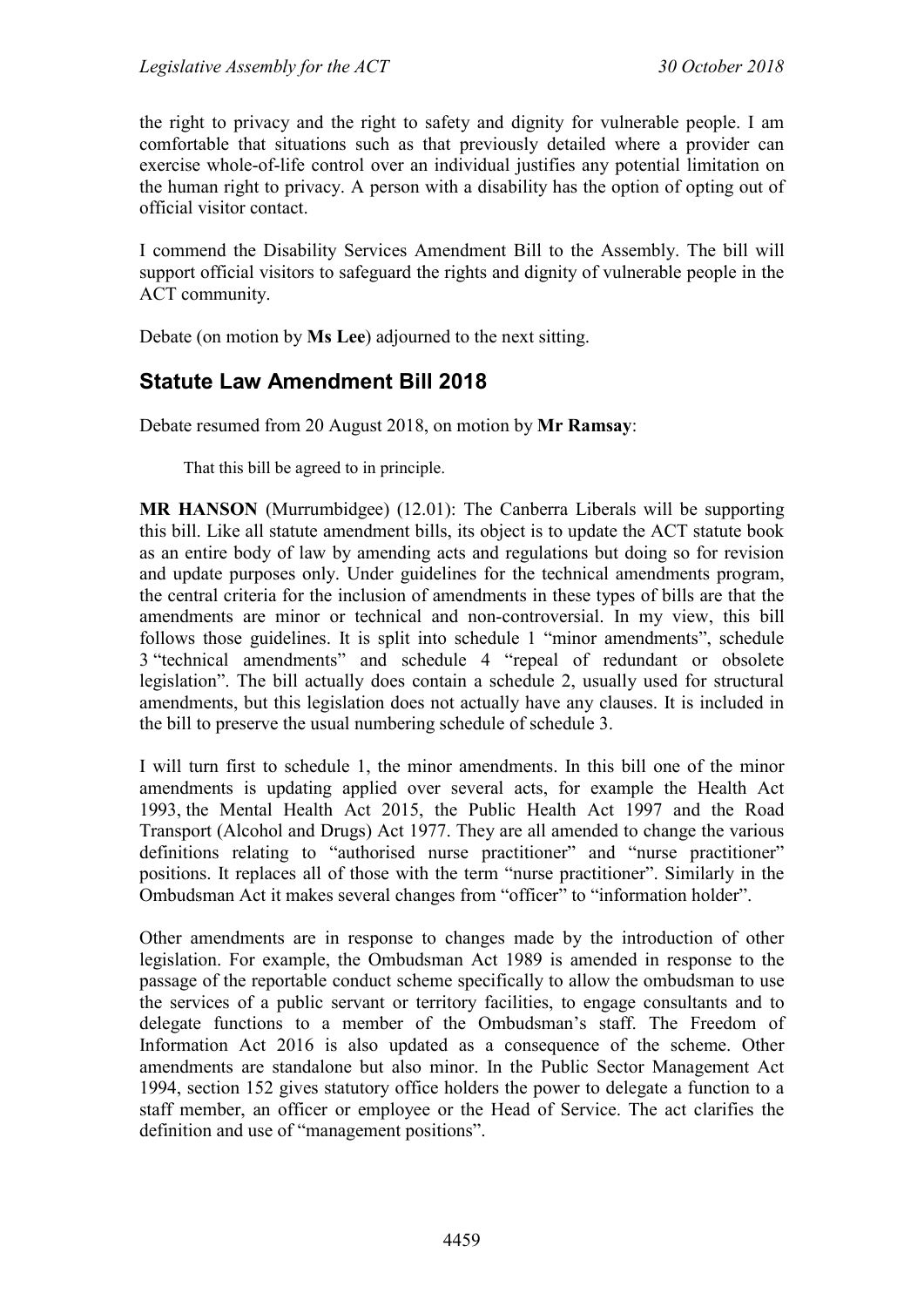the right to privacy and the right to safety and dignity for vulnerable people. I am comfortable that situations such as that previously detailed where a provider can exercise whole-of-life control over an individual justifies any potential limitation on the human right to privacy. A person with a disability has the option of opting out of official visitor contact.

I commend the Disability Services Amendment Bill to the Assembly. The bill will support official visitors to safeguard the rights and dignity of vulnerable people in the ACT community.

Debate (on motion by **Ms Lee**) adjourned to the next sitting.

## Statute Law Amendment Bill 2018

Debate resumed from 20 August 2018, on motion by **Mr Ramsay**:

> That this bill be agreed to in principle.

**MR HANSON** (Murrumbidgee) (12.01): The Canberra Liberals will be supporting this bill. Like all statute amendment bills, its object is to update the ACT statute book as an entire body of law by amending acts and regulations but doing so for revision and update purposes only. Under guidelines for the technical amendments program, the central criteria for the inclusion of amendments in these types of bills are that the amendments are minor or technical and non-controversial. In my view, this bill follows those guidelines. It is split into schedule 1 "minor amendments", schedule 3 "technical amendments" and schedule 4 "repeal of redundant or obsolete legislation". The bill actually does contain a schedule 2, usually used for structural amendments, but this legislation does not actually have any clauses. It is included in the bill to preserve the usual numbering schedule of schedule 3.

I will turn first to schedule 1, the minor amendments. In this bill one of the minor amendments is updating applied over several acts, for example the Health Act 1993, the Mental Health Act 2015, the Public Health Act 1997 and the Road Transport (Alcohol and Drugs) Act 1977. They are all amended to change the various definitions relating to "authorised nurse practitioner" and "nurse practitioner" positions. It replaces all of those with the term "nurse practitioner". Similarly in the Ombudsman Act it makes several changes from "officer" to "information holder".

Other amendments are in response to changes made by the introduction of other legislation. For example, the Ombudsman Act 1989 is amended in response to the passage of the reportable conduct scheme specifically to allow the ombudsman to use the services of a public servant or territory facilities, to engage consultants and to delegate functions to a member of the Ombudsman's staff. The Freedom of Information Act 2016 is also updated as a consequence of the scheme. Other amendments are standalone but also minor. In the Public Sector Management Act 1994, section 152 gives statutory office holders the power to delegate a function to a staff member, an officer or employee or the Head of Service. The act clarifies the definition and use of "management positions".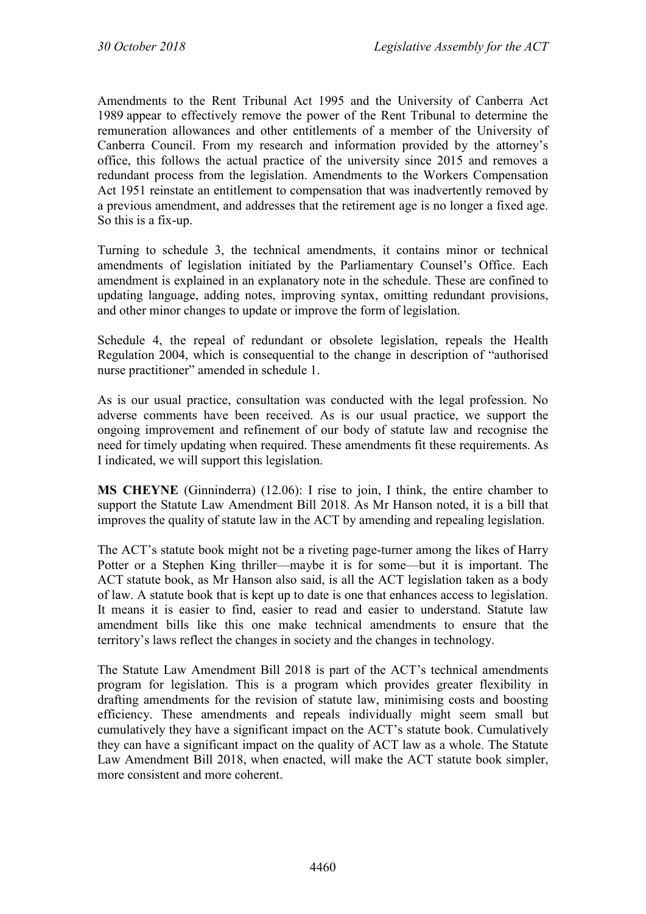Amendments to the Rent Tribunal Act 1995 and the University of Canberra Act 1989 appear to effectively remove the power of the Rent Tribunal to determine the remuneration allowances and other entitlements of a member of the University of Canberra Council. From my research and information provided by the attorney's office, this follows the actual practice of the university since 2015 and removes a redundant process from the legislation. Amendments to the Workers Compensation Act 1951 reinstate an entitlement to compensation that was inadvertently removed by a previous amendment, and addresses that the retirement age is no longer a fixed age. So this is a fix-up.

Turning to schedule 3, the technical amendments, it contains minor or technical amendments of legislation initiated by the Parliamentary Counsel's Office. Each amendment is explained in an explanatory note in the schedule. These are confined to updating language, adding notes, improving syntax, omitting redundant provisions, and other minor changes to update or improve the form of legislation.

Schedule 4, the repeal of redundant or obsolete legislation, repeals the Health Regulation 2004, which is consequential to the change in description of "authorised nurse practitioner" amended in schedule 1.

As is our usual practice, consultation was conducted with the legal profession. No adverse comments have been received. As is our usual practice, we support the ongoing improvement and refinement of our body of statute law and recognise the need for timely updating when required. These amendments fit these requirements. As I indicated, we will support this legislation.

**MS CHEYNE** (Ginninderra) (12.06): I rise to join, I think, the entire chamber to support the Statute Law Amendment Bill 2018. As Mr Hanson noted, it is a bill that improves the quality of statute law in the ACT by amending and repealing legislation.

The ACT's statute book might not be a riveting page-turner among the likes of Harry Potter or a Stephen King thriller—maybe it is for some—but it is important. The ACT statute book, as Mr Hanson also said, is all the ACT legislation taken as a body of law. A statute book that is kept up to date is one that enhances access to legislation. It means it is easier to find, easier to read and easier to understand. Statute law amendment bills like this one make technical amendments to ensure that the territory's laws reflect the changes in society and the changes in technology.

The Statute Law Amendment Bill 2018 is part of the ACT's technical amendments program for legislation. This is a program which provides greater flexibility in drafting amendments for the revision of statute law, minimising costs and boosting efficiency. These amendments and repeals individually might seem small but cumulatively they have a significant impact on the ACT's statute book. Cumulatively they can have a significant impact on the quality of ACT law as a whole. The Statute Law Amendment Bill 2018, when enacted, will make the ACT statute book simpler, more consistent and more coherent.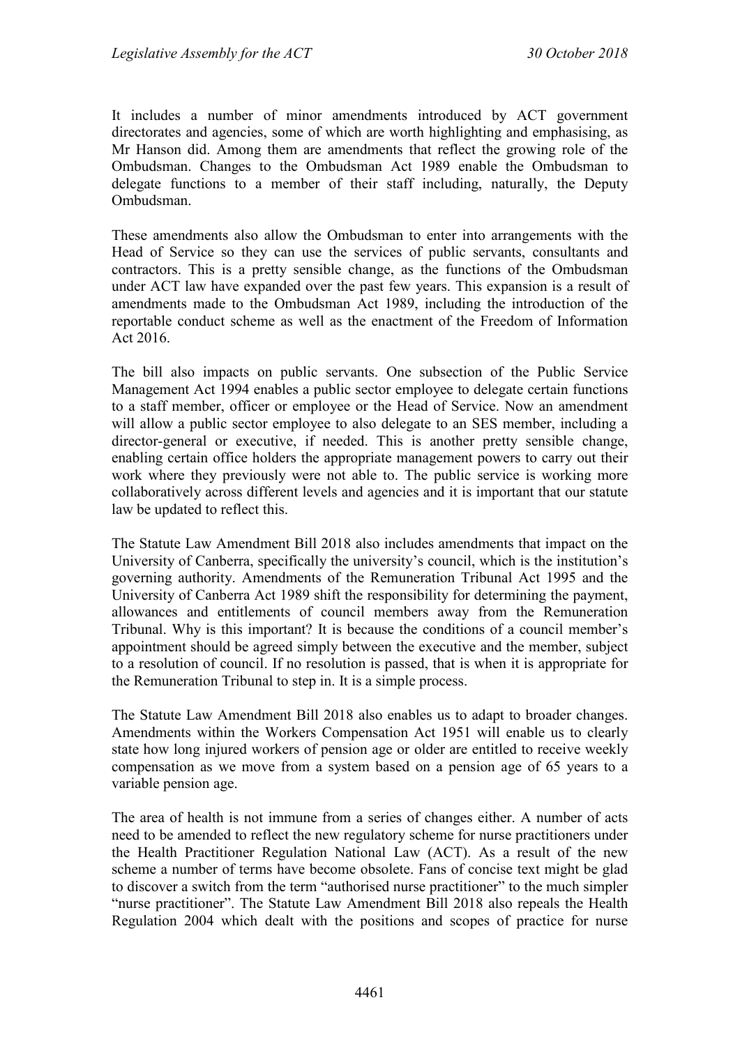It includes a number of minor amendments introduced by ACT government directorates and agencies, some of which are worth highlighting and emphasising, as Mr Hanson did. Among them are amendments that reflect the growing role of the Ombudsman. Changes to the Ombudsman Act 1989 enable the Ombudsman to delegate functions to a member of their staff including, naturally, the Deputy Ombudsman.

These amendments also allow the Ombudsman to enter into arrangements with the Head of Service so they can use the services of public servants, consultants and contractors. This is a pretty sensible change, as the functions of the Ombudsman under ACT law have expanded over the past few years. This expansion is a result of amendments made to the Ombudsman Act 1989, including the introduction of the reportable conduct scheme as well as the enactment of the Freedom of Information Act 2016.

The bill also impacts on public servants. One subsection of the Public Service Management Act 1994 enables a public sector employee to delegate certain functions to a staff member, officer or employee or the Head of Service. Now an amendment will allow a public sector employee to also delegate to an SES member, including a director-general or executive, if needed. This is another pretty sensible change, enabling certain office holders the appropriate management powers to carry out their work where they previously were not able to. The public service is working more collaboratively across different levels and agencies and it is important that our statute law be updated to reflect this.

The Statute Law Amendment Bill 2018 also includes amendments that impact on the University of Canberra, specifically the university's council, which is the institution's governing authority. Amendments of the Remuneration Tribunal Act 1995 and the University of Canberra Act 1989 shift the responsibility for determining the payment, allowances and entitlements of council members away from the Remuneration Tribunal. Why is this important? It is because the conditions of a council member's appointment should be agreed simply between the executive and the member, subject to a resolution of council. If no resolution is passed, that is when it is appropriate for the Remuneration Tribunal to step in. It is a simple process.

The Statute Law Amendment Bill 2018 also enables us to adapt to broader changes. Amendments within the Workers Compensation Act 1951 will enable us to clearly state how long injured workers of pension age or older are entitled to receive weekly compensation as we move from a system based on a pension age of 65 years to a variable pension age.

The area of health is not immune from a series of changes either. A number of acts need to be amended to reflect the new regulatory scheme for nurse practitioners under the Health Practitioner Regulation National Law (ACT). As a result of the new scheme a number of terms have become obsolete. Fans of concise text might be glad to discover a switch from the term "authorised nurse practitioner" to the much simpler "nurse practitioner". The Statute Law Amendment Bill 2018 also repeals the Health Regulation 2004 which dealt with the positions and scopes of practice for nurse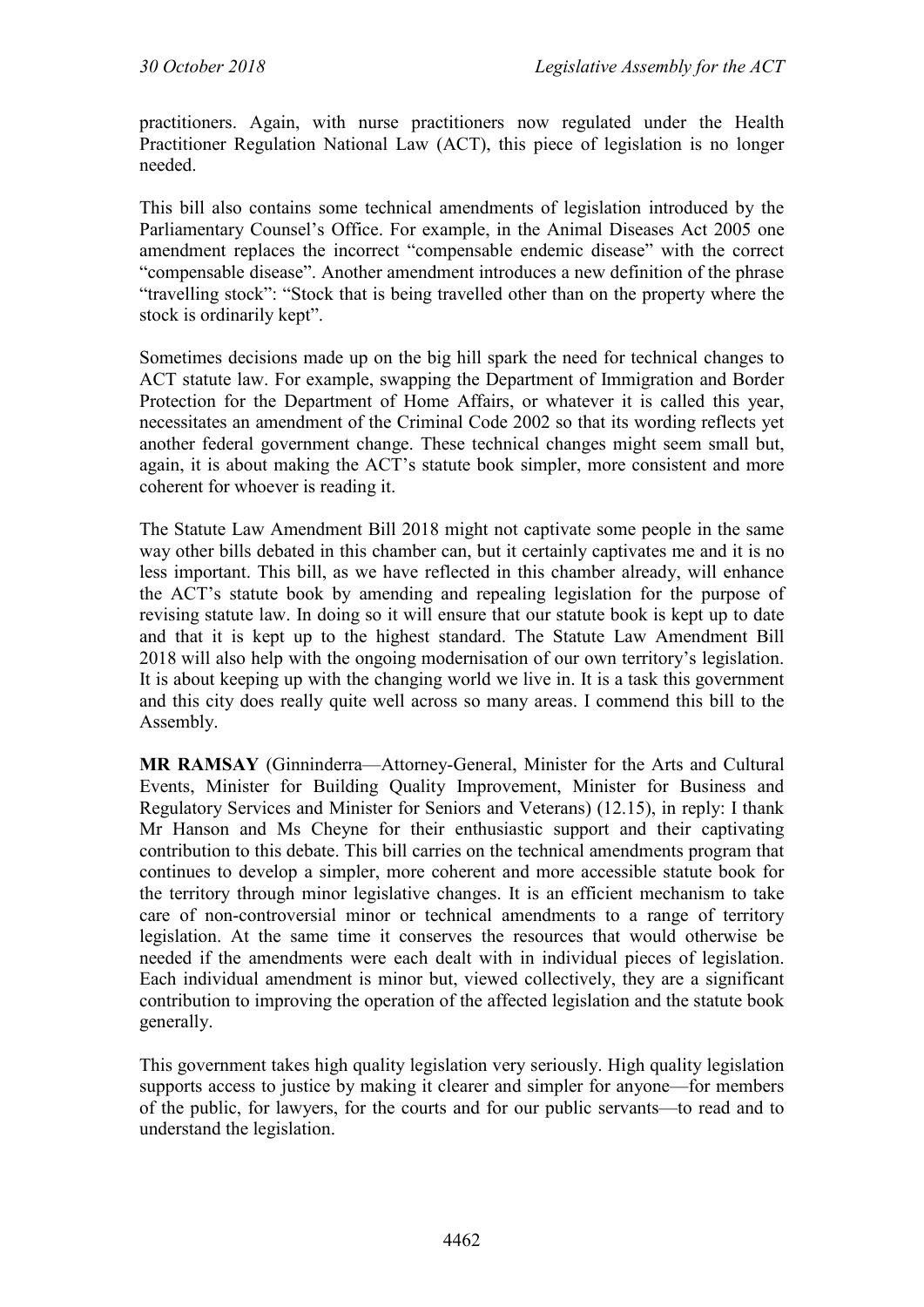practitioners. Again, with nurse practitioners now regulated under the Health Practitioner Regulation National Law (ACT), this piece of legislation is no longer needed.

This bill also contains some technical amendments of legislation introduced by the Parliamentary Counsel's Office. For example, in the Animal Diseases Act 2005 one amendment replaces the incorrect "compensable endemic disease" with the correct "compensable disease". Another amendment introduces a new definition of the phrase "travelling stock": "Stock that is being travelled other than on the property where the stock is ordinarily kept".

Sometimes decisions made up on the big hill spark the need for technical changes to ACT statute law. For example, swapping the Department of Immigration and Border Protection for the Department of Home Affairs, or whatever it is called this year, necessitates an amendment of the Criminal Code 2002 so that its wording reflects yet another federal government change. These technical changes might seem small but, again, it is about making the ACT's statute book simpler, more consistent and more coherent for whoever is reading it.

The Statute Law Amendment Bill 2018 might not captivate some people in the same way other bills debated in this chamber can, but it certainly captivates me and it is no less important. This bill, as we have reflected in this chamber already, will enhance the ACT's statute book by amending and repealing legislation for the purpose of revising statute law. In doing so it will ensure that our statute book is kept up to date and that it is kept up to the highest standard. The Statute Law Amendment Bill 2018 will also help with the ongoing modernisation of our own territory's legislation. It is about keeping up with the changing world we live in. It is a task this government and this city does really quite well across so many areas. I commend this bill to the Assembly.

**MR RAMSAY** (Ginninderra—Attorney-General, Minister for the Arts and Cultural Events, Minister for Building Quality Improvement, Minister for Business and Regulatory Services and Minister for Seniors and Veterans) (12.15), in reply: I thank Mr Hanson and Ms Cheyne for their enthusiastic support and their captivating contribution to this debate. This bill carries on the technical amendments program that continues to develop a simpler, more coherent and more accessible statute book for the territory through minor legislative changes. It is an efficient mechanism to take care of non-controversial minor or technical amendments to a range of territory legislation. At the same time it conserves the resources that would otherwise be needed if the amendments were each dealt with in individual pieces of legislation. Each individual amendment is minor but, viewed collectively, they are a significant contribution to improving the operation of the affected legislation and the statute book generally.

This government takes high quality legislation very seriously. High quality legislation supports access to justice by making it clearer and simpler for anyone—for members of the public, for lawyers, for the courts and for our public servants—to read and to understand the legislation.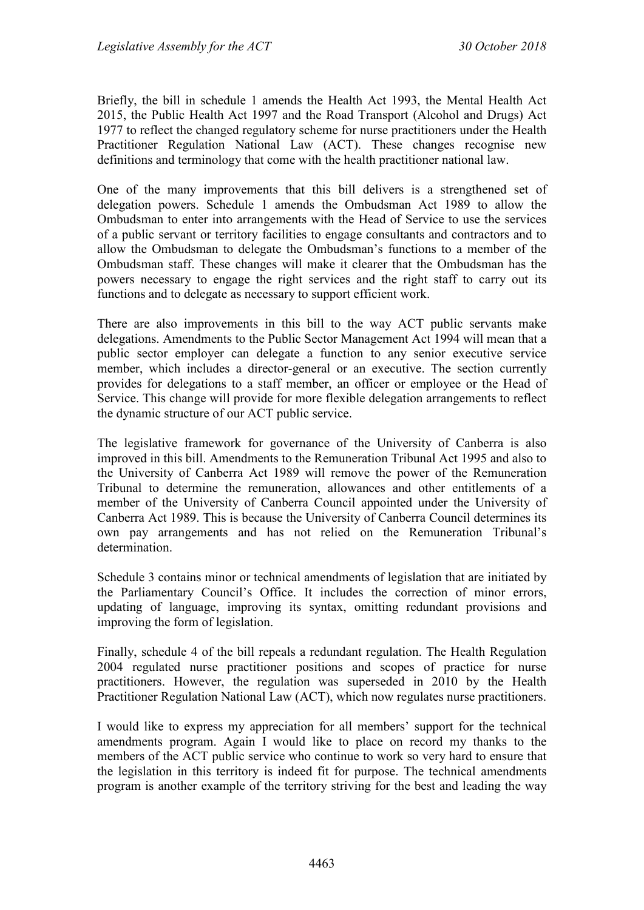Briefly, the bill in schedule 1 amends the Health Act 1993, the Mental Health Act 2015, the Public Health Act 1997 and the Road Transport (Alcohol and Drugs) Act 1977 to reflect the changed regulatory scheme for nurse practitioners under the Health Practitioner Regulation National Law (ACT). These changes recognise new definitions and terminology that come with the health practitioner national law.

One of the many improvements that this bill delivers is a strengthened set of delegation powers. Schedule 1 amends the Ombudsman Act 1989 to allow the Ombudsman to enter into arrangements with the Head of Service to use the services of a public servant or territory facilities to engage consultants and contractors and to allow the Ombudsman to delegate the Ombudsman's functions to a member of the Ombudsman staff. These changes will make it clearer that the Ombudsman has the powers necessary to engage the right services and the right staff to carry out its functions and to delegate as necessary to support efficient work.

There are also improvements in this bill to the way ACT public servants make delegations. Amendments to the Public Sector Management Act 1994 will mean that a public sector employer can delegate a function to any senior executive service member, which includes a director-general or an executive. The section currently provides for delegations to a staff member, an officer or employee or the Head of Service. This change will provide for more flexible delegation arrangements to reflect the dynamic structure of our ACT public service.

The legislative framework for governance of the University of Canberra is also improved in this bill. Amendments to the Remuneration Tribunal Act 1995 and also to the University of Canberra Act 1989 will remove the power of the Remuneration Tribunal to determine the remuneration, allowances and other entitlements of a member of the University of Canberra Council appointed under the University of Canberra Act 1989. This is because the University of Canberra Council determines its own pay arrangements and has not relied on the Remuneration Tribunal's determination.

Schedule 3 contains minor or technical amendments of legislation that are initiated by the Parliamentary Council's Office. It includes the correction of minor errors, updating of language, improving its syntax, omitting redundant provisions and improving the form of legislation.

Finally, schedule 4 of the bill repeals a redundant regulation. The Health Regulation 2004 regulated nurse practitioner positions and scopes of practice for nurse practitioners. However, the regulation was superseded in 2010 by the Health Practitioner Regulation National Law (ACT), which now regulates nurse practitioners.

I would like to express my appreciation for all members' support for the technical amendments program. Again I would like to place on record my thanks to the members of the ACT public service who continue to work so very hard to ensure that the legislation in this territory is indeed fit for purpose. The technical amendments program is another example of the territory striving for the best and leading the way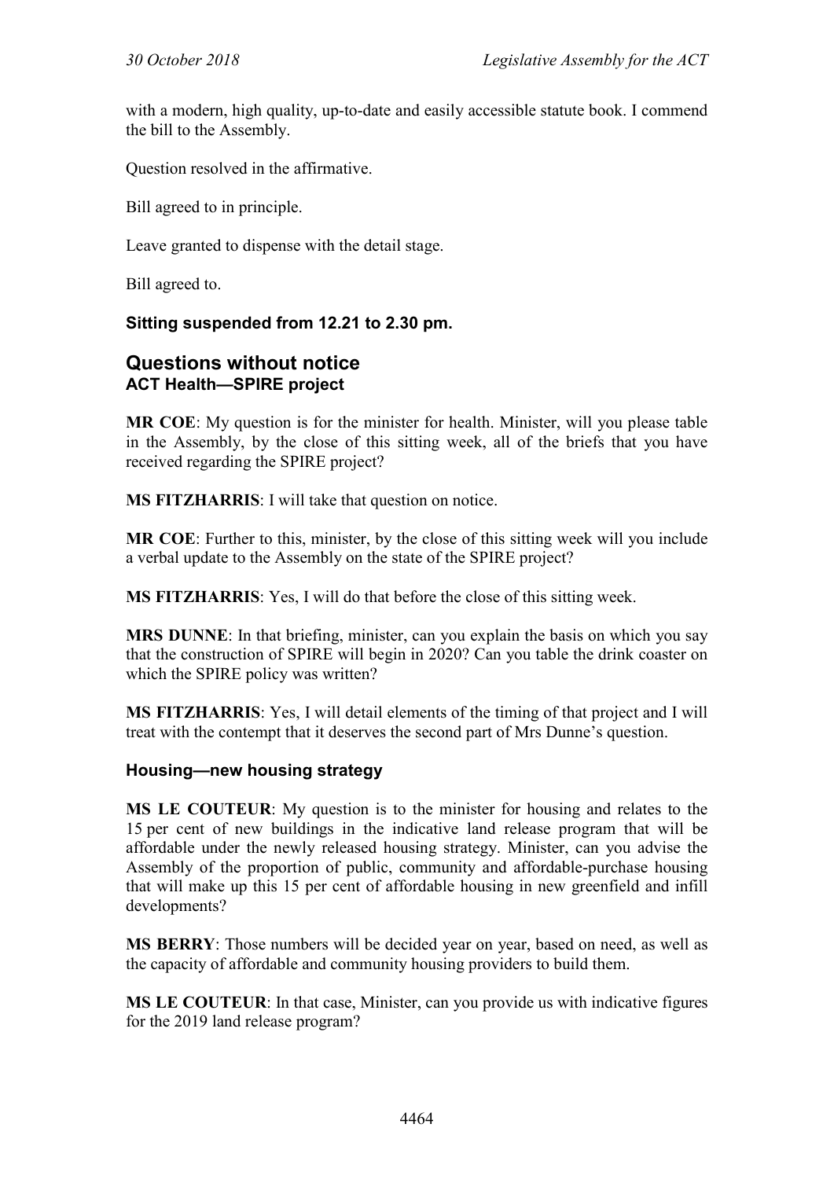with a modern, high quality, up-to-date and easily accessible statute book. I commend the bill to the Assembly.

Question resolved in the affirmative.

Bill agreed to in principle.

Leave granted to dispense with the detail stage.

Bill agreed to.

**Sitting suspended from 12.21 to 2.30 pm.**

## Questions without notice

### ACT Health—SPIRE project

**MR COE**: My question is for the minister for health. Minister, will you please table in the Assembly, by the close of this sitting week, all of the briefs that you have received regarding the SPIRE project?

**MS FITZHARRIS**: I will take that question on notice.

**MR COE**: Further to this, minister, by the close of this sitting week will you include a verbal update to the Assembly on the state of the SPIRE project?

**MS FITZHARRIS**: Yes, I will do that before the close of this sitting week.

**MRS DUNNE**: In that briefing, minister, can you explain the basis on which you say that the construction of SPIRE will begin in 2020? Can you table the drink coaster on which the SPIRE policy was written?

**MS FITZHARRIS**: Yes, I will detail elements of the timing of that project and I will treat with the contempt that it deserves the second part of Mrs Dunne's question.

### Housing—new housing strategy

**MS LE COUTEUR**: My question is to the minister for housing and relates to the 15 per cent of new buildings in the indicative land release program that will be affordable under the newly released housing strategy. Minister, can you advise the Assembly of the proportion of public, community and affordable-purchase housing that will make up this 15 per cent of affordable housing in new greenfield and infill developments?

**MS BERRY**: Those numbers will be decided year on year, based on need, as well as the capacity of affordable and community housing providers to build them.

**MS LE COUTEUR**: In that case, Minister, can you provide us with indicative figures for the 2019 land release program?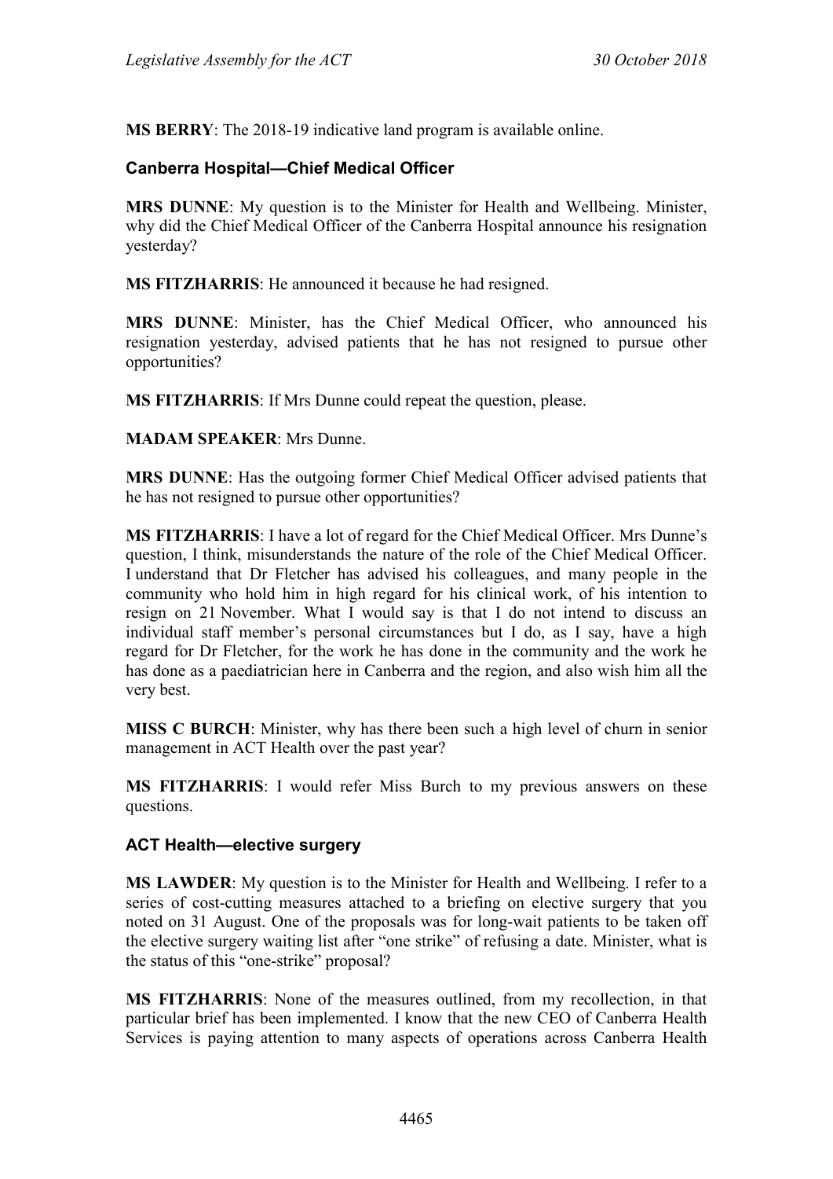**MS BERRY**: The 2018-19 indicative land program is available online.

### Canberra Hospital—Chief Medical Officer

**MRS DUNNE**: My question is to the Minister for Health and Wellbeing. Minister, why did the Chief Medical Officer of the Canberra Hospital announce his resignation yesterday?

**MS FITZHARRIS**: He announced it because he had resigned.

**MRS DUNNE**: Minister, has the Chief Medical Officer, who announced his resignation yesterday, advised patients that he has not resigned to pursue other opportunities?

**MS FITZHARRIS**: If Mrs Dunne could repeat the question, please.

**MADAM SPEAKER**: Mrs Dunne.

**MRS DUNNE**: Has the outgoing former Chief Medical Officer advised patients that he has not resigned to pursue other opportunities?

**MS FITZHARRIS**: I have a lot of regard for the Chief Medical Officer. Mrs Dunne's question, I think, misunderstands the nature of the role of the Chief Medical Officer. I understand that Dr Fletcher has advised his colleagues, and many people in the community who hold him in high regard for his clinical work, of his intention to resign on 21 November. What I would say is that I do not intend to discuss an individual staff member's personal circumstances but I do, as I say, have a high regard for Dr Fletcher, for the work he has done in the community and the work he has done as a paediatrician here in Canberra and the region, and also wish him all the very best.

**MISS C BURCH**: Minister, why has there been such a high level of churn in senior management in ACT Health over the past year?

**MS FITZHARRIS**: I would refer Miss Burch to my previous answers on these questions.

### ACT Health—elective surgery

**MS LAWDER**: My question is to the Minister for Health and Wellbeing. I refer to a series of cost-cutting measures attached to a briefing on elective surgery that you noted on 31 August. One of the proposals was for long-wait patients to be taken off the elective surgery waiting list after "one strike" of refusing a date. Minister, what is the status of this "one-strike" proposal?

**MS FITZHARRIS**: None of the measures outlined, from my recollection, in that particular brief has been implemented. I know that the new CEO of Canberra Health Services is paying attention to many aspects of operations across Canberra Health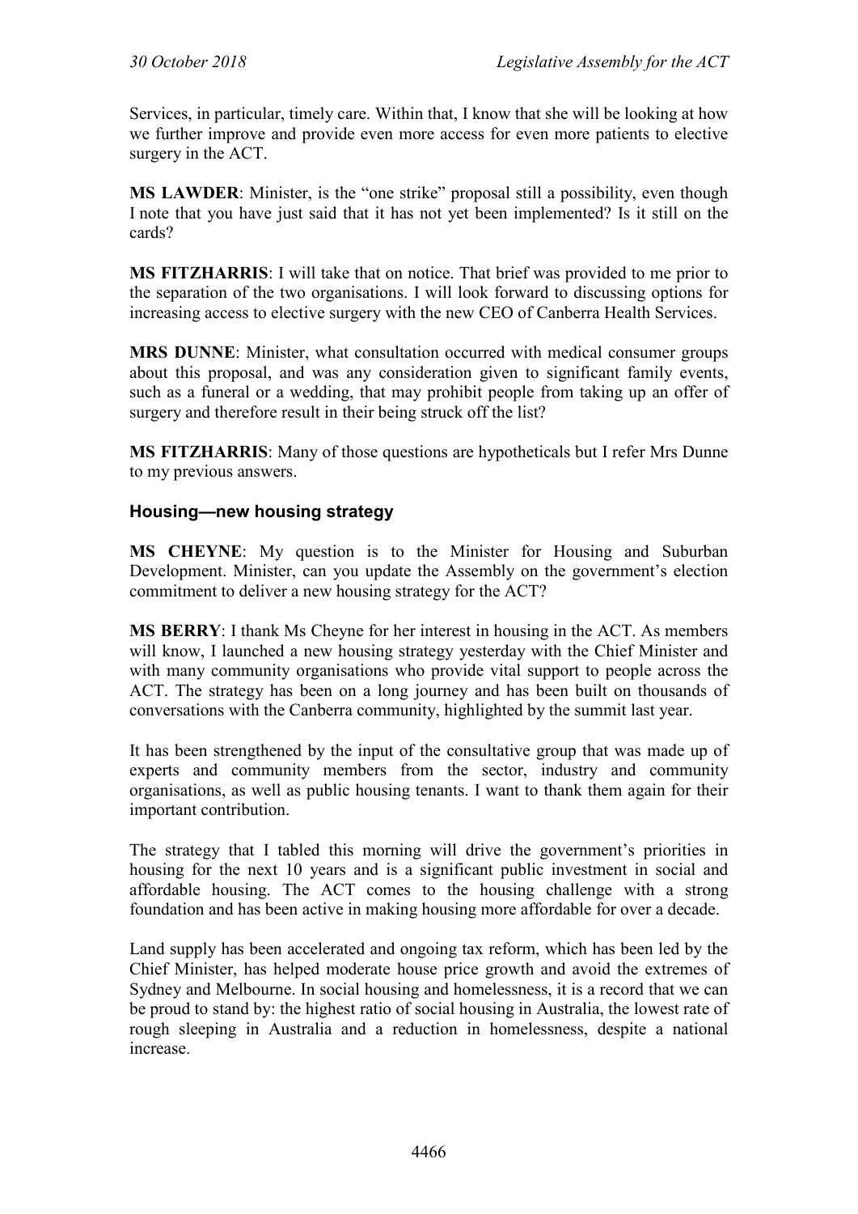Services, in particular, timely care. Within that, I know that she will be looking at how we further improve and provide even more access for even more patients to elective surgery in the ACT.

**MS LAWDER**: Minister, is the "one strike" proposal still a possibility, even though I note that you have just said that it has not yet been implemented? Is it still on the cards?

**MS FITZHARRIS**: I will take that on notice. That brief was provided to me prior to the separation of the two organisations. I will look forward to discussing options for increasing access to elective surgery with the new CEO of Canberra Health Services.

**MRS DUNNE**: Minister, what consultation occurred with medical consumer groups about this proposal, and was any consideration given to significant family events, such as a funeral or a wedding, that may prohibit people from taking up an offer of surgery and therefore result in their being struck off the list?

**MS FITZHARRIS**: Many of those questions are hypotheticals but I refer Mrs Dunne to my previous answers.

### Housing—new housing strategy

**MS CHEYNE**: My question is to the Minister for Housing and Suburban Development. Minister, can you update the Assembly on the government's election commitment to deliver a new housing strategy for the ACT?

**MS BERRY**: I thank Ms Cheyne for her interest in housing in the ACT. As members will know, I launched a new housing strategy yesterday with the Chief Minister and with many community organisations who provide vital support to people across the ACT. The strategy has been on a long journey and has been built on thousands of conversations with the Canberra community, highlighted by the summit last year.

It has been strengthened by the input of the consultative group that was made up of experts and community members from the sector, industry and community organisations, as well as public housing tenants. I want to thank them again for their important contribution.

The strategy that I tabled this morning will drive the government's priorities in housing for the next 10 years and is a significant public investment in social and affordable housing. The ACT comes to the housing challenge with a strong foundation and has been active in making housing more affordable for over a decade.

Land supply has been accelerated and ongoing tax reform, which has been led by the Chief Minister, has helped moderate house price growth and avoid the extremes of Sydney and Melbourne. In social housing and homelessness, it is a record that we can be proud to stand by: the highest ratio of social housing in Australia, the lowest rate of rough sleeping in Australia and a reduction in homelessness, despite a national increase.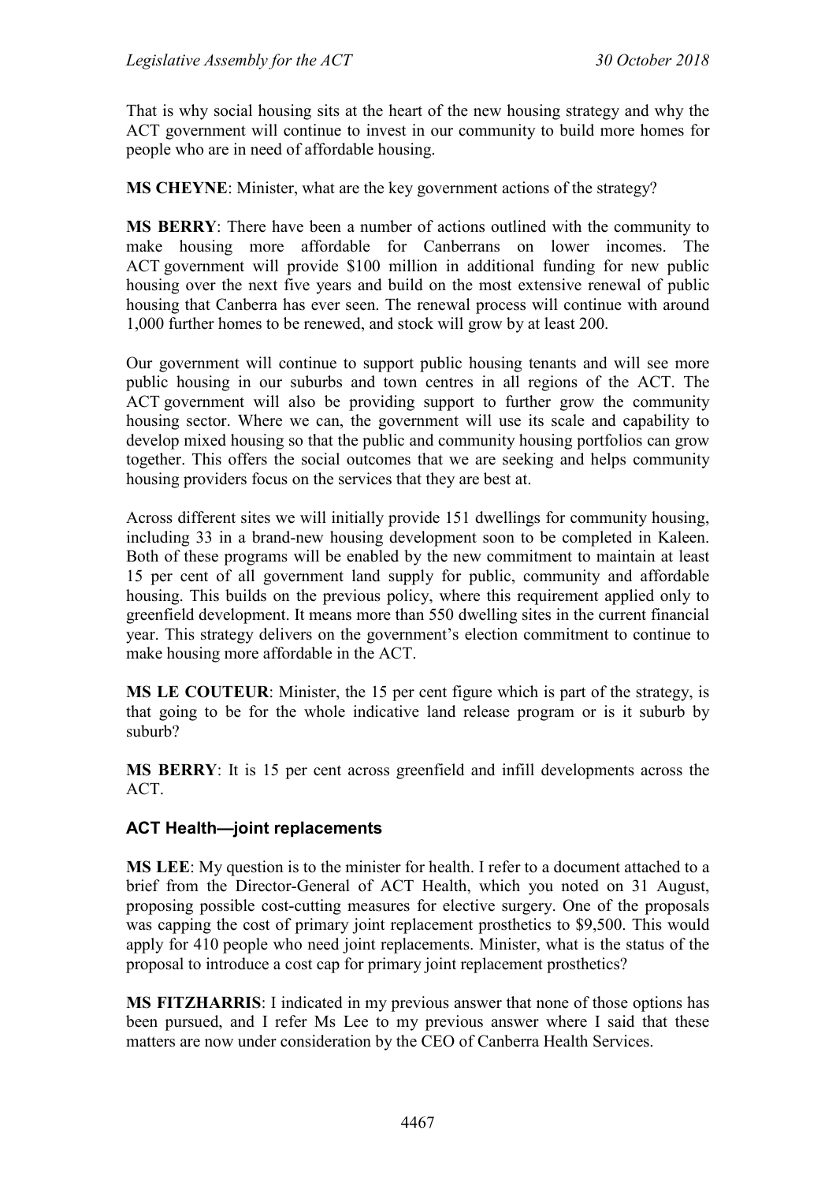That is why social housing sits at the heart of the new housing strategy and why the ACT government will continue to invest in our community to build more homes for people who are in need of affordable housing.

**MS CHEYNE**: Minister, what are the key government actions of the strategy?

**MS BERRY**: There have been a number of actions outlined with the community to make housing more affordable for Canberrans on lower incomes. The ACT government will provide $100 million in additional funding for new public housing over the next five years and build on the most extensive renewal of public housing that Canberra has ever seen. The renewal process will continue with around 1,000 further homes to be renewed, and stock will grow by at least 200.

Our government will continue to support public housing tenants and will see more public housing in our suburbs and town centres in all regions of the ACT. The ACT government will also be providing support to further grow the community housing sector. Where we can, the government will use its scale and capability to develop mixed housing so that the public and community housing portfolios can grow together. This offers the social outcomes that we are seeking and helps community housing providers focus on the services that they are best at.

Across different sites we will initially provide 151 dwellings for community housing, including 33 in a brand-new housing development soon to be completed in Kaleen. Both of these programs will be enabled by the new commitment to maintain at least 15 per cent of all government land supply for public, community and affordable housing. This builds on the previous policy, where this requirement applied only to greenfield development. It means more than 550 dwelling sites in the current financial year. This strategy delivers on the government's election commitment to continue to make housing more affordable in the ACT.

**MS LE COUTEUR**: Minister, the 15 per cent figure which is part of the strategy, is that going to be for the whole indicative land release program or is it suburb by suburb?

**MS BERRY**: It is 15 per cent across greenfield and infill developments across the ACT.

### ACT Health—joint replacements

**MS LEE**: My question is to the minister for health. I refer to a document attached to a brief from the Director-General of ACT Health, which you noted on 31 August, proposing possible cost-cutting measures for elective surgery. One of the proposals was capping the cost of primary joint replacement prosthetics to $9,500. This would apply for 410 people who need joint replacements. Minister, what is the status of the proposal to introduce a cost cap for primary joint replacement prosthetics?

**MS FITZHARRIS**: I indicated in my previous answer that none of those options has been pursued, and I refer Ms Lee to my previous answer where I said that these matters are now under consideration by the CEO of Canberra Health Services.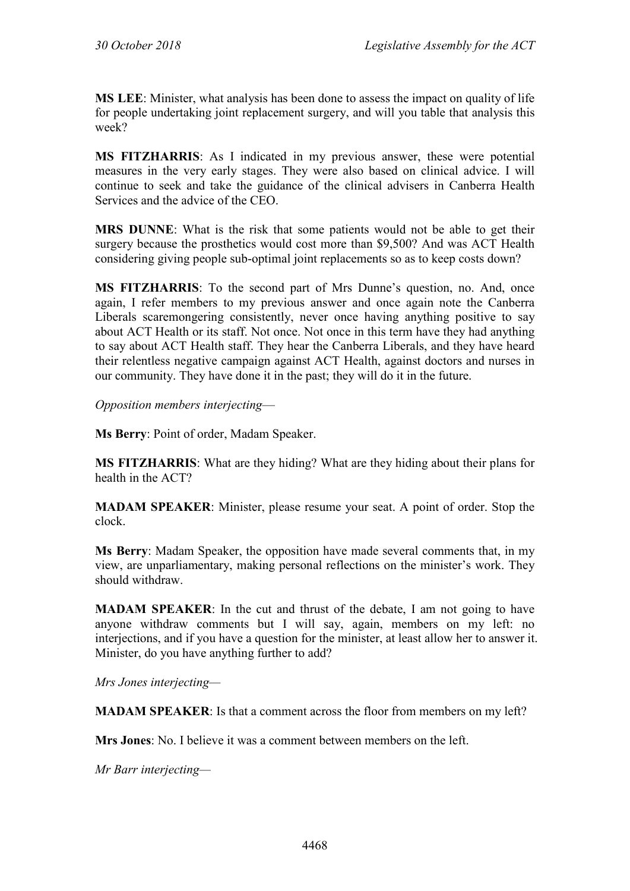**MS LEE**: Minister, what analysis has been done to assess the impact on quality of life for people undertaking joint replacement surgery, and will you table that analysis this week?

**MS FITZHARRIS**: As I indicated in my previous answer, these were potential measures in the very early stages. They were also based on clinical advice. I will continue to seek and take the guidance of the clinical advisers in Canberra Health Services and the advice of the CEO.

**MRS DUNNE**: What is the risk that some patients would not be able to get their surgery because the prosthetics would cost more than $9,500? And was ACT Health considering giving people sub-optimal joint replacements so as to keep costs down?

**MS FITZHARRIS**: To the second part of Mrs Dunne's question, no. And, once again, I refer members to my previous answer and once again note the Canberra Liberals scaremongering consistently, never once having anything positive to say about ACT Health or its staff. Not once. Not once in this term have they had anything to say about ACT Health staff. They hear the Canberra Liberals, and they have heard their relentless negative campaign against ACT Health, against doctors and nurses in our community. They have done it in the past; they will do it in the future.

*Opposition members interjecting*—

**Ms Berry**: Point of order, Madam Speaker.

**MS FITZHARRIS**: What are they hiding? What are they hiding about their plans for health in the ACT?

**MADAM SPEAKER**: Minister, please resume your seat. A point of order. Stop the clock.

**Ms Berry**: Madam Speaker, the opposition have made several comments that, in my view, are unparliamentary, making personal reflections on the minister's work. They should withdraw.

**MADAM SPEAKER**: In the cut and thrust of the debate, I am not going to have anyone withdraw comments but I will say, again, members on my left: no interjections, and if you have a question for the minister, at least allow her to answer it. Minister, do you have anything further to add?

*Mrs Jones interjecting*—

**MADAM SPEAKER**: Is that a comment across the floor from members on my left?

**Mrs Jones**: No. I believe it was a comment between members on the left.

*Mr Barr interjecting*—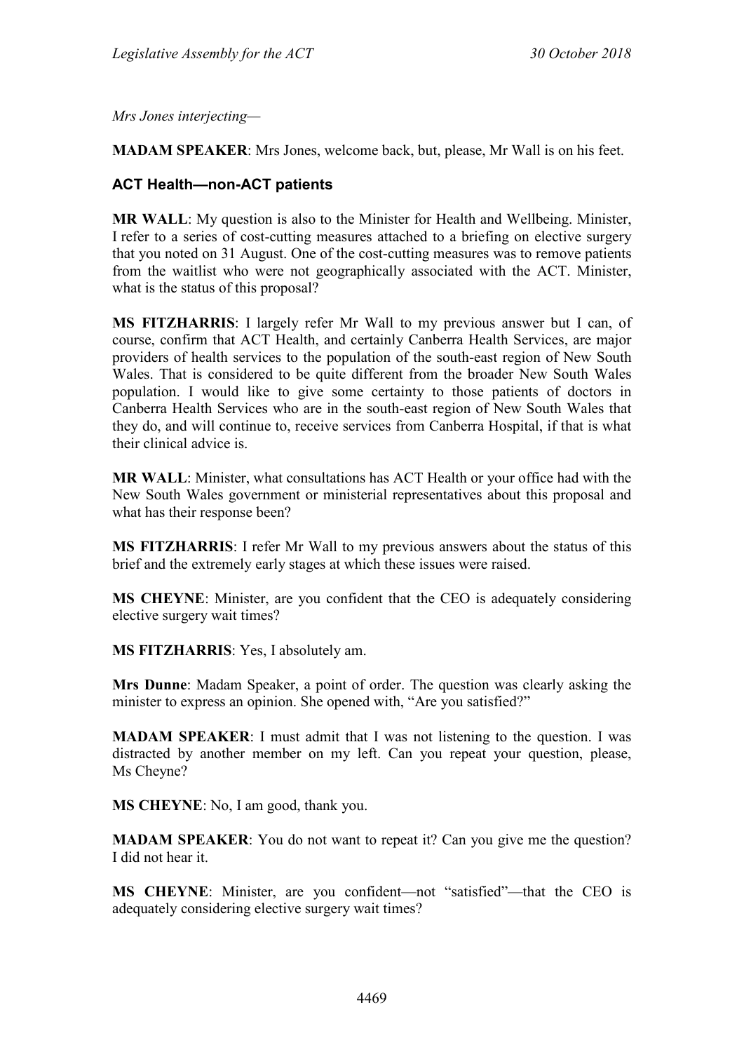*Mrs Jones interjecting*—

**MADAM SPEAKER**: Mrs Jones, welcome back, but, please, Mr Wall is on his feet.

### ACT Health—non-ACT patients

**MR WALL**: My question is also to the Minister for Health and Wellbeing. Minister, I refer to a series of cost-cutting measures attached to a briefing on elective surgery that you noted on 31 August. One of the cost-cutting measures was to remove patients from the waitlist who were not geographically associated with the ACT. Minister, what is the status of this proposal?

**MS FITZHARRIS**: I largely refer Mr Wall to my previous answer but I can, of course, confirm that ACT Health, and certainly Canberra Health Services, are major providers of health services to the population of the south-east region of New South Wales. That is considered to be quite different from the broader New South Wales population. I would like to give some certainty to those patients of doctors in Canberra Health Services who are in the south-east region of New South Wales that they do, and will continue to, receive services from Canberra Hospital, if that is what their clinical advice is.

**MR WALL**: Minister, what consultations has ACT Health or your office had with the New South Wales government or ministerial representatives about this proposal and what has their response been?

**MS FITZHARRIS**: I refer Mr Wall to my previous answers about the status of this brief and the extremely early stages at which these issues were raised.

**MS CHEYNE**: Minister, are you confident that the CEO is adequately considering elective surgery wait times?

**MS FITZHARRIS**: Yes, I absolutely am.

**Mrs Dunne**: Madam Speaker, a point of order. The question was clearly asking the minister to express an opinion. She opened with, "Are you satisfied?"

**MADAM SPEAKER**: I must admit that I was not listening to the question. I was distracted by another member on my left. Can you repeat your question, please, Ms Cheyne?

**MS CHEYNE**: No, I am good, thank you.

**MADAM SPEAKER**: You do not want to repeat it? Can you give me the question? I did not hear it.

**MS CHEYNE**: Minister, are you confident—not "satisfied"—that the CEO is adequately considering elective surgery wait times?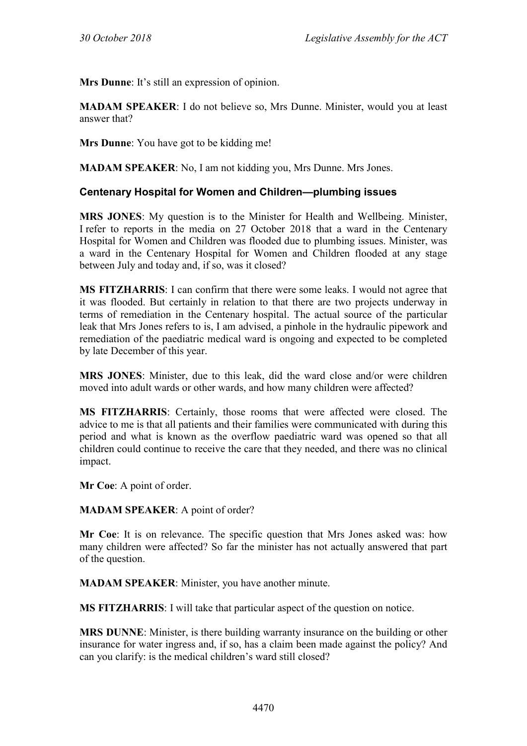**Mrs Dunne**: It's still an expression of opinion.

**MADAM SPEAKER**: I do not believe so, Mrs Dunne. Minister, would you at least answer that?

**Mrs Dunne**: You have got to be kidding me!

**MADAM SPEAKER**: No, I am not kidding you, Mrs Dunne. Mrs Jones.

### Centenary Hospital for Women and Children—plumbing issues

**MRS JONES**: My question is to the Minister for Health and Wellbeing. Minister, I refer to reports in the media on 27 October 2018 that a ward in the Centenary Hospital for Women and Children was flooded due to plumbing issues. Minister, was a ward in the Centenary Hospital for Women and Children flooded at any stage between July and today and, if so, was it closed?

**MS FITZHARRIS**: I can confirm that there were some leaks. I would not agree that it was flooded. But certainly in relation to that there are two projects underway in terms of remediation in the Centenary hospital. The actual source of the particular leak that Mrs Jones refers to is, I am advised, a pinhole in the hydraulic pipework and remediation of the paediatric medical ward is ongoing and expected to be completed by late December of this year.

**MRS JONES**: Minister, due to this leak, did the ward close and/or were children moved into adult wards or other wards, and how many children were affected?

**MS FITZHARRIS**: Certainly, those rooms that were affected were closed. The advice to me is that all patients and their families were communicated with during this period and what is known as the overflow paediatric ward was opened so that all children could continue to receive the care that they needed, and there was no clinical impact.

**Mr Coe**: A point of order.

**MADAM SPEAKER**: A point of order?

**Mr Coe**: It is on relevance. The specific question that Mrs Jones asked was: how many children were affected? So far the minister has not actually answered that part of the question.

**MADAM SPEAKER**: Minister, you have another minute.

**MS FITZHARRIS**: I will take that particular aspect of the question on notice.

**MRS DUNNE**: Minister, is there building warranty insurance on the building or other insurance for water ingress and, if so, has a claim been made against the policy? And can you clarify: is the medical children's ward still closed?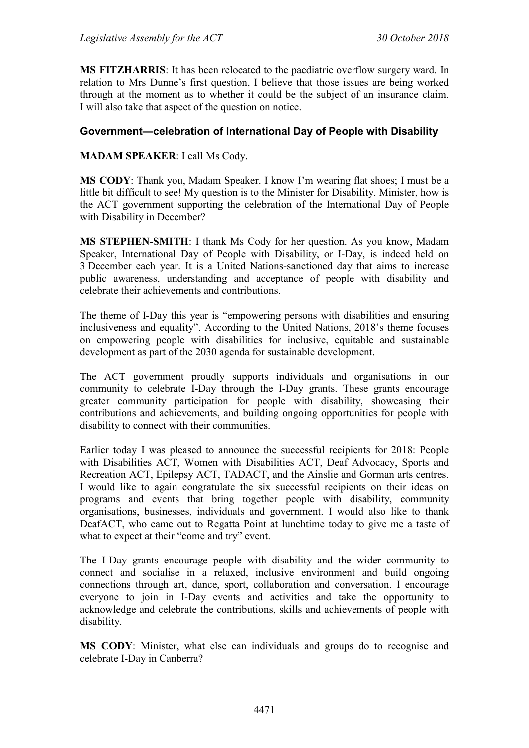**MS FITZHARRIS**: It has been relocated to the paediatric overflow surgery ward. In relation to Mrs Dunne's first question, I believe that those issues are being worked through at the moment as to whether it could be the subject of an insurance claim. I will also take that aspect of the question on notice.

### Government—celebration of International Day of People with Disability

**MADAM SPEAKER**: I call Ms Cody.

**MS CODY**: Thank you, Madam Speaker. I know I'm wearing flat shoes; I must be a little bit difficult to see! My question is to the Minister for Disability. Minister, how is the ACT government supporting the celebration of the International Day of People with Disability in December?

**MS STEPHEN-SMITH**: I thank Ms Cody for her question. As you know, Madam Speaker, International Day of People with Disability, or I-Day, is indeed held on 3 December each year. It is a United Nations-sanctioned day that aims to increase public awareness, understanding and acceptance of people with disability and celebrate their achievements and contributions.

The theme of I-Day this year is "empowering persons with disabilities and ensuring inclusiveness and equality". According to the United Nations, 2018's theme focuses on empowering people with disabilities for inclusive, equitable and sustainable development as part of the 2030 agenda for sustainable development.

The ACT government proudly supports individuals and organisations in our community to celebrate I-Day through the I-Day grants. These grants encourage greater community participation for people with disability, showcasing their contributions and achievements, and building ongoing opportunities for people with disability to connect with their communities.

Earlier today I was pleased to announce the successful recipients for 2018: People with Disabilities ACT, Women with Disabilities ACT, Deaf Advocacy, Sports and Recreation ACT, Epilepsy ACT, TADACT, and the Ainslie and Gorman arts centres. I would like to again congratulate the six successful recipients on their ideas on programs and events that bring together people with disability, community organisations, businesses, individuals and government. I would also like to thank DeafACT, who came out to Regatta Point at lunchtime today to give me a taste of what to expect at their "come and try" event.

The I-Day grants encourage people with disability and the wider community to connect and socialise in a relaxed, inclusive environment and build ongoing connections through art, dance, sport, collaboration and conversation. I encourage everyone to join in I-Day events and activities and take the opportunity to acknowledge and celebrate the contributions, skills and achievements of people with disability.

**MS CODY**: Minister, what else can individuals and groups do to recognise and celebrate I-Day in Canberra?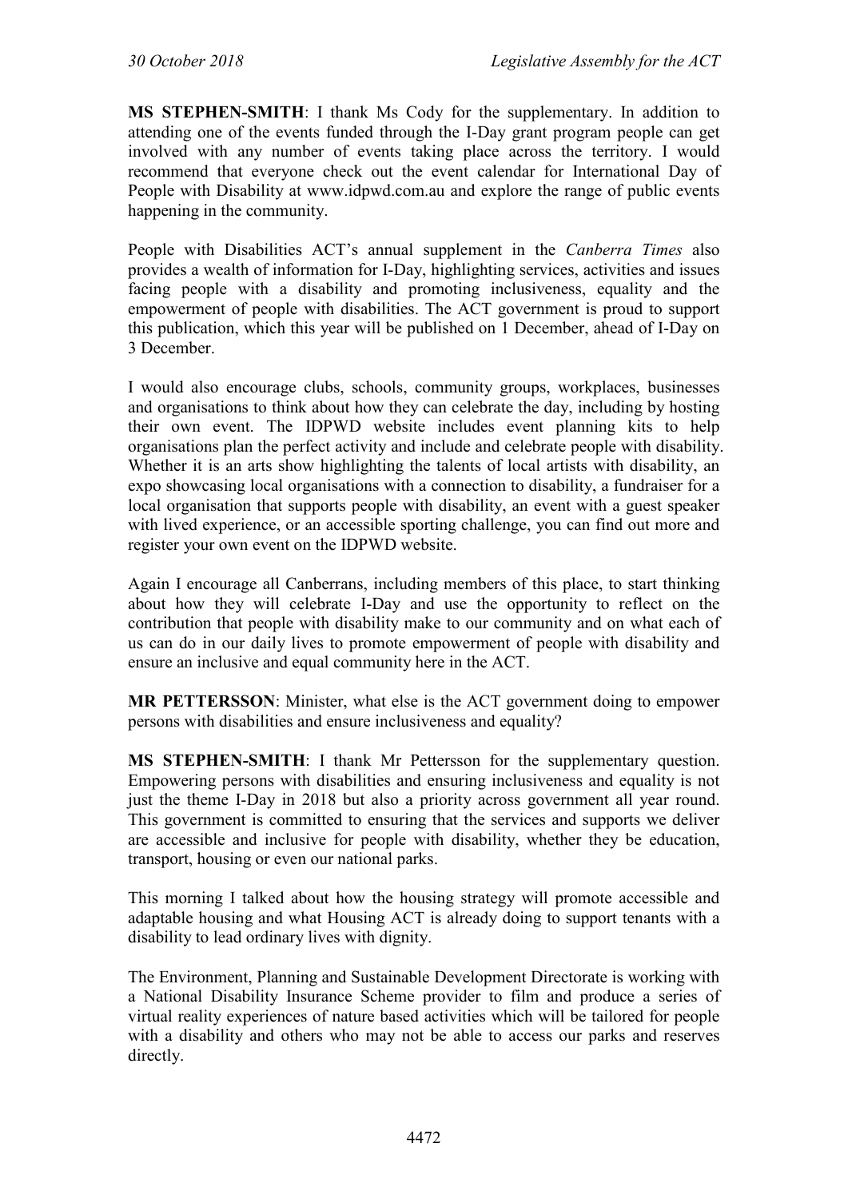**MS STEPHEN-SMITH**: I thank Ms Cody for the supplementary. In addition to attending one of the events funded through the I-Day grant program people can get involved with any number of events taking place across the territory. I would recommend that everyone check out the event calendar for International Day of People with Disability at www.idpwd.com.au and explore the range of public events happening in the community.

People with Disabilities ACT's annual supplement in the *Canberra Times* also provides a wealth of information for I-Day, highlighting services, activities and issues facing people with a disability and promoting inclusiveness, equality and the empowerment of people with disabilities. The ACT government is proud to support this publication, which this year will be published on 1 December, ahead of I-Day on 3 December.

I would also encourage clubs, schools, community groups, workplaces, businesses and organisations to think about how they can celebrate the day, including by hosting their own event. The IDPWD website includes event planning kits to help organisations plan the perfect activity and include and celebrate people with disability. Whether it is an arts show highlighting the talents of local artists with disability, an expo showcasing local organisations with a connection to disability, a fundraiser for a local organisation that supports people with disability, an event with a guest speaker with lived experience, or an accessible sporting challenge, you can find out more and register your own event on the IDPWD website.

Again I encourage all Canberrans, including members of this place, to start thinking about how they will celebrate I-Day and use the opportunity to reflect on the contribution that people with disability make to our community and on what each of us can do in our daily lives to promote empowerment of people with disability and ensure an inclusive and equal community here in the ACT.

**MR PETTERSSON**: Minister, what else is the ACT government doing to empower persons with disabilities and ensure inclusiveness and equality?

**MS STEPHEN-SMITH**: I thank Mr Pettersson for the supplementary question. Empowering persons with disabilities and ensuring inclusiveness and equality is not just the theme I-Day in 2018 but also a priority across government all year round. This government is committed to ensuring that the services and supports we deliver are accessible and inclusive for people with disability, whether they be education, transport, housing or even our national parks.

This morning I talked about how the housing strategy will promote accessible and adaptable housing and what Housing ACT is already doing to support tenants with a disability to lead ordinary lives with dignity.

The Environment, Planning and Sustainable Development Directorate is working with a National Disability Insurance Scheme provider to film and produce a series of virtual reality experiences of nature based activities which will be tailored for people with a disability and others who may not be able to access our parks and reserves directly.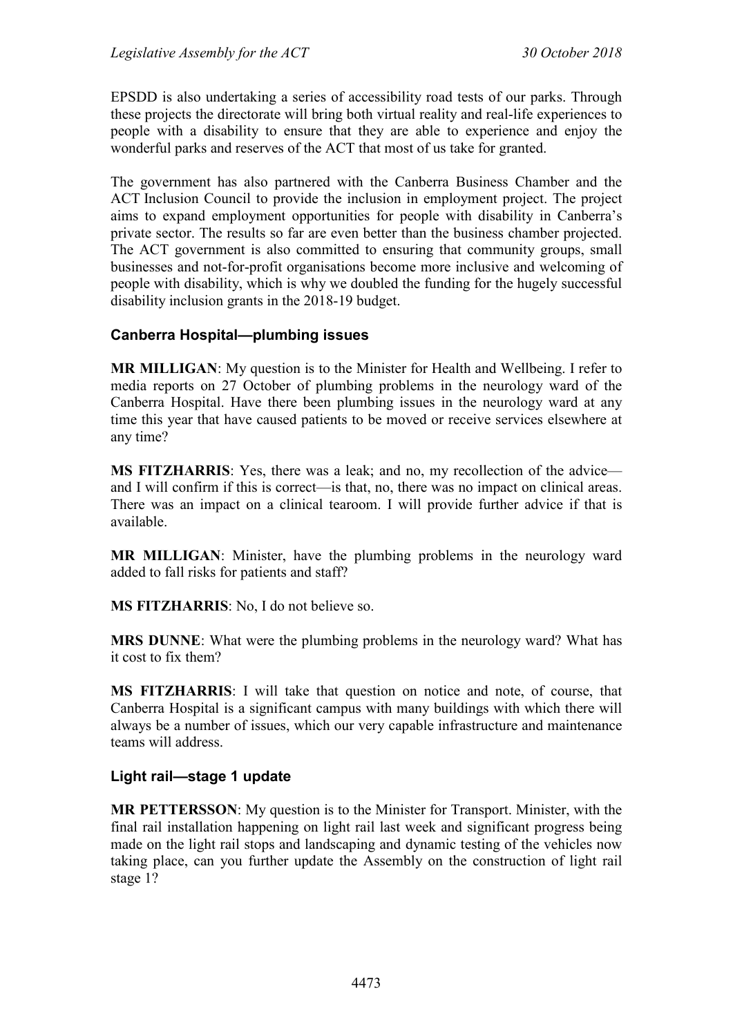EPSDD is also undertaking a series of accessibility road tests of our parks. Through these projects the directorate will bring both virtual reality and real-life experiences to people with a disability to ensure that they are able to experience and enjoy the wonderful parks and reserves of the ACT that most of us take for granted.

The government has also partnered with the Canberra Business Chamber and the ACT Inclusion Council to provide the inclusion in employment project. The project aims to expand employment opportunities for people with disability in Canberra's private sector. The results so far are even better than the business chamber projected. The ACT government is also committed to ensuring that community groups, small businesses and not-for-profit organisations become more inclusive and welcoming of people with disability, which is why we doubled the funding for the hugely successful disability inclusion grants in the 2018-19 budget.

### Canberra Hospital—plumbing issues

**MR MILLIGAN**: My question is to the Minister for Health and Wellbeing. I refer to media reports on 27 October of plumbing problems in the neurology ward of the Canberra Hospital. Have there been plumbing issues in the neurology ward at any time this year that have caused patients to be moved or receive services elsewhere at any time?

**MS FITZHARRIS**: Yes, there was a leak; and no, my recollection of the advice—and I will confirm if this is correct—is that, no, there was no impact on clinical areas. There was an impact on a clinical tearoom. I will provide further advice if that is available.

**MR MILLIGAN**: Minister, have the plumbing problems in the neurology ward added to fall risks for patients and staff?

**MS FITZHARRIS**: No, I do not believe so.

**MRS DUNNE**: What were the plumbing problems in the neurology ward? What has it cost to fix them?

**MS FITZHARRIS**: I will take that question on notice and note, of course, that Canberra Hospital is a significant campus with many buildings with which there will always be a number of issues, which our very capable infrastructure and maintenance teams will address.

### Light rail—stage 1 update

**MR PETTERSSON**: My question is to the Minister for Transport. Minister, with the final rail installation happening on light rail last week and significant progress being made on the light rail stops and landscaping and dynamic testing of the vehicles now taking place, can you further update the Assembly on the construction of light rail stage 1?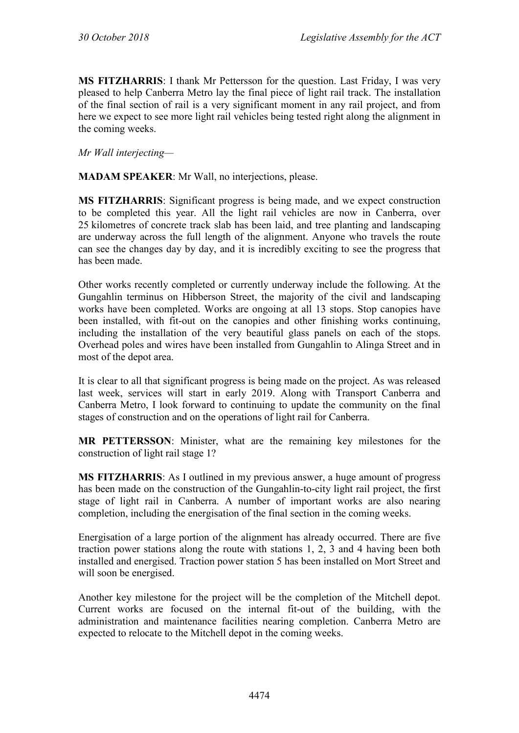**MS FITZHARRIS**: I thank Mr Pettersson for the question. Last Friday, I was very pleased to help Canberra Metro lay the final piece of light rail track. The installation of the final section of rail is a very significant moment in any rail project, and from here we expect to see more light rail vehicles being tested right along the alignment in the coming weeks.

*Mr Wall interjecting—*

**MADAM SPEAKER**: Mr Wall, no interjections, please.

**MS FITZHARRIS**: Significant progress is being made, and we expect construction to be completed this year. All the light rail vehicles are now in Canberra, over 25 kilometres of concrete track slab has been laid, and tree planting and landscaping are underway across the full length of the alignment. Anyone who travels the route can see the changes day by day, and it is incredibly exciting to see the progress that has been made.

Other works recently completed or currently underway include the following. At the Gungahlin terminus on Hibberson Street, the majority of the civil and landscaping works have been completed. Works are ongoing at all 13 stops. Stop canopies have been installed, with fit-out on the canopies and other finishing works continuing, including the installation of the very beautiful glass panels on each of the stops. Overhead poles and wires have been installed from Gungahlin to Alinga Street and in most of the depot area.

It is clear to all that significant progress is being made on the project. As was released last week, services will start in early 2019. Along with Transport Canberra and Canberra Metro, I look forward to continuing to update the community on the final stages of construction and on the operations of light rail for Canberra.

**MR PETTERSSON**: Minister, what are the remaining key milestones for the construction of light rail stage 1?

**MS FITZHARRIS**: As I outlined in my previous answer, a huge amount of progress has been made on the construction of the Gungahlin-to-city light rail project, the first stage of light rail in Canberra. A number of important works are also nearing completion, including the energisation of the final section in the coming weeks.

Energisation of a large portion of the alignment has already occurred. There are five traction power stations along the route with stations 1, 2, 3 and 4 having been both installed and energised. Traction power station 5 has been installed on Mort Street and will soon be energised.

Another key milestone for the project will be the completion of the Mitchell depot. Current works are focused on the internal fit-out of the building, with the administration and maintenance facilities nearing completion. Canberra Metro are expected to relocate to the Mitchell depot in the coming weeks.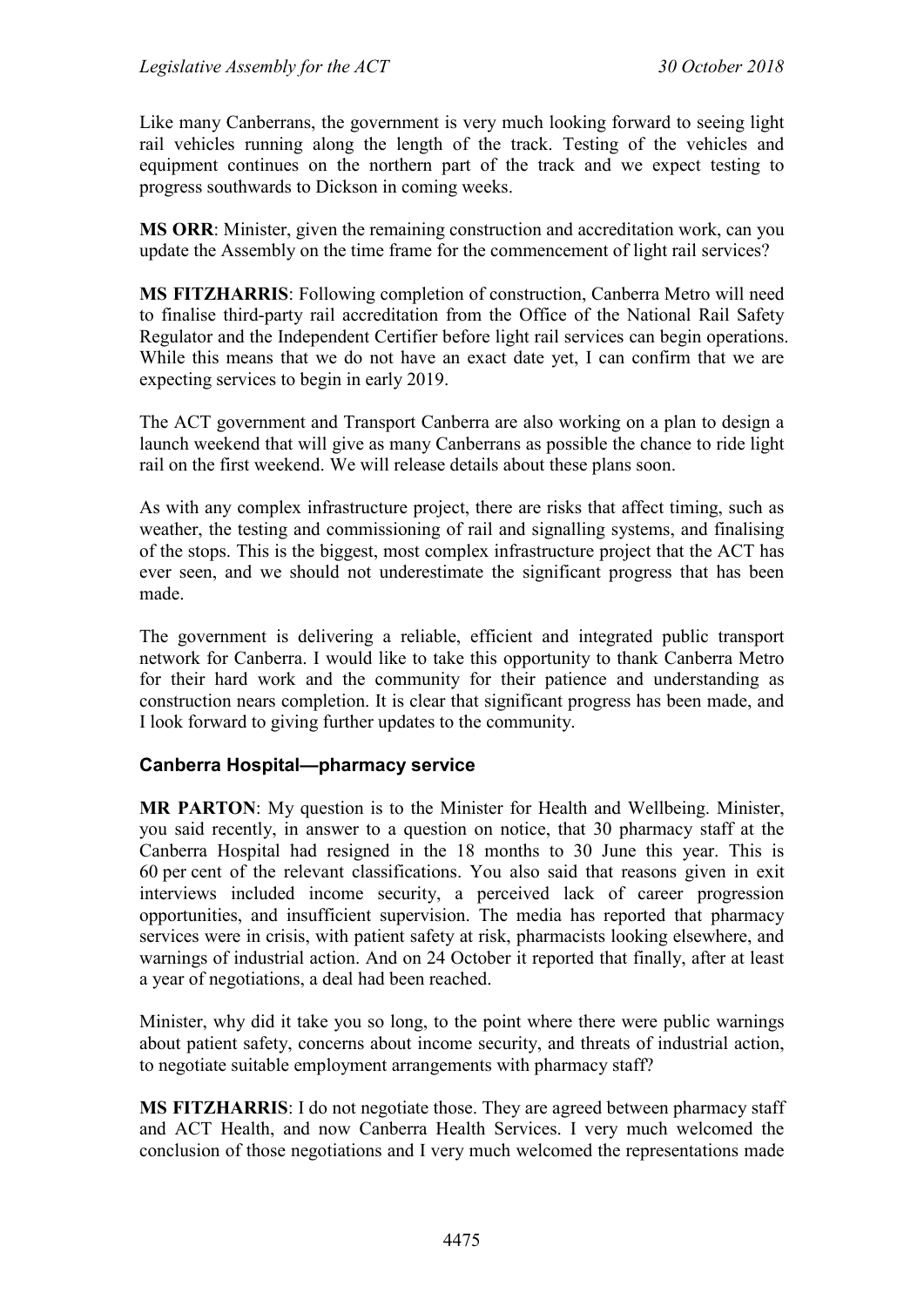Like many Canberrans, the government is very much looking forward to seeing light rail vehicles running along the length of the track. Testing of the vehicles and equipment continues on the northern part of the track and we expect testing to progress southwards to Dickson in coming weeks.

**MS ORR**: Minister, given the remaining construction and accreditation work, can you update the Assembly on the time frame for the commencement of light rail services?

**MS FITZHARRIS**: Following completion of construction, Canberra Metro will need to finalise third-party rail accreditation from the Office of the National Rail Safety Regulator and the Independent Certifier before light rail services can begin operations. While this means that we do not have an exact date yet, I can confirm that we are expecting services to begin in early 2019.

The ACT government and Transport Canberra are also working on a plan to design a launch weekend that will give as many Canberrans as possible the chance to ride light rail on the first weekend. We will release details about these plans soon.

As with any complex infrastructure project, there are risks that affect timing, such as weather, the testing and commissioning of rail and signalling systems, and finalising of the stops. This is the biggest, most complex infrastructure project that the ACT has ever seen, and we should not underestimate the significant progress that has been made.

The government is delivering a reliable, efficient and integrated public transport network for Canberra. I would like to take this opportunity to thank Canberra Metro for their hard work and the community for their patience and understanding as construction nears completion. It is clear that significant progress has been made, and I look forward to giving further updates to the community.

### Canberra Hospital—pharmacy service

**MR PARTON**: My question is to the Minister for Health and Wellbeing. Minister, you said recently, in answer to a question on notice, that 30 pharmacy staff at the Canberra Hospital had resigned in the 18 months to 30 June this year. This is 60 per cent of the relevant classifications. You also said that reasons given in exit interviews included income security, a perceived lack of career progression opportunities, and insufficient supervision. The media has reported that pharmacy services were in crisis, with patient safety at risk, pharmacists looking elsewhere, and warnings of industrial action. And on 24 October it reported that finally, after at least a year of negotiations, a deal had been reached.

Minister, why did it take you so long, to the point where there were public warnings about patient safety, concerns about income security, and threats of industrial action, to negotiate suitable employment arrangements with pharmacy staff?

**MS FITZHARRIS**: I do not negotiate those. They are agreed between pharmacy staff and ACT Health, and now Canberra Health Services. I very much welcomed the conclusion of those negotiations and I very much welcomed the representations made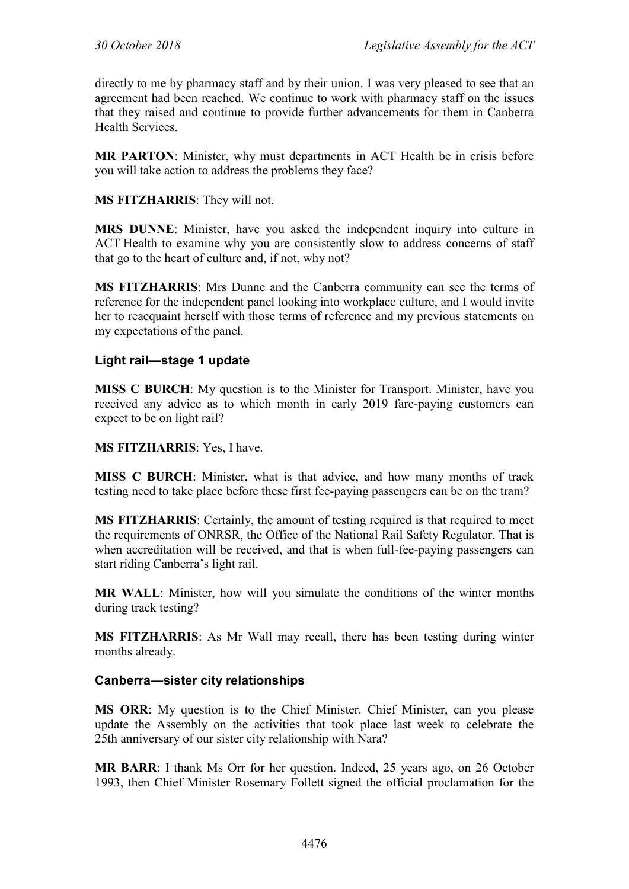directly to me by pharmacy staff and by their union. I was very pleased to see that an agreement had been reached. We continue to work with pharmacy staff on the issues that they raised and continue to provide further advancements for them in Canberra Health Services.

**MR PARTON**: Minister, why must departments in ACT Health be in crisis before you will take action to address the problems they face?

**MS FITZHARRIS**: They will not.

**MRS DUNNE**: Minister, have you asked the independent inquiry into culture in ACT Health to examine why you are consistently slow to address concerns of staff that go to the heart of culture and, if not, why not?

**MS FITZHARRIS**: Mrs Dunne and the Canberra community can see the terms of reference for the independent panel looking into workplace culture, and I would invite her to reacquaint herself with those terms of reference and my previous statements on my expectations of the panel.

### Light rail—stage 1 update

**MISS C BURCH**: My question is to the Minister for Transport. Minister, have you received any advice as to which month in early 2019 fare-paying customers can expect to be on light rail?

**MS FITZHARRIS**: Yes, I have.

**MISS C BURCH**: Minister, what is that advice, and how many months of track testing need to take place before these first fee-paying passengers can be on the tram?

**MS FITZHARRIS**: Certainly, the amount of testing required is that required to meet the requirements of ONRSR, the Office of the National Rail Safety Regulator. That is when accreditation will be received, and that is when full-fee-paying passengers can start riding Canberra's light rail.

**MR WALL**: Minister, how will you simulate the conditions of the winter months during track testing?

**MS FITZHARRIS**: As Mr Wall may recall, there has been testing during winter months already.

### Canberra—sister city relationships

**MS ORR**: My question is to the Chief Minister. Chief Minister, can you please update the Assembly on the activities that took place last week to celebrate the 25th anniversary of our sister city relationship with Nara?

**MR BARR**: I thank Ms Orr for her question. Indeed, 25 years ago, on 26 October 1993, then Chief Minister Rosemary Follett signed the official proclamation for the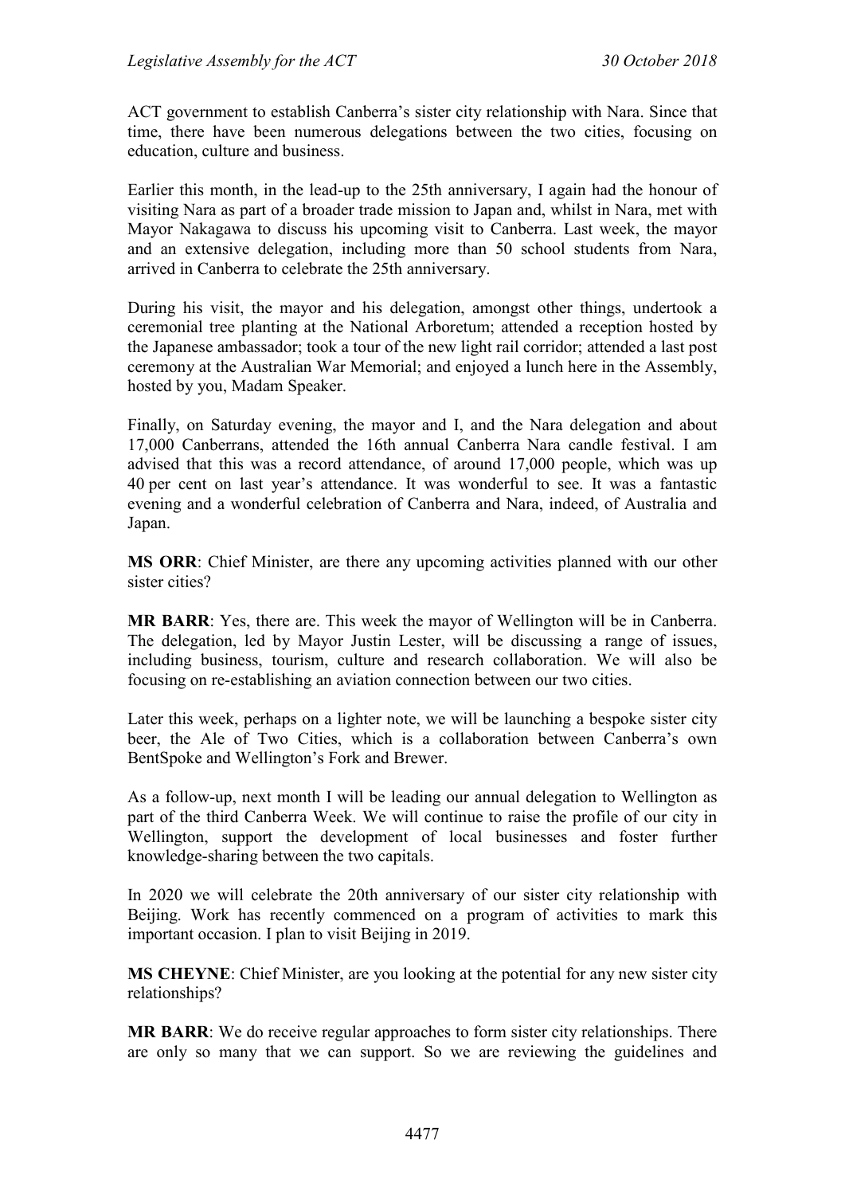ACT government to establish Canberra's sister city relationship with Nara. Since that time, there have been numerous delegations between the two cities, focusing on education, culture and business.

Earlier this month, in the lead-up to the 25th anniversary, I again had the honour of visiting Nara as part of a broader trade mission to Japan and, whilst in Nara, met with Mayor Nakagawa to discuss his upcoming visit to Canberra. Last week, the mayor and an extensive delegation, including more than 50 school students from Nara, arrived in Canberra to celebrate the 25th anniversary.

During his visit, the mayor and his delegation, amongst other things, undertook a ceremonial tree planting at the National Arboretum; attended a reception hosted by the Japanese ambassador; took a tour of the new light rail corridor; attended a last post ceremony at the Australian War Memorial; and enjoyed a lunch here in the Assembly, hosted by you, Madam Speaker.

Finally, on Saturday evening, the mayor and I, and the Nara delegation and about 17,000 Canberrans, attended the 16th annual Canberra Nara candle festival. I am advised that this was a record attendance, of around 17,000 people, which was up 40 per cent on last year's attendance. It was wonderful to see. It was a fantastic evening and a wonderful celebration of Canberra and Nara, indeed, of Australia and Japan.

**MS ORR**: Chief Minister, are there any upcoming activities planned with our other sister cities?

**MR BARR**: Yes, there are. This week the mayor of Wellington will be in Canberra. The delegation, led by Mayor Justin Lester, will be discussing a range of issues, including business, tourism, culture and research collaboration. We will also be focusing on re-establishing an aviation connection between our two cities.

Later this week, perhaps on a lighter note, we will be launching a bespoke sister city beer, the Ale of Two Cities, which is a collaboration between Canberra's own BentSpoke and Wellington's Fork and Brewer.

As a follow-up, next month I will be leading our annual delegation to Wellington as part of the third Canberra Week. We will continue to raise the profile of our city in Wellington, support the development of local businesses and foster further knowledge-sharing between the two capitals.

In 2020 we will celebrate the 20th anniversary of our sister city relationship with Beijing. Work has recently commenced on a program of activities to mark this important occasion. I plan to visit Beijing in 2019.

**MS CHEYNE**: Chief Minister, are you looking at the potential for any new sister city relationships?

**MR BARR**: We do receive regular approaches to form sister city relationships. There are only so many that we can support. So we are reviewing the guidelines and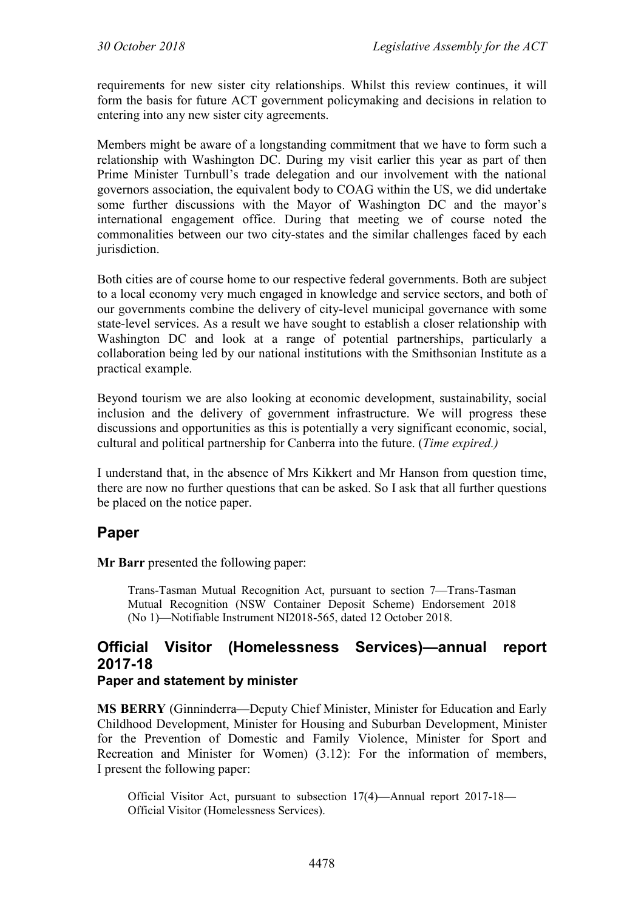requirements for new sister city relationships. Whilst this review continues, it will form the basis for future ACT government policymaking and decisions in relation to entering into any new sister city agreements.

Members might be aware of a longstanding commitment that we have to form such a relationship with Washington DC. During my visit earlier this year as part of then Prime Minister Turnbull's trade delegation and our involvement with the national governors association, the equivalent body to COAG within the US, we did undertake some further discussions with the Mayor of Washington DC and the mayor's international engagement office. During that meeting we of course noted the commonalities between our two city-states and the similar challenges faced by each jurisdiction.

Both cities are of course home to our respective federal governments. Both are subject to a local economy very much engaged in knowledge and service sectors, and both of our governments combine the delivery of city-level municipal governance with some state-level services. As a result we have sought to establish a closer relationship with Washington DC and look at a range of potential partnerships, particularly a collaboration being led by our national institutions with the Smithsonian Institute as a practical example.

Beyond tourism we are also looking at economic development, sustainability, social inclusion and the delivery of government infrastructure. We will progress these discussions and opportunities as this is potentially a very significant economic, social, cultural and political partnership for Canberra into the future. (*Time expired.)*

I understand that, in the absence of Mrs Kikkert and Mr Hanson from question time, there are now no further questions that can be asked. So I ask that all further questions be placed on the notice paper.

## Paper

**Mr Barr** presented the following paper:

> Trans-Tasman Mutual Recognition Act, pursuant to section 7—Trans-Tasman Mutual Recognition (NSW Container Deposit Scheme) Endorsement 2018 (No 1)—Notifiable Instrument NI2018-565, dated 12 October 2018.

## Official Visitor (Homelessness Services)—annual report 2017-18

### Paper and statement by minister

**MS BERRY** (Ginninderra—Deputy Chief Minister, Minister for Education and Early Childhood Development, Minister for Housing and Suburban Development, Minister for the Prevention of Domestic and Family Violence, Minister for Sport and Recreation and Minister for Women) (3.12): For the information of members, I present the following paper:

> Official Visitor Act, pursuant to subsection 17(4)—Annual report 2017-18—Official Visitor (Homelessness Services).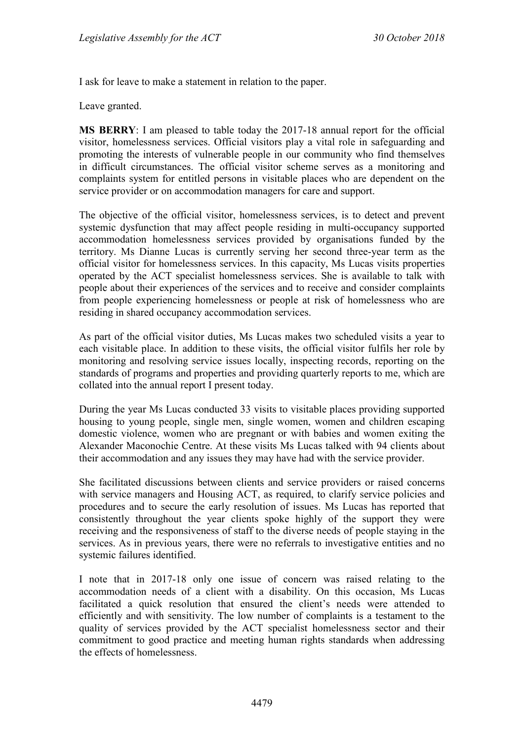I ask for leave to make a statement in relation to the paper.

Leave granted.

**MS BERRY**: I am pleased to table today the 2017-18 annual report for the official visitor, homelessness services. Official visitors play a vital role in safeguarding and promoting the interests of vulnerable people in our community who find themselves in difficult circumstances. The official visitor scheme serves as a monitoring and complaints system for entitled persons in visitable places who are dependent on the service provider or on accommodation managers for care and support.

The objective of the official visitor, homelessness services, is to detect and prevent systemic dysfunction that may affect people residing in multi-occupancy supported accommodation homelessness services provided by organisations funded by the territory. Ms Dianne Lucas is currently serving her second three-year term as the official visitor for homelessness services. In this capacity, Ms Lucas visits properties operated by the ACT specialist homelessness services. She is available to talk with people about their experiences of the services and to receive and consider complaints from people experiencing homelessness or people at risk of homelessness who are residing in shared occupancy accommodation services.

As part of the official visitor duties, Ms Lucas makes two scheduled visits a year to each visitable place. In addition to these visits, the official visitor fulfils her role by monitoring and resolving service issues locally, inspecting records, reporting on the standards of programs and properties and providing quarterly reports to me, which are collated into the annual report I present today.

During the year Ms Lucas conducted 33 visits to visitable places providing supported housing to young people, single men, single women, women and children escaping domestic violence, women who are pregnant or with babies and women exiting the Alexander Maconochie Centre. At these visits Ms Lucas talked with 94 clients about their accommodation and any issues they may have had with the service provider.

She facilitated discussions between clients and service providers or raised concerns with service managers and Housing ACT, as required, to clarify service policies and procedures and to secure the early resolution of issues. Ms Lucas has reported that consistently throughout the year clients spoke highly of the support they were receiving and the responsiveness of staff to the diverse needs of people staying in the services. As in previous years, there were no referrals to investigative entities and no systemic failures identified.

I note that in 2017-18 only one issue of concern was raised relating to the accommodation needs of a client with a disability. On this occasion, Ms Lucas facilitated a quick resolution that ensured the client's needs were attended to efficiently and with sensitivity. The low number of complaints is a testament to the quality of services provided by the ACT specialist homelessness sector and their commitment to good practice and meeting human rights standards when addressing the effects of homelessness.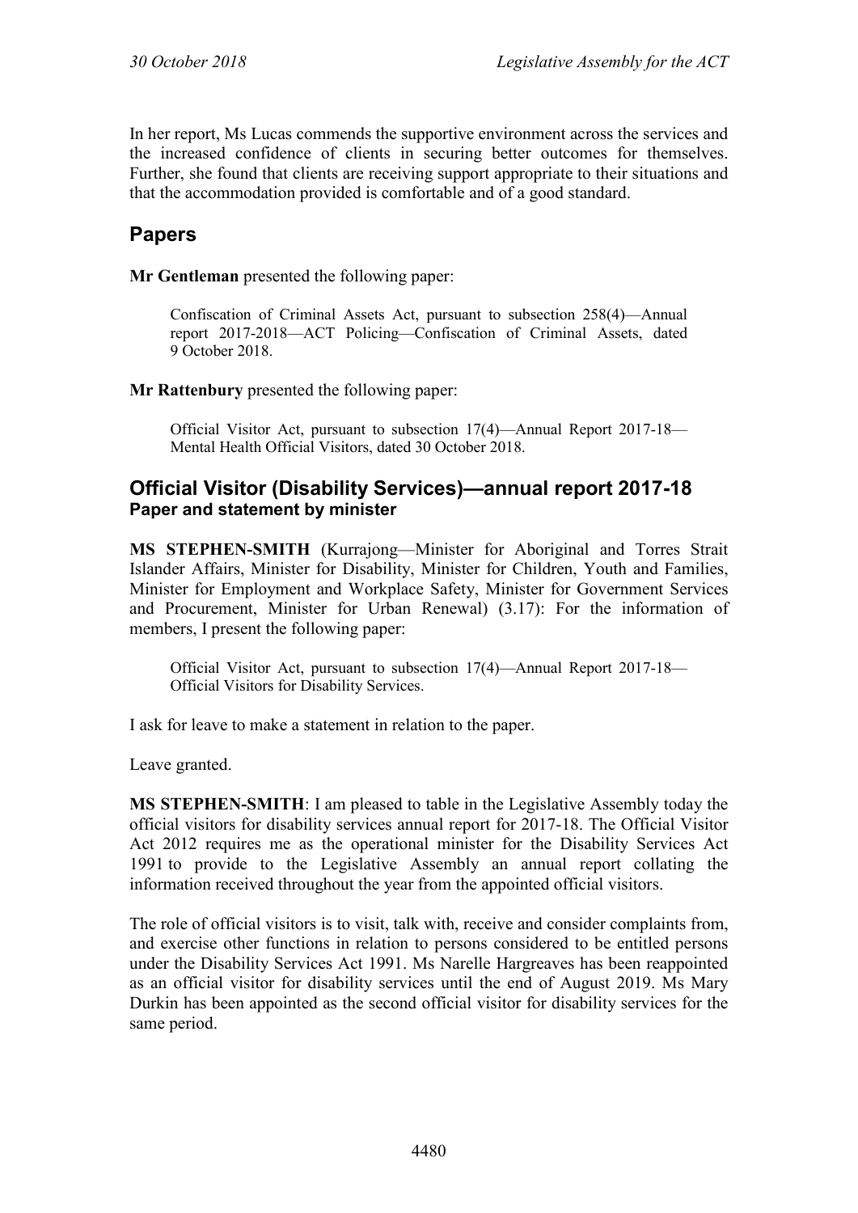In her report, Ms Lucas commends the supportive environment across the services and the increased confidence of clients in securing better outcomes for themselves. Further, she found that clients are receiving support appropriate to their situations and that the accommodation provided is comfortable and of a good standard.

## Papers

**Mr Gentleman** presented the following paper:

> Confiscation of Criminal Assets Act, pursuant to subsection 258(4)—Annual report 2017-2018—ACT Policing—Confiscation of Criminal Assets, dated 9 October 2018.

**Mr Rattenbury** presented the following paper:

> Official Visitor Act, pursuant to subsection 17(4)—Annual Report 2017-18—Mental Health Official Visitors, dated 30 October 2018.

## Official Visitor (Disability Services)—annual report 2017-18
### Paper and statement by minister

**MS STEPHEN-SMITH** (Kurrajong—Minister for Aboriginal and Torres Strait Islander Affairs, Minister for Disability, Minister for Children, Youth and Families, Minister for Employment and Workplace Safety, Minister for Government Services and Procurement, Minister for Urban Renewal) (3.17): For the information of members, I present the following paper:

> Official Visitor Act, pursuant to subsection 17(4)—Annual Report 2017-18—Official Visitors for Disability Services.

I ask for leave to make a statement in relation to the paper.

Leave granted.

**MS STEPHEN-SMITH**: I am pleased to table in the Legislative Assembly today the official visitors for disability services annual report for 2017-18. The Official Visitor Act 2012 requires me as the operational minister for the Disability Services Act 1991 to provide to the Legislative Assembly an annual report collating the information received throughout the year from the appointed official visitors.

The role of official visitors is to visit, talk with, receive and consider complaints from, and exercise other functions in relation to persons considered to be entitled persons under the Disability Services Act 1991. Ms Narelle Hargreaves has been reappointed as an official visitor for disability services until the end of August 2019. Ms Mary Durkin has been appointed as the second official visitor for disability services for the same period.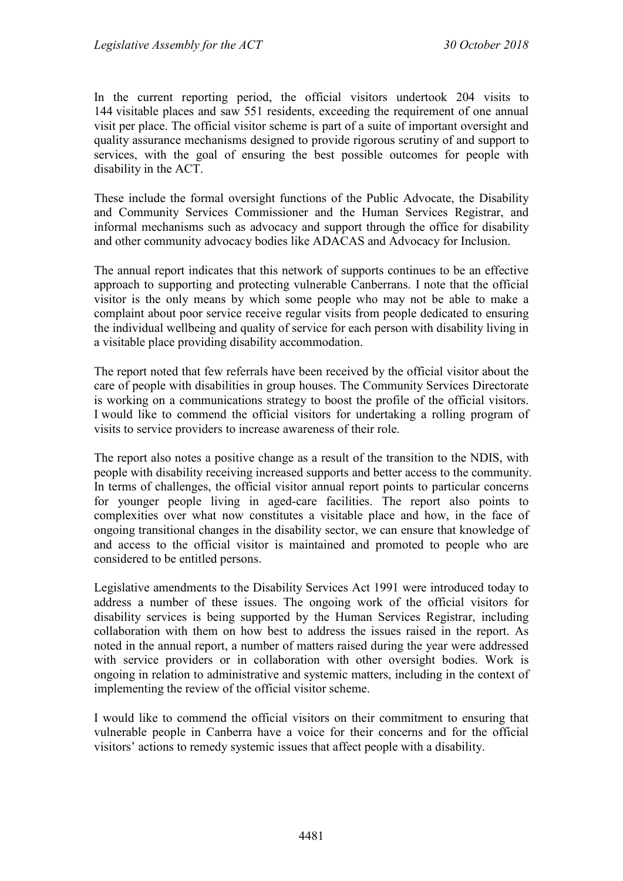In the current reporting period, the official visitors undertook 204 visits to 144 visitable places and saw 551 residents, exceeding the requirement of one annual visit per place. The official visitor scheme is part of a suite of important oversight and quality assurance mechanisms designed to provide rigorous scrutiny of and support to services, with the goal of ensuring the best possible outcomes for people with disability in the ACT.

These include the formal oversight functions of the Public Advocate, the Disability and Community Services Commissioner and the Human Services Registrar, and informal mechanisms such as advocacy and support through the office for disability and other community advocacy bodies like ADACAS and Advocacy for Inclusion.

The annual report indicates that this network of supports continues to be an effective approach to supporting and protecting vulnerable Canberrans. I note that the official visitor is the only means by which some people who may not be able to make a complaint about poor service receive regular visits from people dedicated to ensuring the individual wellbeing and quality of service for each person with disability living in a visitable place providing disability accommodation.

The report noted that few referrals have been received by the official visitor about the care of people with disabilities in group houses. The Community Services Directorate is working on a communications strategy to boost the profile of the official visitors. I would like to commend the official visitors for undertaking a rolling program of visits to service providers to increase awareness of their role.

The report also notes a positive change as a result of the transition to the NDIS, with people with disability receiving increased supports and better access to the community. In terms of challenges, the official visitor annual report points to particular concerns for younger people living in aged-care facilities. The report also points to complexities over what now constitutes a visitable place and how, in the face of ongoing transitional changes in the disability sector, we can ensure that knowledge of and access to the official visitor is maintained and promoted to people who are considered to be entitled persons.

Legislative amendments to the Disability Services Act 1991 were introduced today to address a number of these issues. The ongoing work of the official visitors for disability services is being supported by the Human Services Registrar, including collaboration with them on how best to address the issues raised in the report. As noted in the annual report, a number of matters raised during the year were addressed with service providers or in collaboration with other oversight bodies. Work is ongoing in relation to administrative and systemic matters, including in the context of implementing the review of the official visitor scheme.

I would like to commend the official visitors on their commitment to ensuring that vulnerable people in Canberra have a voice for their concerns and for the official visitors' actions to remedy systemic issues that affect people with a disability.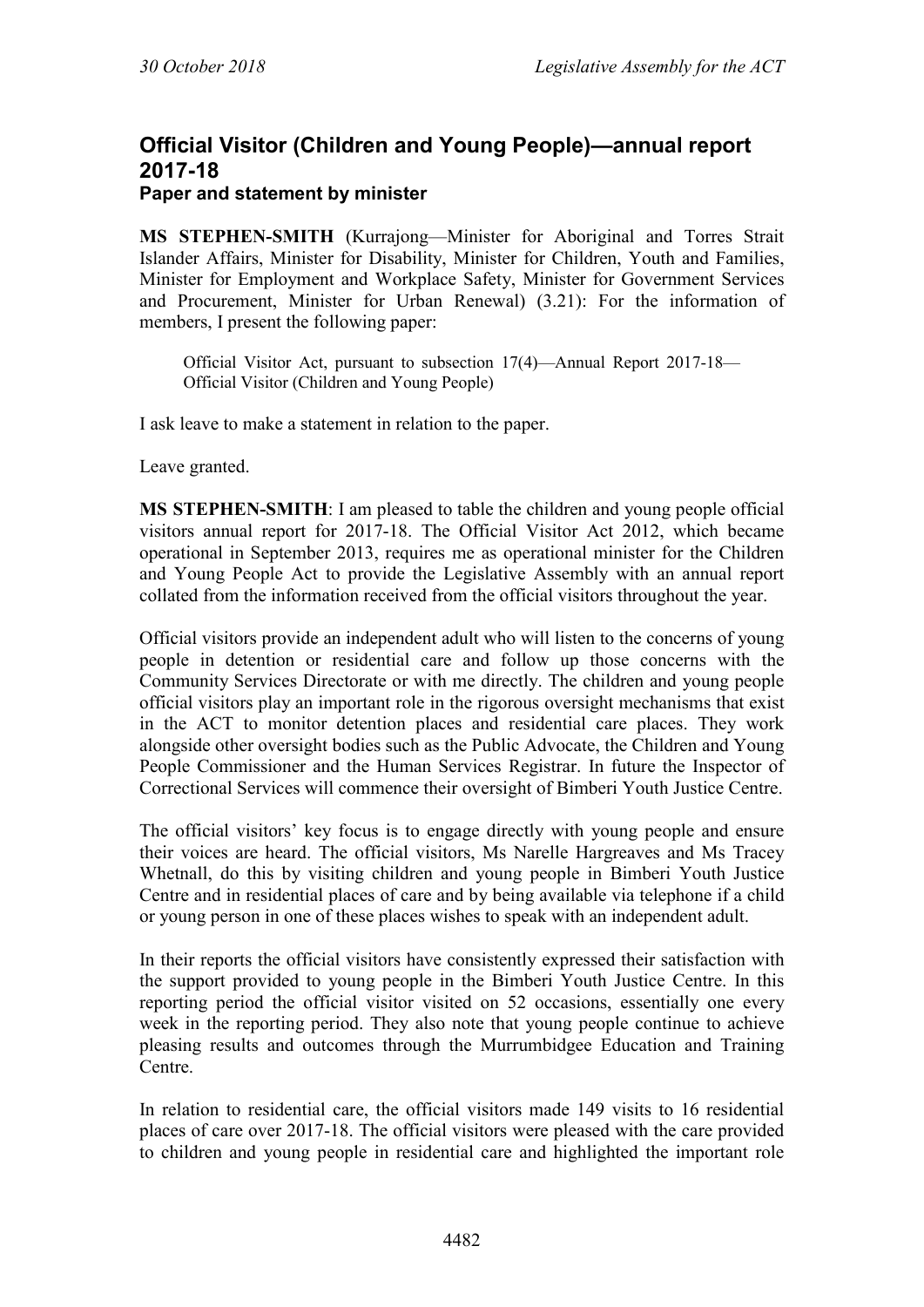## Official Visitor (Children and Young People)—annual report 2017-18

### Paper and statement by minister

**MS STEPHEN-SMITH** (Kurrajong—Minister for Aboriginal and Torres Strait Islander Affairs, Minister for Disability, Minister for Children, Youth and Families, Minister for Employment and Workplace Safety, Minister for Government Services and Procurement, Minister for Urban Renewal) (3.21): For the information of members, I present the following paper:

> Official Visitor Act, pursuant to subsection 17(4)—Annual Report 2017-18—Official Visitor (Children and Young People)

I ask leave to make a statement in relation to the paper.

Leave granted.

**MS STEPHEN-SMITH**: I am pleased to table the children and young people official visitors annual report for 2017-18. The Official Visitor Act 2012, which became operational in September 2013, requires me as operational minister for the Children and Young People Act to provide the Legislative Assembly with an annual report collated from the information received from the official visitors throughout the year.

Official visitors provide an independent adult who will listen to the concerns of young people in detention or residential care and follow up those concerns with the Community Services Directorate or with me directly. The children and young people official visitors play an important role in the rigorous oversight mechanisms that exist in the ACT to monitor detention places and residential care places. They work alongside other oversight bodies such as the Public Advocate, the Children and Young People Commissioner and the Human Services Registrar. In future the Inspector of Correctional Services will commence their oversight of Bimberi Youth Justice Centre.

The official visitors' key focus is to engage directly with young people and ensure their voices are heard. The official visitors, Ms Narelle Hargreaves and Ms Tracey Whetnall, do this by visiting children and young people in Bimberi Youth Justice Centre and in residential places of care and by being available via telephone if a child or young person in one of these places wishes to speak with an independent adult.

In their reports the official visitors have consistently expressed their satisfaction with the support provided to young people in the Bimberi Youth Justice Centre. In this reporting period the official visitor visited on 52 occasions, essentially one every week in the reporting period. They also note that young people continue to achieve pleasing results and outcomes through the Murrumbidgee Education and Training Centre.

In relation to residential care, the official visitors made 149 visits to 16 residential places of care over 2017-18. The official visitors were pleased with the care provided to children and young people in residential care and highlighted the important role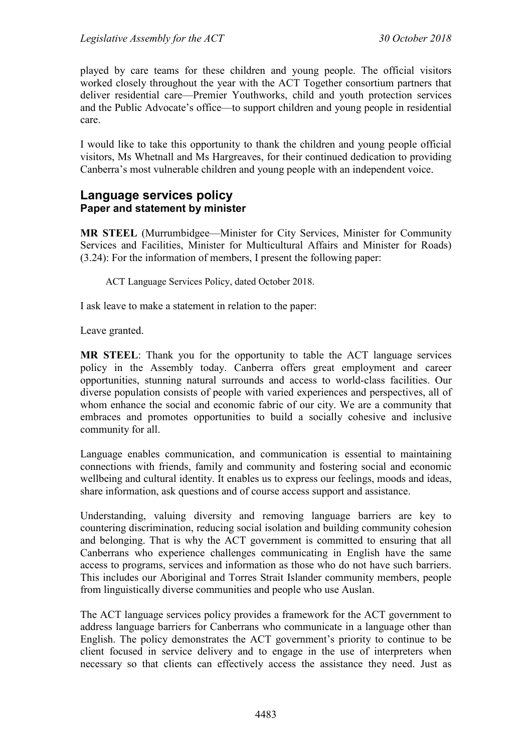played by care teams for these children and young people. The official visitors worked closely throughout the year with the ACT Together consortium partners that deliver residential care—Premier Youthworks, child and youth protection services and the Public Advocate's office—to support children and young people in residential care.

I would like to take this opportunity to thank the children and young people official visitors, Ms Whetnall and Ms Hargreaves, for their continued dedication to providing Canberra's most vulnerable children and young people with an independent voice.

## Language services policy
### Paper and statement by minister

**MR STEEL** (Murrumbidgee—Minister for City Services, Minister for Community Services and Facilities, Minister for Multicultural Affairs and Minister for Roads) (3.24): For the information of members, I present the following paper:

> ACT Language Services Policy, dated October 2018.

I ask leave to make a statement in relation to the paper:

Leave granted.

**MR STEEL**: Thank you for the opportunity to table the ACT language services policy in the Assembly today. Canberra offers great employment and career opportunities, stunning natural surrounds and access to world-class facilities. Our diverse population consists of people with varied experiences and perspectives, all of whom enhance the social and economic fabric of our city. We are a community that embraces and promotes opportunities to build a socially cohesive and inclusive community for all.

Language enables communication, and communication is essential to maintaining connections with friends, family and community and fostering social and economic wellbeing and cultural identity. It enables us to express our feelings, moods and ideas, share information, ask questions and of course access support and assistance.

Understanding, valuing diversity and removing language barriers are key to countering discrimination, reducing social isolation and building community cohesion and belonging. That is why the ACT government is committed to ensuring that all Canberrans who experience challenges communicating in English have the same access to programs, services and information as those who do not have such barriers. This includes our Aboriginal and Torres Strait Islander community members, people from linguistically diverse communities and people who use Auslan.

The ACT language services policy provides a framework for the ACT government to address language barriers for Canberrans who communicate in a language other than English. The policy demonstrates the ACT government's priority to continue to be client focused in service delivery and to engage in the use of interpreters when necessary so that clients can effectively access the assistance they need. Just as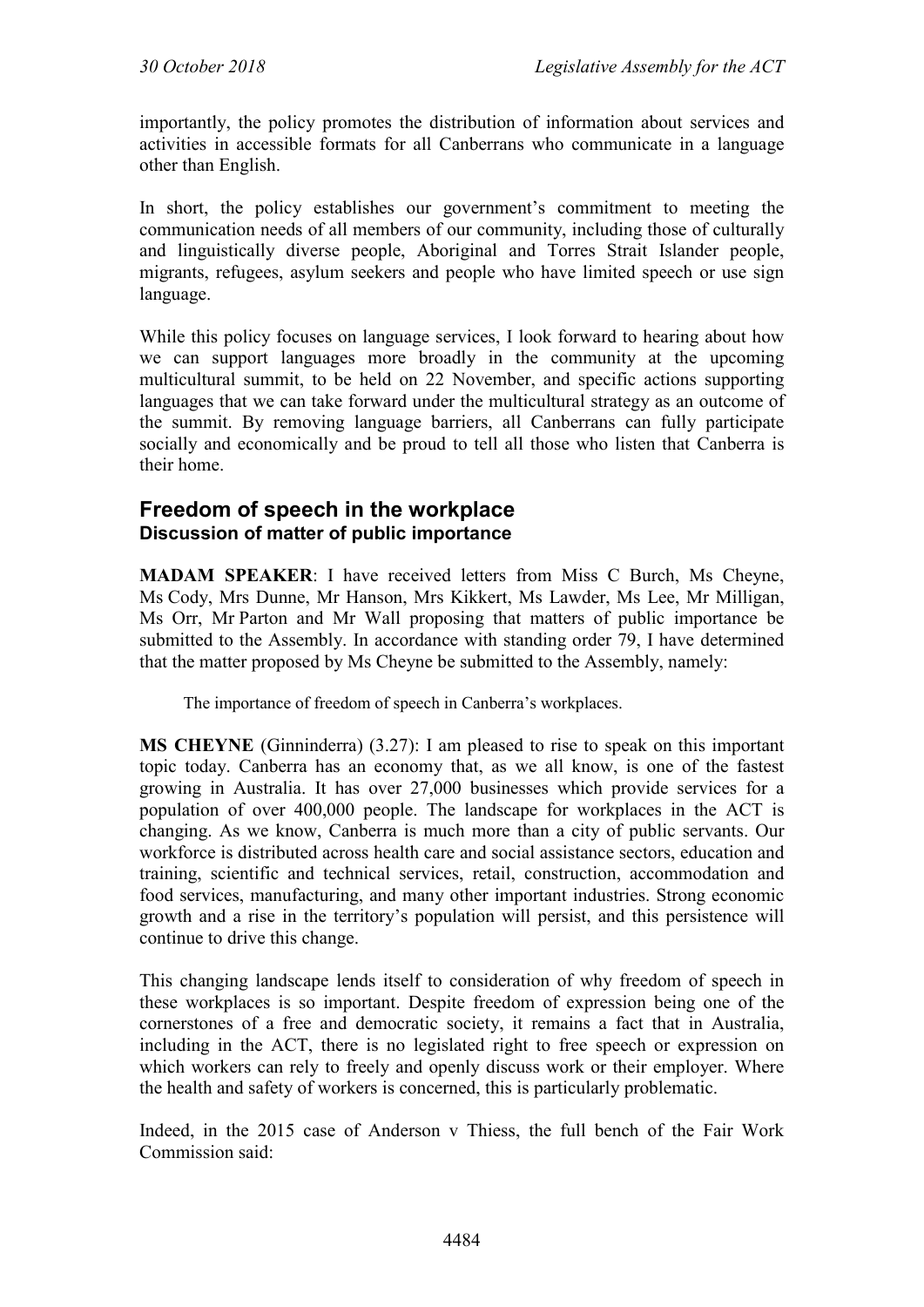importantly, the policy promotes the distribution of information about services and activities in accessible formats for all Canberrans who communicate in a language other than English.

In short, the policy establishes our government's commitment to meeting the communication needs of all members of our community, including those of culturally and linguistically diverse people, Aboriginal and Torres Strait Islander people, migrants, refugees, asylum seekers and people who have limited speech or use sign language.

While this policy focuses on language services, I look forward to hearing about how we can support languages more broadly in the community at the upcoming multicultural summit, to be held on 22 November, and specific actions supporting languages that we can take forward under the multicultural strategy as an outcome of the summit. By removing language barriers, all Canberrans can fully participate socially and economically and be proud to tell all those who listen that Canberra is their home.

## Freedom of speech in the workplace
### Discussion of matter of public importance

**MADAM SPEAKER**: I have received letters from Miss C Burch, Ms Cheyne, Ms Cody, Mrs Dunne, Mr Hanson, Mrs Kikkert, Ms Lawder, Ms Lee, Mr Milligan, Ms Orr, Mr Parton and Mr Wall proposing that matters of public importance be submitted to the Assembly. In accordance with standing order 79, I have determined that the matter proposed by Ms Cheyne be submitted to the Assembly, namely:

> The importance of freedom of speech in Canberra's workplaces.

**MS CHEYNE** (Ginninderra) (3.27): I am pleased to rise to speak on this important topic today. Canberra has an economy that, as we all know, is one of the fastest growing in Australia. It has over 27,000 businesses which provide services for a population of over 400,000 people. The landscape for workplaces in the ACT is changing. As we know, Canberra is much more than a city of public servants. Our workforce is distributed across health care and social assistance sectors, education and training, scientific and technical services, retail, construction, accommodation and food services, manufacturing, and many other important industries. Strong economic growth and a rise in the territory's population will persist, and this persistence will continue to drive this change.

This changing landscape lends itself to consideration of why freedom of speech in these workplaces is so important. Despite freedom of expression being one of the cornerstones of a free and democratic society, it remains a fact that in Australia, including in the ACT, there is no legislated right to free speech or expression on which workers can rely to freely and openly discuss work or their employer. Where the health and safety of workers is concerned, this is particularly problematic.

Indeed, in the 2015 case of Anderson v Thiess, the full bench of the Fair Work Commission said: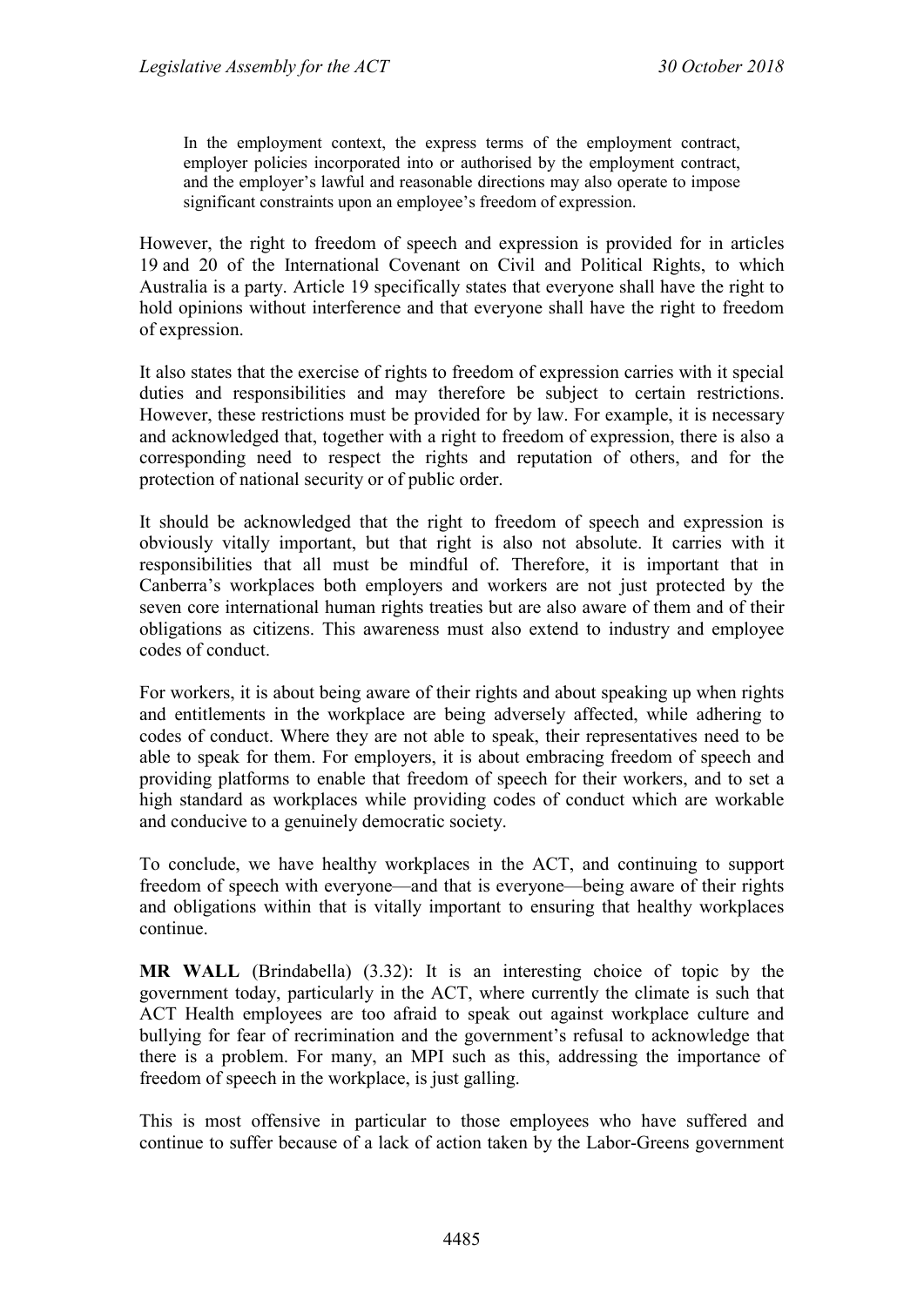> In the employment context, the express terms of the employment contract, employer policies incorporated into or authorised by the employment contract, and the employer's lawful and reasonable directions may also operate to impose significant constraints upon an employee's freedom of expression.

However, the right to freedom of speech and expression is provided for in articles 19 and 20 of the International Covenant on Civil and Political Rights, to which Australia is a party. Article 19 specifically states that everyone shall have the right to hold opinions without interference and that everyone shall have the right to freedom of expression.

It also states that the exercise of rights to freedom of expression carries with it special duties and responsibilities and may therefore be subject to certain restrictions. However, these restrictions must be provided for by law. For example, it is necessary and acknowledged that, together with a right to freedom of expression, there is also a corresponding need to respect the rights and reputation of others, and for the protection of national security or of public order.

It should be acknowledged that the right to freedom of speech and expression is obviously vitally important, but that right is also not absolute. It carries with it responsibilities that all must be mindful of. Therefore, it is important that in Canberra's workplaces both employers and workers are not just protected by the seven core international human rights treaties but are also aware of them and of their obligations as citizens. This awareness must also extend to industry and employee codes of conduct.

For workers, it is about being aware of their rights and about speaking up when rights and entitlements in the workplace are being adversely affected, while adhering to codes of conduct. Where they are not able to speak, their representatives need to be able to speak for them. For employers, it is about embracing freedom of speech and providing platforms to enable that freedom of speech for their workers, and to set a high standard as workplaces while providing codes of conduct which are workable and conducive to a genuinely democratic society.

To conclude, we have healthy workplaces in the ACT, and continuing to support freedom of speech with everyone—and that is everyone—being aware of their rights and obligations within that is vitally important to ensuring that healthy workplaces continue.

**MR WALL** (Brindabella) (3.32): It is an interesting choice of topic by the government today, particularly in the ACT, where currently the climate is such that ACT Health employees are too afraid to speak out against workplace culture and bullying for fear of recrimination and the government's refusal to acknowledge that there is a problem. For many, an MPI such as this, addressing the importance of freedom of speech in the workplace, is just galling.

This is most offensive in particular to those employees who have suffered and continue to suffer because of a lack of action taken by the Labor-Greens government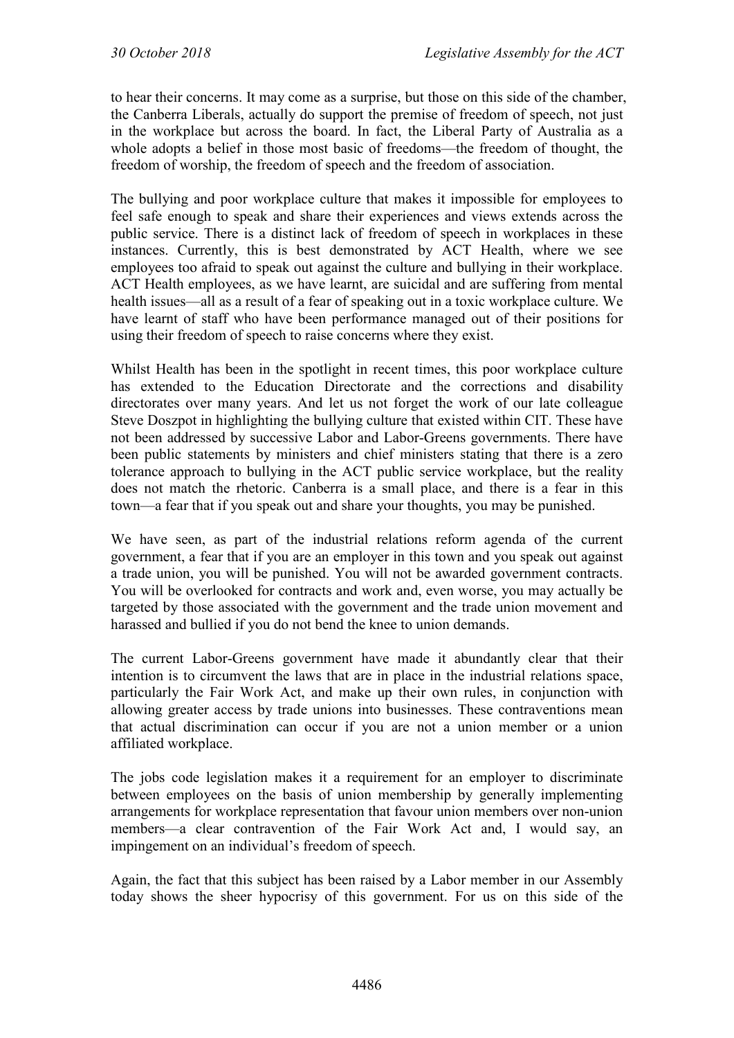to hear their concerns. It may come as a surprise, but those on this side of the chamber, the Canberra Liberals, actually do support the premise of freedom of speech, not just in the workplace but across the board. In fact, the Liberal Party of Australia as a whole adopts a belief in those most basic of freedoms—the freedom of thought, the freedom of worship, the freedom of speech and the freedom of association.

The bullying and poor workplace culture that makes it impossible for employees to feel safe enough to speak and share their experiences and views extends across the public service. There is a distinct lack of freedom of speech in workplaces in these instances. Currently, this is best demonstrated by ACT Health, where we see employees too afraid to speak out against the culture and bullying in their workplace. ACT Health employees, as we have learnt, are suicidal and are suffering from mental health issues—all as a result of a fear of speaking out in a toxic workplace culture. We have learnt of staff who have been performance managed out of their positions for using their freedom of speech to raise concerns where they exist.

Whilst Health has been in the spotlight in recent times, this poor workplace culture has extended to the Education Directorate and the corrections and disability directorates over many years. And let us not forget the work of our late colleague Steve Doszpot in highlighting the bullying culture that existed within CIT. These have not been addressed by successive Labor and Labor-Greens governments. There have been public statements by ministers and chief ministers stating that there is a zero tolerance approach to bullying in the ACT public service workplace, but the reality does not match the rhetoric. Canberra is a small place, and there is a fear in this town—a fear that if you speak out and share your thoughts, you may be punished.

We have seen, as part of the industrial relations reform agenda of the current government, a fear that if you are an employer in this town and you speak out against a trade union, you will be punished. You will not be awarded government contracts. You will be overlooked for contracts and work and, even worse, you may actually be targeted by those associated with the government and the trade union movement and harassed and bullied if you do not bend the knee to union demands.

The current Labor-Greens government have made it abundantly clear that their intention is to circumvent the laws that are in place in the industrial relations space, particularly the Fair Work Act, and make up their own rules, in conjunction with allowing greater access by trade unions into businesses. These contraventions mean that actual discrimination can occur if you are not a union member or a union affiliated workplace.

The jobs code legislation makes it a requirement for an employer to discriminate between employees on the basis of union membership by generally implementing arrangements for workplace representation that favour union members over non-union members—a clear contravention of the Fair Work Act and, I would say, an impingement on an individual's freedom of speech.

Again, the fact that this subject has been raised by a Labor member in our Assembly today shows the sheer hypocrisy of this government. For us on this side of the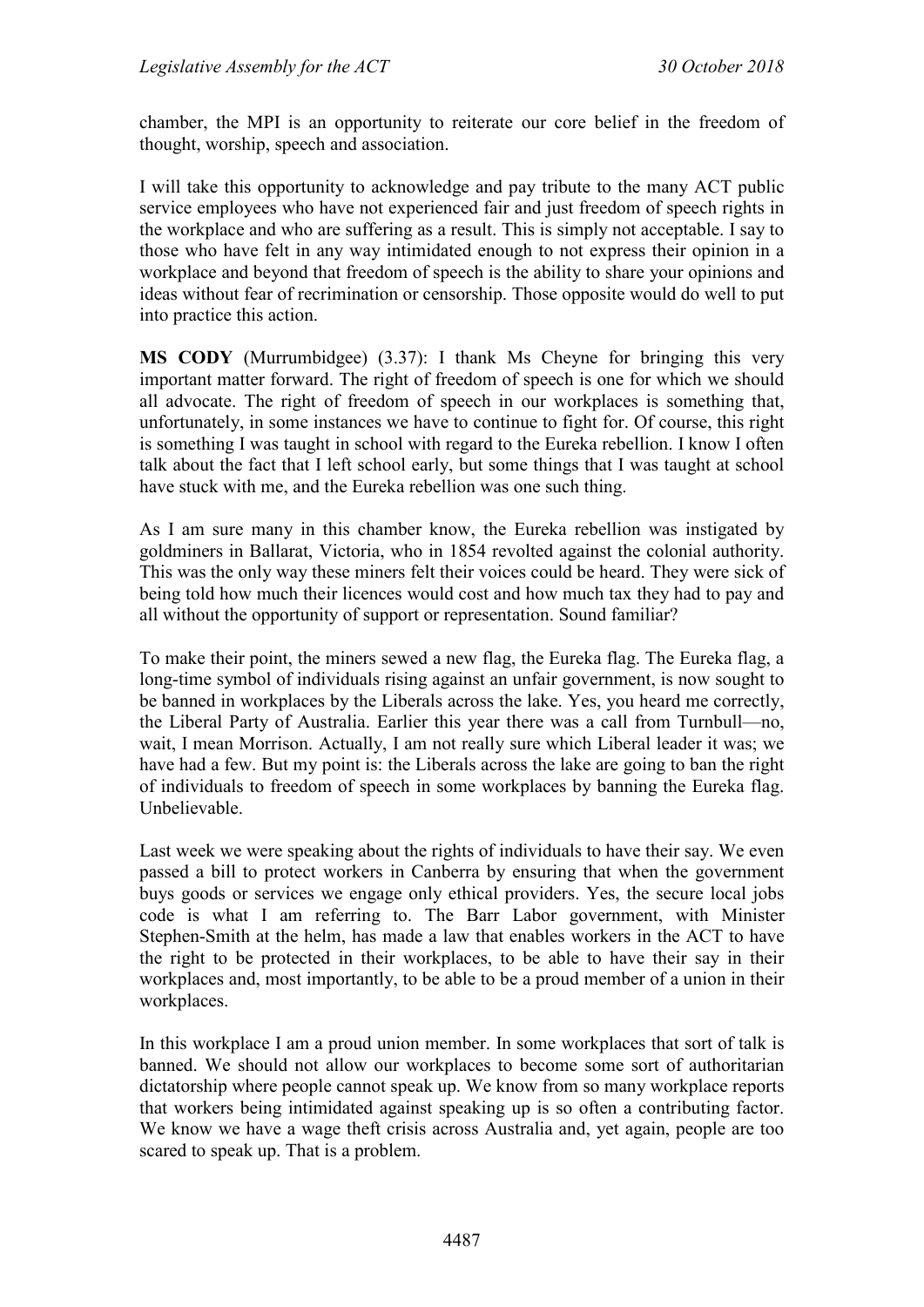chamber, the MPI is an opportunity to reiterate our core belief in the freedom of thought, worship, speech and association.

I will take this opportunity to acknowledge and pay tribute to the many ACT public service employees who have not experienced fair and just freedom of speech rights in the workplace and who are suffering as a result. This is simply not acceptable. I say to those who have felt in any way intimidated enough to not express their opinion in a workplace and beyond that freedom of speech is the ability to share your opinions and ideas without fear of recrimination or censorship. Those opposite would do well to put into practice this action.

**MS CODY** (Murrumbidgee) (3.37): I thank Ms Cheyne for bringing this very important matter forward. The right of freedom of speech is one for which we should all advocate. The right of freedom of speech in our workplaces is something that, unfortunately, in some instances we have to continue to fight for. Of course, this right is something I was taught in school with regard to the Eureka rebellion. I know I often talk about the fact that I left school early, but some things that I was taught at school have stuck with me, and the Eureka rebellion was one such thing.

As I am sure many in this chamber know, the Eureka rebellion was instigated by goldminers in Ballarat, Victoria, who in 1854 revolted against the colonial authority. This was the only way these miners felt their voices could be heard. They were sick of being told how much their licences would cost and how much tax they had to pay and all without the opportunity of support or representation. Sound familiar?

To make their point, the miners sewed a new flag, the Eureka flag. The Eureka flag, a long-time symbol of individuals rising against an unfair government, is now sought to be banned in workplaces by the Liberals across the lake. Yes, you heard me correctly, the Liberal Party of Australia. Earlier this year there was a call from Turnbull—no, wait, I mean Morrison. Actually, I am not really sure which Liberal leader it was; we have had a few. But my point is: the Liberals across the lake are going to ban the right of individuals to freedom of speech in some workplaces by banning the Eureka flag. Unbelievable.

Last week we were speaking about the rights of individuals to have their say. We even passed a bill to protect workers in Canberra by ensuring that when the government buys goods or services we engage only ethical providers. Yes, the secure local jobs code is what I am referring to. The Barr Labor government, with Minister Stephen-Smith at the helm, has made a law that enables workers in the ACT to have the right to be protected in their workplaces, to be able to have their say in their workplaces and, most importantly, to be able to be a proud member of a union in their workplaces.

In this workplace I am a proud union member. In some workplaces that sort of talk is banned. We should not allow our workplaces to become some sort of authoritarian dictatorship where people cannot speak up. We know from so many workplace reports that workers being intimidated against speaking up is so often a contributing factor. We know we have a wage theft crisis across Australia and, yet again, people are too scared to speak up. That is a problem.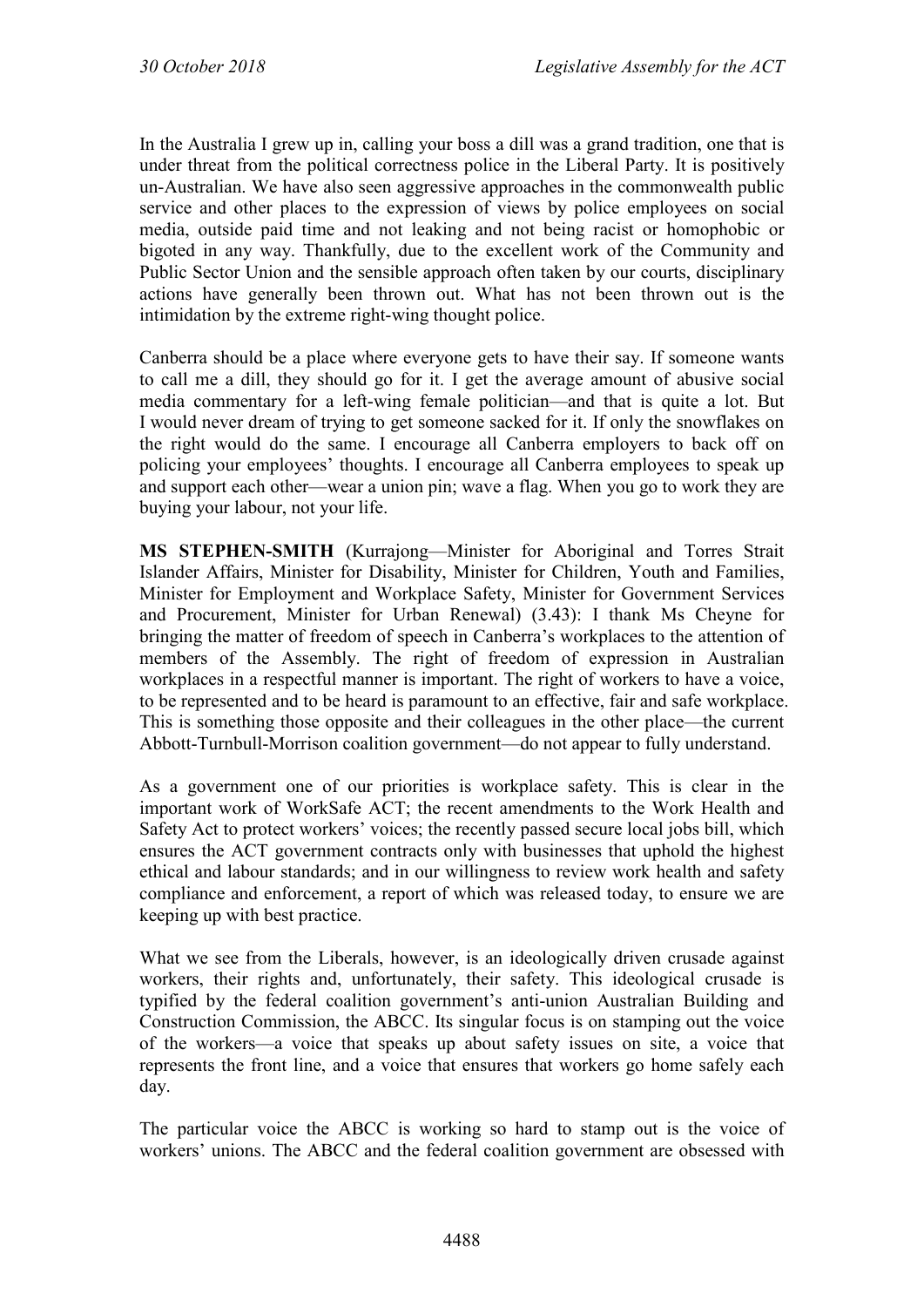In the Australia I grew up in, calling your boss a dill was a grand tradition, one that is under threat from the political correctness police in the Liberal Party. It is positively un-Australian. We have also seen aggressive approaches in the commonwealth public service and other places to the expression of views by police employees on social media, outside paid time and not leaking and not being racist or homophobic or bigoted in any way. Thankfully, due to the excellent work of the Community and Public Sector Union and the sensible approach often taken by our courts, disciplinary actions have generally been thrown out. What has not been thrown out is the intimidation by the extreme right-wing thought police.

Canberra should be a place where everyone gets to have their say. If someone wants to call me a dill, they should go for it. I get the average amount of abusive social media commentary for a left-wing female politician—and that is quite a lot. But I would never dream of trying to get someone sacked for it. If only the snowflakes on the right would do the same. I encourage all Canberra employers to back off on policing your employees' thoughts. I encourage all Canberra employees to speak up and support each other—wear a union pin; wave a flag. When you go to work they are buying your labour, not your life.

**MS STEPHEN-SMITH** (Kurrajong—Minister for Aboriginal and Torres Strait Islander Affairs, Minister for Disability, Minister for Children, Youth and Families, Minister for Employment and Workplace Safety, Minister for Government Services and Procurement, Minister for Urban Renewal) (3.43): I thank Ms Cheyne for bringing the matter of freedom of speech in Canberra's workplaces to the attention of members of the Assembly. The right of freedom of expression in Australian workplaces in a respectful manner is important. The right of workers to have a voice, to be represented and to be heard is paramount to an effective, fair and safe workplace. This is something those opposite and their colleagues in the other place—the current Abbott-Turnbull-Morrison coalition government—do not appear to fully understand.

As a government one of our priorities is workplace safety. This is clear in the important work of WorkSafe ACT; the recent amendments to the Work Health and Safety Act to protect workers' voices; the recently passed secure local jobs bill, which ensures the ACT government contracts only with businesses that uphold the highest ethical and labour standards; and in our willingness to review work health and safety compliance and enforcement, a report of which was released today, to ensure we are keeping up with best practice.

What we see from the Liberals, however, is an ideologically driven crusade against workers, their rights and, unfortunately, their safety. This ideological crusade is typified by the federal coalition government's anti-union Australian Building and Construction Commission, the ABCC. Its singular focus is on stamping out the voice of the workers—a voice that speaks up about safety issues on site, a voice that represents the front line, and a voice that ensures that workers go home safely each day.

The particular voice the ABCC is working so hard to stamp out is the voice of workers' unions. The ABCC and the federal coalition government are obsessed with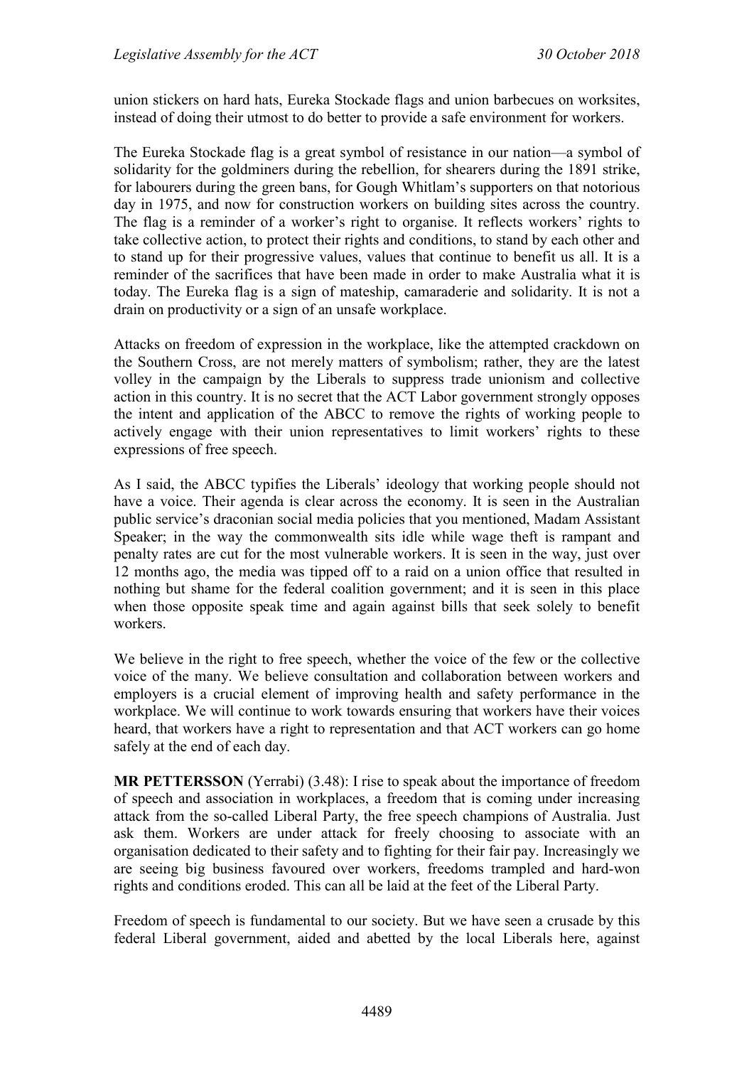union stickers on hard hats, Eureka Stockade flags and union barbecues on worksites, instead of doing their utmost to do better to provide a safe environment for workers.

The Eureka Stockade flag is a great symbol of resistance in our nation—a symbol of solidarity for the goldminers during the rebellion, for shearers during the 1891 strike, for labourers during the green bans, for Gough Whitlam's supporters on that notorious day in 1975, and now for construction workers on building sites across the country. The flag is a reminder of a worker's right to organise. It reflects workers' rights to take collective action, to protect their rights and conditions, to stand by each other and to stand up for their progressive values, values that continue to benefit us all. It is a reminder of the sacrifices that have been made in order to make Australia what it is today. The Eureka flag is a sign of mateship, camaraderie and solidarity. It is not a drain on productivity or a sign of an unsafe workplace.

Attacks on freedom of expression in the workplace, like the attempted crackdown on the Southern Cross, are not merely matters of symbolism; rather, they are the latest volley in the campaign by the Liberals to suppress trade unionism and collective action in this country. It is no secret that the ACT Labor government strongly opposes the intent and application of the ABCC to remove the rights of working people to actively engage with their union representatives to limit workers' rights to these expressions of free speech.

As I said, the ABCC typifies the Liberals' ideology that working people should not have a voice. Their agenda is clear across the economy. It is seen in the Australian public service's draconian social media policies that you mentioned, Madam Assistant Speaker; in the way the commonwealth sits idle while wage theft is rampant and penalty rates are cut for the most vulnerable workers. It is seen in the way, just over 12 months ago, the media was tipped off to a raid on a union office that resulted in nothing but shame for the federal coalition government; and it is seen in this place when those opposite speak time and again against bills that seek solely to benefit workers.

We believe in the right to free speech, whether the voice of the few or the collective voice of the many. We believe consultation and collaboration between workers and employers is a crucial element of improving health and safety performance in the workplace. We will continue to work towards ensuring that workers have their voices heard, that workers have a right to representation and that ACT workers can go home safely at the end of each day.

**MR PETTERSSON** (Yerrabi) (3.48): I rise to speak about the importance of freedom of speech and association in workplaces, a freedom that is coming under increasing attack from the so-called Liberal Party, the free speech champions of Australia. Just ask them. Workers are under attack for freely choosing to associate with an organisation dedicated to their safety and to fighting for their fair pay. Increasingly we are seeing big business favoured over workers, freedoms trampled and hard-won rights and conditions eroded. This can all be laid at the feet of the Liberal Party.

Freedom of speech is fundamental to our society. But we have seen a crusade by this federal Liberal government, aided and abetted by the local Liberals here, against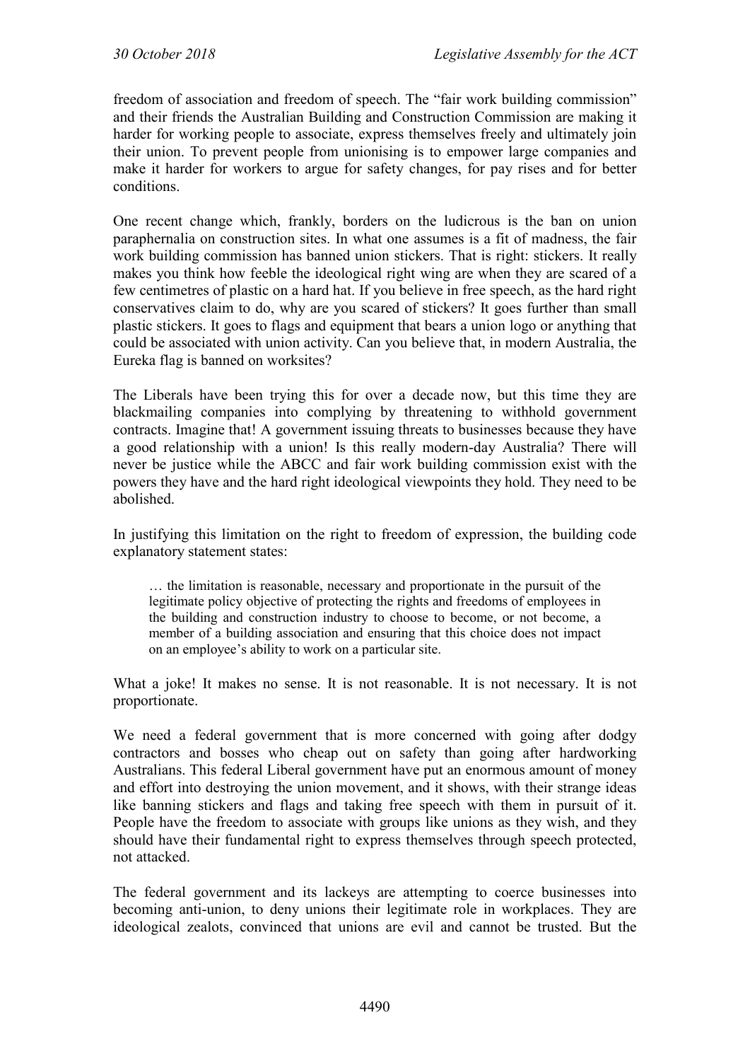freedom of association and freedom of speech. The "fair work building commission" and their friends the Australian Building and Construction Commission are making it harder for working people to associate, express themselves freely and ultimately join their union. To prevent people from unionising is to empower large companies and make it harder for workers to argue for safety changes, for pay rises and for better conditions.

One recent change which, frankly, borders on the ludicrous is the ban on union paraphernalia on construction sites. In what one assumes is a fit of madness, the fair work building commission has banned union stickers. That is right: stickers. It really makes you think how feeble the ideological right wing are when they are scared of a few centimetres of plastic on a hard hat. If you believe in free speech, as the hard right conservatives claim to do, why are you scared of stickers? It goes further than small plastic stickers. It goes to flags and equipment that bears a union logo or anything that could be associated with union activity. Can you believe that, in modern Australia, the Eureka flag is banned on worksites?

The Liberals have been trying this for over a decade now, but this time they are blackmailing companies into complying by threatening to withhold government contracts. Imagine that! A government issuing threats to businesses because they have a good relationship with a union! Is this really modern-day Australia? There will never be justice while the ABCC and fair work building commission exist with the powers they have and the hard right ideological viewpoints they hold. They need to be abolished.

In justifying this limitation on the right to freedom of expression, the building code explanatory statement states:

> … the limitation is reasonable, necessary and proportionate in the pursuit of the legitimate policy objective of protecting the rights and freedoms of employees in the building and construction industry to choose to become, or not become, a member of a building association and ensuring that this choice does not impact on an employee's ability to work on a particular site.

What a joke! It makes no sense. It is not reasonable. It is not necessary. It is not proportionate.

We need a federal government that is more concerned with going after dodgy contractors and bosses who cheap out on safety than going after hardworking Australians. This federal Liberal government have put an enormous amount of money and effort into destroying the union movement, and it shows, with their strange ideas like banning stickers and flags and taking free speech with them in pursuit of it. People have the freedom to associate with groups like unions as they wish, and they should have their fundamental right to express themselves through speech protected, not attacked.

The federal government and its lackeys are attempting to coerce businesses into becoming anti-union, to deny unions their legitimate role in workplaces. They are ideological zealots, convinced that unions are evil and cannot be trusted. But the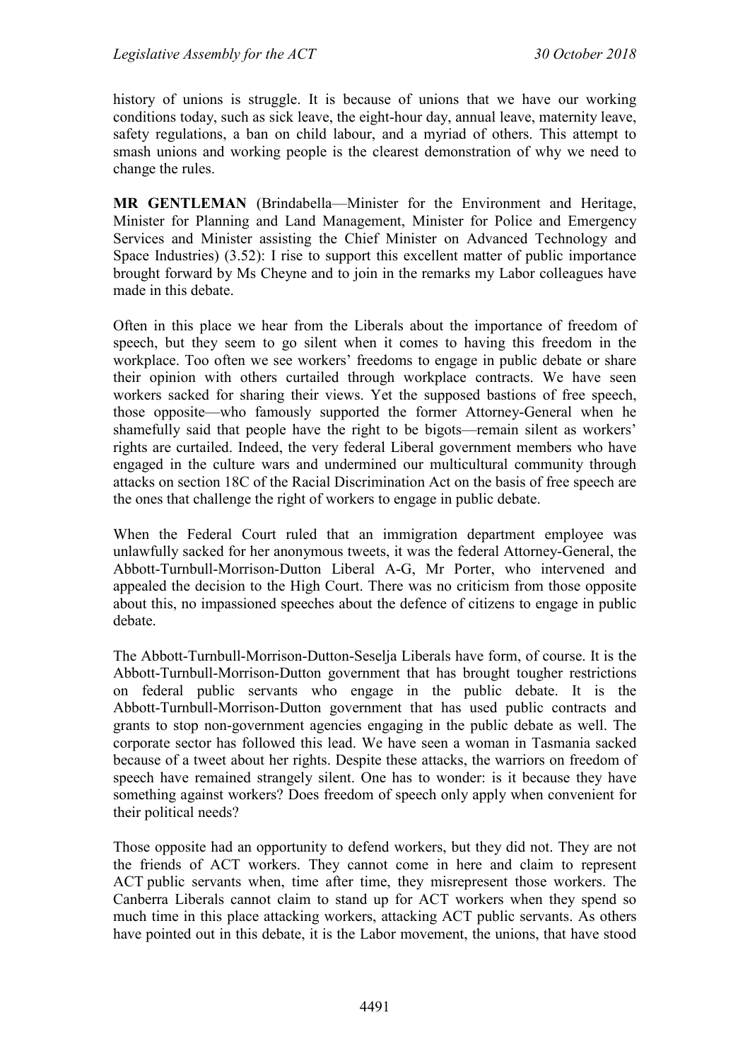history of unions is struggle. It is because of unions that we have our working conditions today, such as sick leave, the eight-hour day, annual leave, maternity leave, safety regulations, a ban on child labour, and a myriad of others. This attempt to smash unions and working people is the clearest demonstration of why we need to change the rules.

**MR GENTLEMAN** (Brindabella—Minister for the Environment and Heritage, Minister for Planning and Land Management, Minister for Police and Emergency Services and Minister assisting the Chief Minister on Advanced Technology and Space Industries) (3.52): I rise to support this excellent matter of public importance brought forward by Ms Cheyne and to join in the remarks my Labor colleagues have made in this debate.

Often in this place we hear from the Liberals about the importance of freedom of speech, but they seem to go silent when it comes to having this freedom in the workplace. Too often we see workers' freedoms to engage in public debate or share their opinion with others curtailed through workplace contracts. We have seen workers sacked for sharing their views. Yet the supposed bastions of free speech, those opposite—who famously supported the former Attorney-General when he shamefully said that people have the right to be bigots—remain silent as workers' rights are curtailed. Indeed, the very federal Liberal government members who have engaged in the culture wars and undermined our multicultural community through attacks on section 18C of the Racial Discrimination Act on the basis of free speech are the ones that challenge the right of workers to engage in public debate.

When the Federal Court ruled that an immigration department employee was unlawfully sacked for her anonymous tweets, it was the federal Attorney-General, the Abbott-Turnbull-Morrison-Dutton Liberal A-G, Mr Porter, who intervened and appealed the decision to the High Court. There was no criticism from those opposite about this, no impassioned speeches about the defence of citizens to engage in public debate.

The Abbott-Turnbull-Morrison-Dutton-Seselja Liberals have form, of course. It is the Abbott-Turnbull-Morrison-Dutton government that has brought tougher restrictions on federal public servants who engage in the public debate. It is the Abbott-Turnbull-Morrison-Dutton government that has used public contracts and grants to stop non-government agencies engaging in the public debate as well. The corporate sector has followed this lead. We have seen a woman in Tasmania sacked because of a tweet about her rights. Despite these attacks, the warriors on freedom of speech have remained strangely silent. One has to wonder: is it because they have something against workers? Does freedom of speech only apply when convenient for their political needs?

Those opposite had an opportunity to defend workers, but they did not. They are not the friends of ACT workers. They cannot come in here and claim to represent ACT public servants when, time after time, they misrepresent those workers. The Canberra Liberals cannot claim to stand up for ACT workers when they spend so much time in this place attacking workers, attacking ACT public servants. As others have pointed out in this debate, it is the Labor movement, the unions, that have stood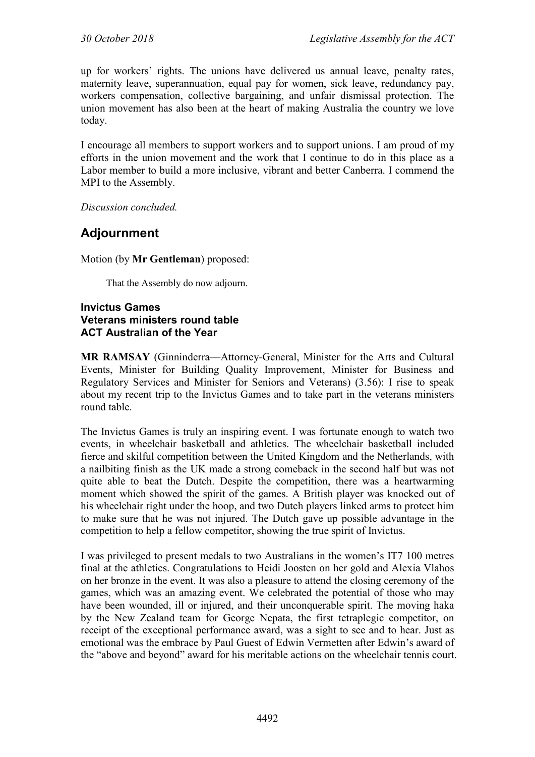up for workers' rights. The unions have delivered us annual leave, penalty rates, maternity leave, superannuation, equal pay for women, sick leave, redundancy pay, workers compensation, collective bargaining, and unfair dismissal protection. The union movement has also been at the heart of making Australia the country we love today.

I encourage all members to support workers and to support unions. I am proud of my efforts in the union movement and the work that I continue to do in this place as a Labor member to build a more inclusive, vibrant and better Canberra. I commend the MPI to the Assembly.

*Discussion concluded.*

## Adjournment

Motion (by **Mr Gentleman**) proposed:

> That the Assembly do now adjourn.

### Invictus Games
### Veterans ministers round table
### ACT Australian of the Year

**MR RAMSAY** (Ginninderra—Attorney-General, Minister for the Arts and Cultural Events, Minister for Building Quality Improvement, Minister for Business and Regulatory Services and Minister for Seniors and Veterans) (3.56): I rise to speak about my recent trip to the Invictus Games and to take part in the veterans ministers round table.

The Invictus Games is truly an inspiring event. I was fortunate enough to watch two events, in wheelchair basketball and athletics. The wheelchair basketball included fierce and skilful competition between the United Kingdom and the Netherlands, with a nailbiting finish as the UK made a strong comeback in the second half but was not quite able to beat the Dutch. Despite the competition, there was a heartwarming moment which showed the spirit of the games. A British player was knocked out of his wheelchair right under the hoop, and two Dutch players linked arms to protect him to make sure that he was not injured. The Dutch gave up possible advantage in the competition to help a fellow competitor, showing the true spirit of Invictus.

I was privileged to present medals to two Australians in the women's IT7 100 metres final at the athletics. Congratulations to Heidi Joosten on her gold and Alexia Vlahos on her bronze in the event. It was also a pleasure to attend the closing ceremony of the games, which was an amazing event. We celebrated the potential of those who may have been wounded, ill or injured, and their unconquerable spirit. The moving haka by the New Zealand team for George Nepata, the first tetraplegic competitor, on receipt of the exceptional performance award, was a sight to see and to hear. Just as emotional was the embrace by Paul Guest of Edwin Vermetten after Edwin's award of the "above and beyond" award for his meritable actions on the wheelchair tennis court.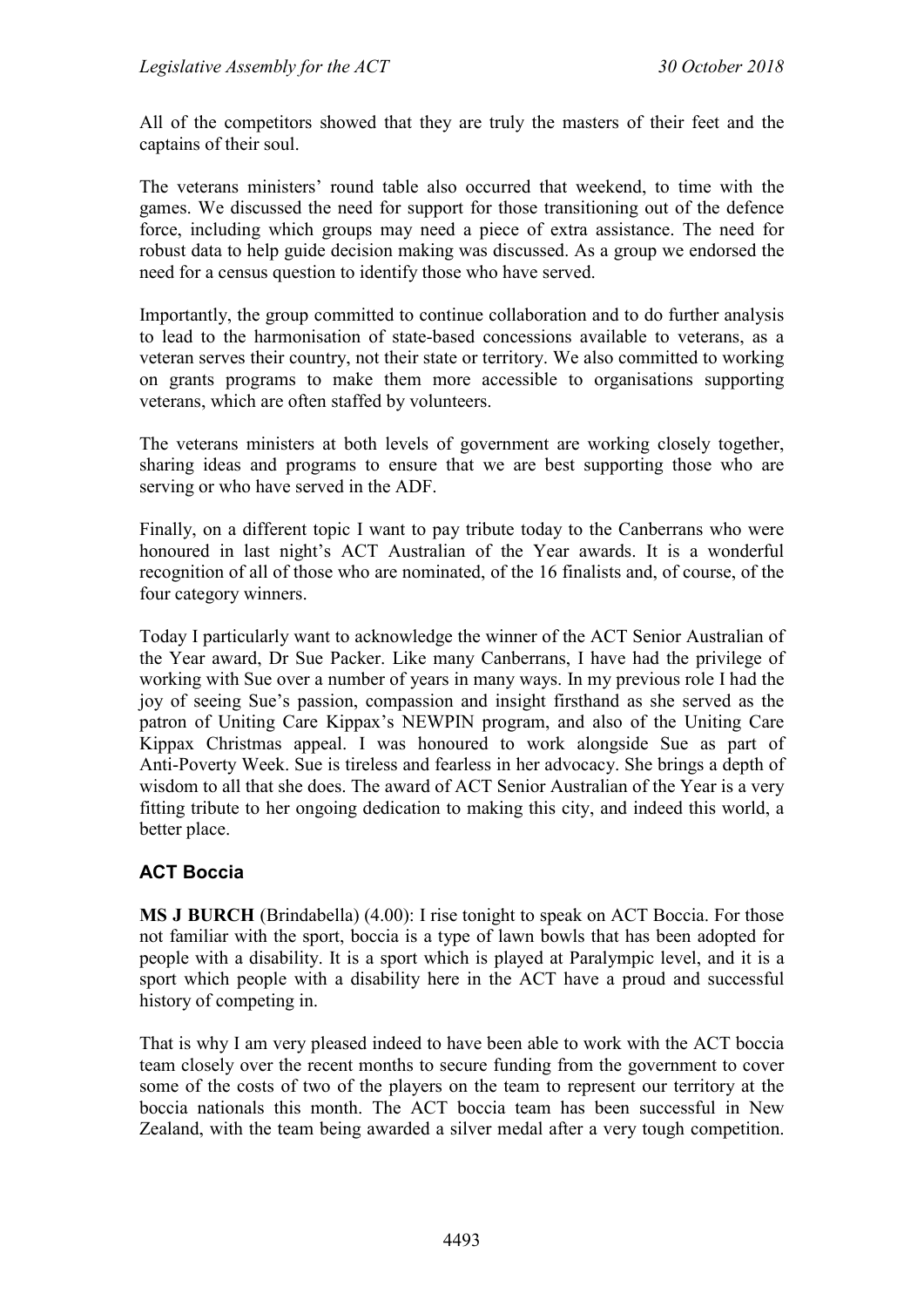All of the competitors showed that they are truly the masters of their feet and the captains of their soul.

The veterans ministers' round table also occurred that weekend, to time with the games. We discussed the need for support for those transitioning out of the defence force, including which groups may need a piece of extra assistance. The need for robust data to help guide decision making was discussed. As a group we endorsed the need for a census question to identify those who have served.

Importantly, the group committed to continue collaboration and to do further analysis to lead to the harmonisation of state-based concessions available to veterans, as a veteran serves their country, not their state or territory. We also committed to working on grants programs to make them more accessible to organisations supporting veterans, which are often staffed by volunteers.

The veterans ministers at both levels of government are working closely together, sharing ideas and programs to ensure that we are best supporting those who are serving or who have served in the ADF.

Finally, on a different topic I want to pay tribute today to the Canberrans who were honoured in last night's ACT Australian of the Year awards. It is a wonderful recognition of all of those who are nominated, of the 16 finalists and, of course, of the four category winners.

Today I particularly want to acknowledge the winner of the ACT Senior Australian of the Year award, Dr Sue Packer. Like many Canberrans, I have had the privilege of working with Sue over a number of years in many ways. In my previous role I had the joy of seeing Sue's passion, compassion and insight firsthand as she served as the patron of Uniting Care Kippax's NEWPIN program, and also of the Uniting Care Kippax Christmas appeal. I was honoured to work alongside Sue as part of Anti-Poverty Week. Sue is tireless and fearless in her advocacy. She brings a depth of wisdom to all that she does. The award of ACT Senior Australian of the Year is a very fitting tribute to her ongoing dedication to making this city, and indeed this world, a better place.

## ACT Boccia

**MS J BURCH** (Brindabella) (4.00): I rise tonight to speak on ACT Boccia. For those not familiar with the sport, boccia is a type of lawn bowls that has been adopted for people with a disability. It is a sport which is played at Paralympic level, and it is a sport which people with a disability here in the ACT have a proud and successful history of competing in.

That is why I am very pleased indeed to have been able to work with the ACT boccia team closely over the recent months to secure funding from the government to cover some of the costs of two of the players on the team to represent our territory at the boccia nationals this month. The ACT boccia team has been successful in New Zealand, with the team being awarded a silver medal after a very tough competition.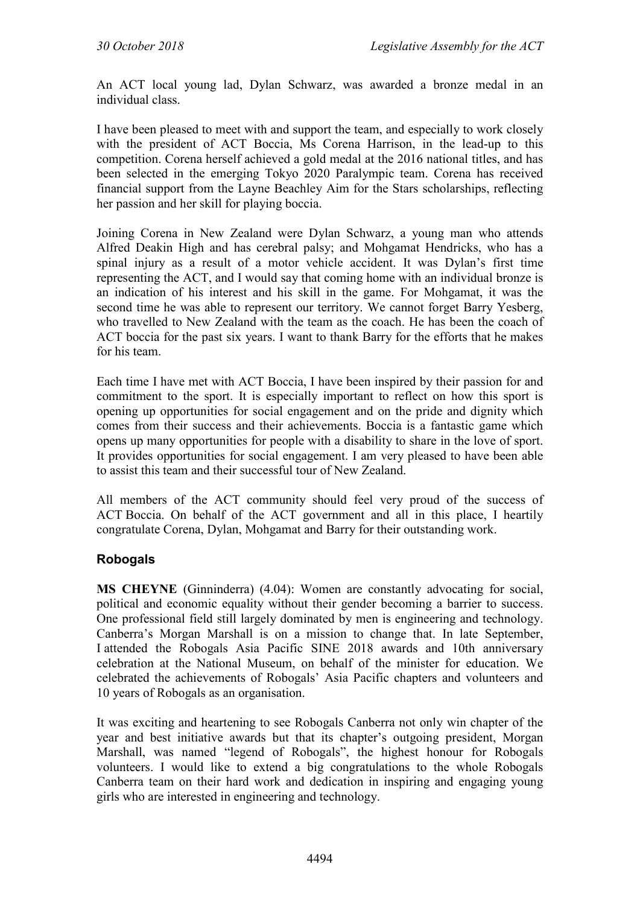An ACT local young lad, Dylan Schwarz, was awarded a bronze medal in an individual class.

I have been pleased to meet with and support the team, and especially to work closely with the president of ACT Boccia, Ms Corena Harrison, in the lead-up to this competition. Corena herself achieved a gold medal at the 2016 national titles, and has been selected in the emerging Tokyo 2020 Paralympic team. Corena has received financial support from the Layne Beachley Aim for the Stars scholarships, reflecting her passion and her skill for playing boccia.

Joining Corena in New Zealand were Dylan Schwarz, a young man who attends Alfred Deakin High and has cerebral palsy; and Mohgamat Hendricks, who has a spinal injury as a result of a motor vehicle accident. It was Dylan's first time representing the ACT, and I would say that coming home with an individual bronze is an indication of his interest and his skill in the game. For Mohgamat, it was the second time he was able to represent our territory. We cannot forget Barry Yesberg, who travelled to New Zealand with the team as the coach. He has been the coach of ACT boccia for the past six years. I want to thank Barry for the efforts that he makes for his team.

Each time I have met with ACT Boccia, I have been inspired by their passion for and commitment to the sport. It is especially important to reflect on how this sport is opening up opportunities for social engagement and on the pride and dignity which comes from their success and their achievements. Boccia is a fantastic game which opens up many opportunities for people with a disability to share in the love of sport. It provides opportunities for social engagement. I am very pleased to have been able to assist this team and their successful tour of New Zealand.

All members of the ACT community should feel very proud of the success of ACT Boccia. On behalf of the ACT government and all in this place, I heartily congratulate Corena, Dylan, Mohgamat and Barry for their outstanding work.

## Robogals

**MS CHEYNE** (Ginninderra) (4.04): Women are constantly advocating for social, political and economic equality without their gender becoming a barrier to success. One professional field still largely dominated by men is engineering and technology. Canberra's Morgan Marshall is on a mission to change that. In late September, I attended the Robogals Asia Pacific SINE 2018 awards and 10th anniversary celebration at the National Museum, on behalf of the minister for education. We celebrated the achievements of Robogals' Asia Pacific chapters and volunteers and 10 years of Robogals as an organisation.

It was exciting and heartening to see Robogals Canberra not only win chapter of the year and best initiative awards but that its chapter's outgoing president, Morgan Marshall, was named "legend of Robogals", the highest honour for Robogals volunteers. I would like to extend a big congratulations to the whole Robogals Canberra team on their hard work and dedication in inspiring and engaging young girls who are interested in engineering and technology.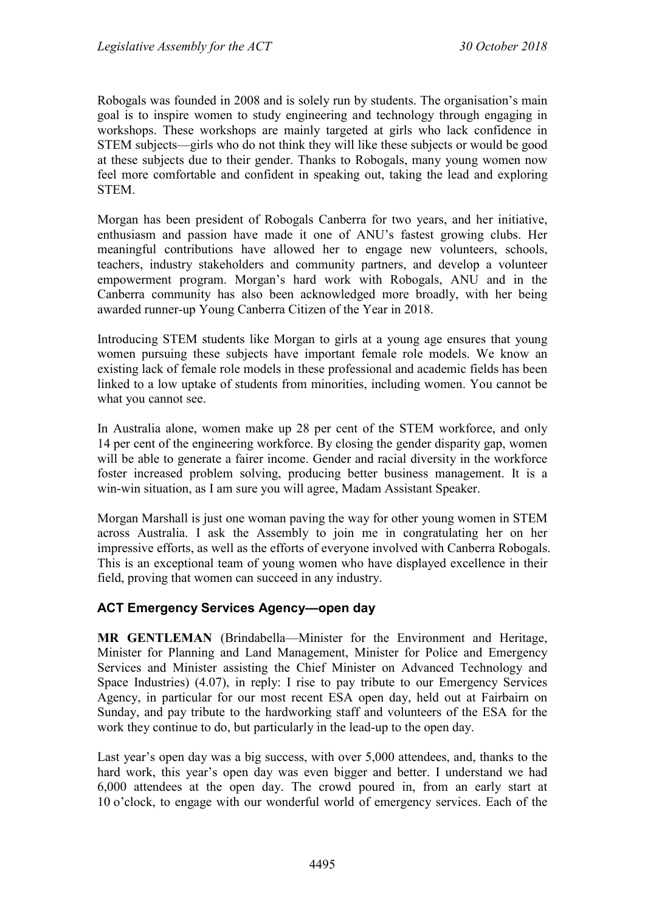Robogals was founded in 2008 and is solely run by students. The organisation's main goal is to inspire women to study engineering and technology through engaging in workshops. These workshops are mainly targeted at girls who lack confidence in STEM subjects—girls who do not think they will like these subjects or would be good at these subjects due to their gender. Thanks to Robogals, many young women now feel more comfortable and confident in speaking out, taking the lead and exploring STEM.

Morgan has been president of Robogals Canberra for two years, and her initiative, enthusiasm and passion have made it one of ANU's fastest growing clubs. Her meaningful contributions have allowed her to engage new volunteers, schools, teachers, industry stakeholders and community partners, and develop a volunteer empowerment program. Morgan's hard work with Robogals, ANU and in the Canberra community has also been acknowledged more broadly, with her being awarded runner-up Young Canberra Citizen of the Year in 2018.

Introducing STEM students like Morgan to girls at a young age ensures that young women pursuing these subjects have important female role models. We know an existing lack of female role models in these professional and academic fields has been linked to a low uptake of students from minorities, including women. You cannot be what you cannot see.

In Australia alone, women make up 28 per cent of the STEM workforce, and only 14 per cent of the engineering workforce. By closing the gender disparity gap, women will be able to generate a fairer income. Gender and racial diversity in the workforce foster increased problem solving, producing better business management. It is a win-win situation, as I am sure you will agree, Madam Assistant Speaker.

Morgan Marshall is just one woman paving the way for other young women in STEM across Australia. I ask the Assembly to join me in congratulating her on her impressive efforts, as well as the efforts of everyone involved with Canberra Robogals. This is an exceptional team of young women who have displayed excellence in their field, proving that women can succeed in any industry.

### ACT Emergency Services Agency—open day

**MR GENTLEMAN** (Brindabella—Minister for the Environment and Heritage, Minister for Planning and Land Management, Minister for Police and Emergency Services and Minister assisting the Chief Minister on Advanced Technology and Space Industries) (4.07), in reply: I rise to pay tribute to our Emergency Services Agency, in particular for our most recent ESA open day, held out at Fairbairn on Sunday, and pay tribute to the hardworking staff and volunteers of the ESA for the work they continue to do, but particularly in the lead-up to the open day.

Last year's open day was a big success, with over 5,000 attendees, and, thanks to the hard work, this year's open day was even bigger and better. I understand we had 6,000 attendees at the open day. The crowd poured in, from an early start at 10 o'clock, to engage with our wonderful world of emergency services. Each of the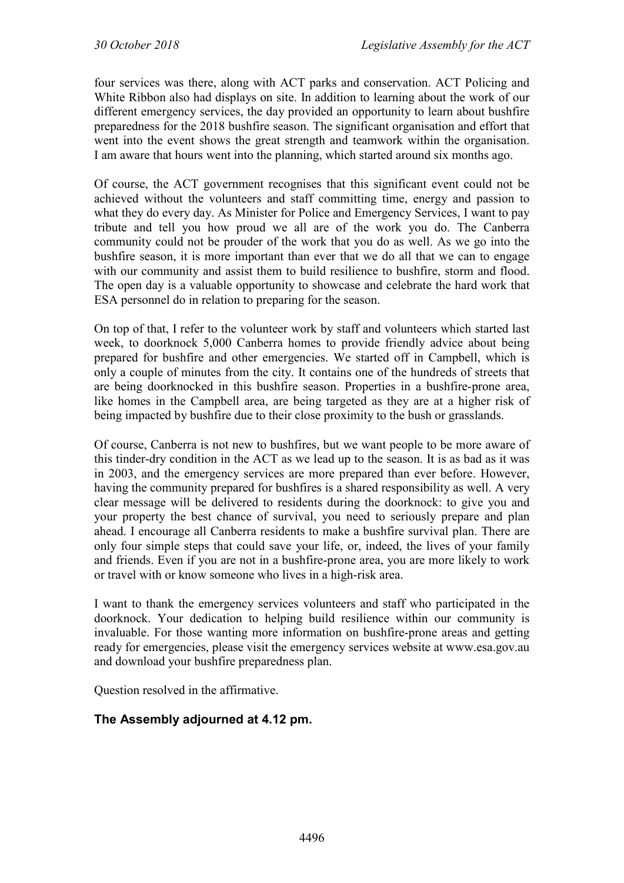four services was there, along with ACT parks and conservation. ACT Policing and White Ribbon also had displays on site. In addition to learning about the work of our different emergency services, the day provided an opportunity to learn about bushfire preparedness for the 2018 bushfire season. The significant organisation and effort that went into the event shows the great strength and teamwork within the organisation. I am aware that hours went into the planning, which started around six months ago.

Of course, the ACT government recognises that this significant event could not be achieved without the volunteers and staff committing time, energy and passion to what they do every day. As Minister for Police and Emergency Services, I want to pay tribute and tell you how proud we all are of the work you do. The Canberra community could not be prouder of the work that you do as well. As we go into the bushfire season, it is more important than ever that we do all that we can to engage with our community and assist them to build resilience to bushfire, storm and flood. The open day is a valuable opportunity to showcase and celebrate the hard work that ESA personnel do in relation to preparing for the season.

On top of that, I refer to the volunteer work by staff and volunteers which started last week, to doorknock 5,000 Canberra homes to provide friendly advice about being prepared for bushfire and other emergencies. We started off in Campbell, which is only a couple of minutes from the city. It contains one of the hundreds of streets that are being doorknocked in this bushfire season. Properties in a bushfire-prone area, like homes in the Campbell area, are being targeted as they are at a higher risk of being impacted by bushfire due to their close proximity to the bush or grasslands.

Of course, Canberra is not new to bushfires, but we want people to be more aware of this tinder-dry condition in the ACT as we lead up to the season. It is as bad as it was in 2003, and the emergency services are more prepared than ever before. However, having the community prepared for bushfires is a shared responsibility as well. A very clear message will be delivered to residents during the doorknock: to give you and your property the best chance of survival, you need to seriously prepare and plan ahead. I encourage all Canberra residents to make a bushfire survival plan. There are only four simple steps that could save your life, or, indeed, the lives of your family and friends. Even if you are not in a bushfire-prone area, you are more likely to work or travel with or know someone who lives in a high-risk area.

I want to thank the emergency services volunteers and staff who participated in the doorknock. Your dedication to helping build resilience within our community is invaluable. For those wanting more information on bushfire-prone areas and getting ready for emergencies, please visit the emergency services website at www.esa.gov.au and download your bushfire preparedness plan.

Question resolved in the affirmative.

**The Assembly adjourned at 4.12 pm.**